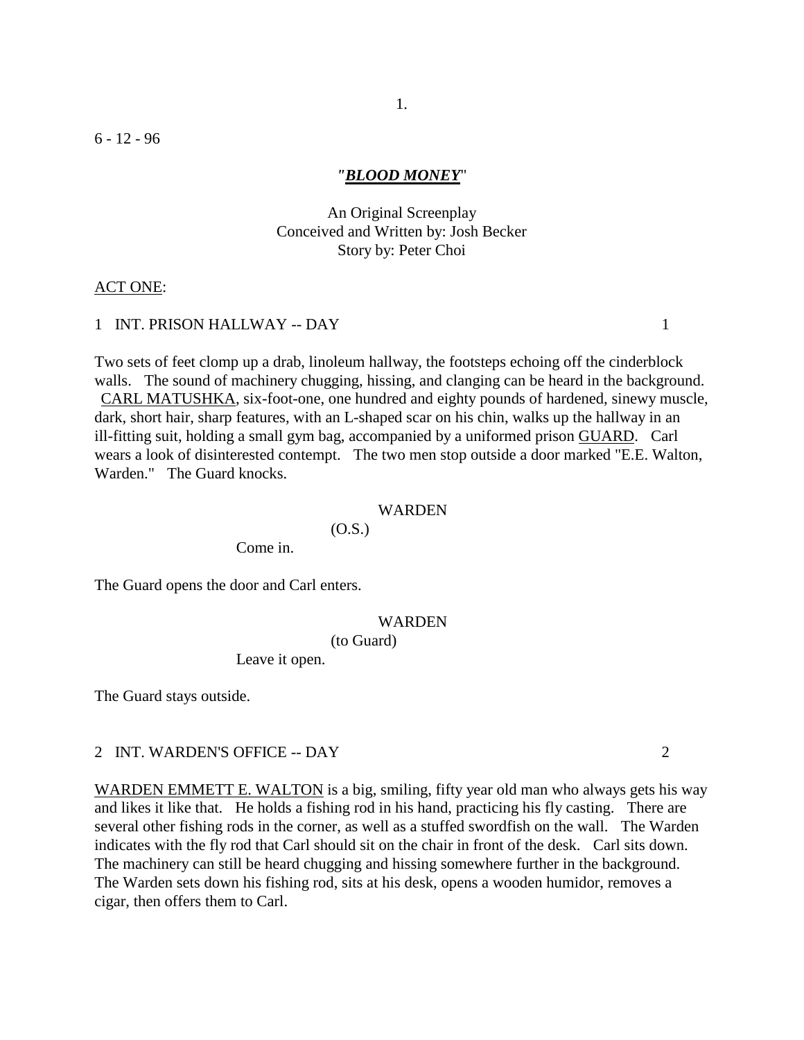6 - 12 - 96

***"BLOOD MONEY"***

An Original Screenplay
Conceived and Written by: Josh Becker
Story by: Peter Choi

ACT ONE:

1 INT. PRISON HALLWAY -- DAY 1

Two sets of feet clomp up a drab, linoleum hallway, the footsteps echoing off the cinderblock walls. The sound of machinery chugging, hissing, and clanging can be heard in the background. CARL MATUSHKA, six-foot-one, one hundred and eighty pounds of hardened, sinewy muscle, dark, short hair, sharp features, with an L-shaped scar on his chin, walks up the hallway in an ill-fitting suit, holding a small gym bag, accompanied by a uniformed prison GUARD. Carl wears a look of disinterested contempt. The two men stop outside a door marked "E.E. Walton, Warden." The Guard knocks.

WARDEN
(O.S.)
Come in.

The Guard opens the door and Carl enters.

WARDEN
(to Guard)
Leave it open.

The Guard stays outside.

2 INT. WARDEN'S OFFICE -- DAY 2

WARDEN EMMETT E. WALTON is a big, smiling, fifty year old man who always gets his way and likes it like that. He holds a fishing rod in his hand, practicing his fly casting. There are several other fishing rods in the corner, as well as a stuffed swordfish on the wall. The Warden indicates with the fly rod that Carl should sit on the chair in front of the desk. Carl sits down. The machinery can still be heard chugging and hissing somewhere further in the background. The Warden sets down his fishing rod, sits at his desk, opens a wooden humidor, removes a cigar, then offers them to Carl.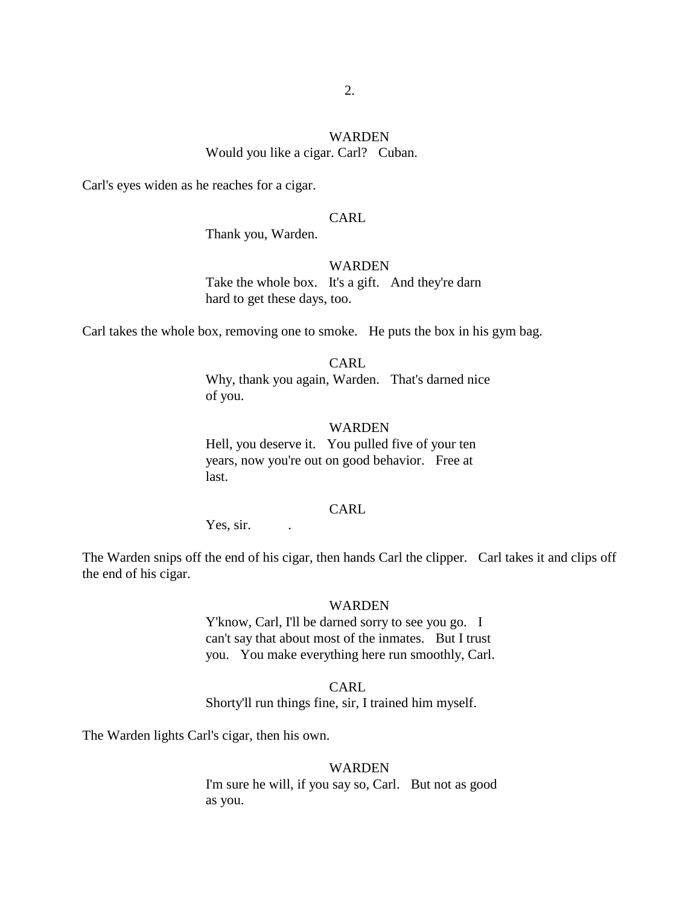WARDEN
Would you like a cigar. Carl? Cuban.

Carl's eyes widen as he reaches for a cigar.

CARL
Thank you, Warden.

WARDEN
Take the whole box. It's a gift. And they're darn hard to get these days, too.

Carl takes the whole box, removing one to smoke. He puts the box in his gym bag.

CARL
Why, thank you again, Warden. That's darned nice of you.

WARDEN
Hell, you deserve it. You pulled five of your ten years, now you're out on good behavior. Free at last.

CARL
Yes, sir. .

The Warden snips off the end of his cigar, then hands Carl the clipper. Carl takes it and clips off the end of his cigar.

WARDEN
Y'know, Carl, I'll be darned sorry to see you go. I can't say that about most of the inmates. But I trust you. You make everything here run smoothly, Carl.

CARL
Shorty'll run things fine, sir, I trained him myself.

The Warden lights Carl's cigar, then his own.

WARDEN
I'm sure he will, if you say so, Carl. But not as good as you.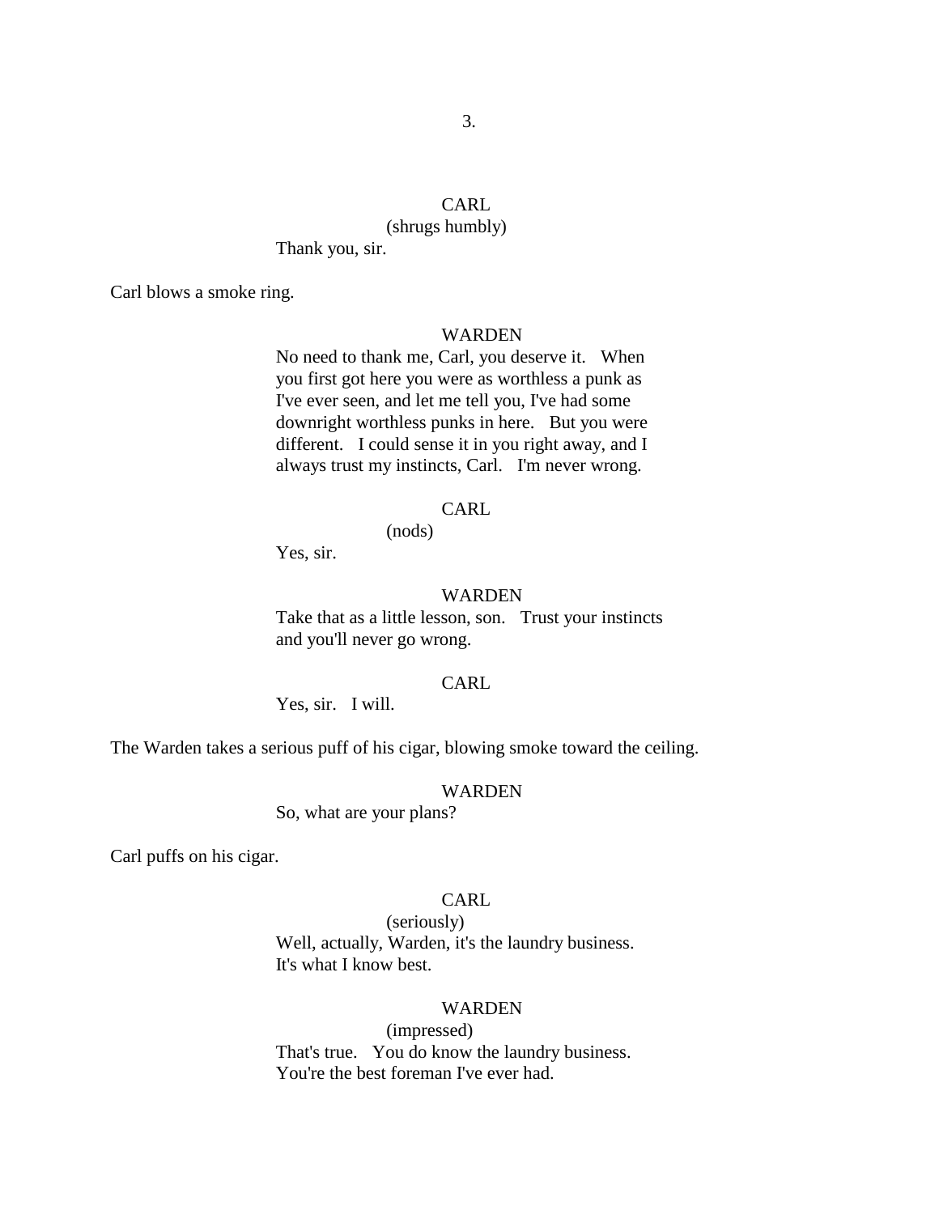CARL
(shrugs humbly)
Thank you, sir.

Carl blows a smoke ring.

WARDEN
No need to thank me, Carl, you deserve it. When you first got here you were as worthless a punk as I've ever seen, and let me tell you, I've had some downright worthless punks in here. But you were different. I could sense it in you right away, and I always trust my instincts, Carl. I'm never wrong.

CARL
(nods)
Yes, sir.

WARDEN
Take that as a little lesson, son. Trust your instincts and you'll never go wrong.

CARL
Yes, sir. I will.

The Warden takes a serious puff of his cigar, blowing smoke toward the ceiling.

WARDEN
So, what are your plans?

Carl puffs on his cigar.

CARL
(seriously)
Well, actually, Warden, it's the laundry business. It's what I know best.

WARDEN
(impressed)
That's true. You do know the laundry business. You're the best foreman I've ever had.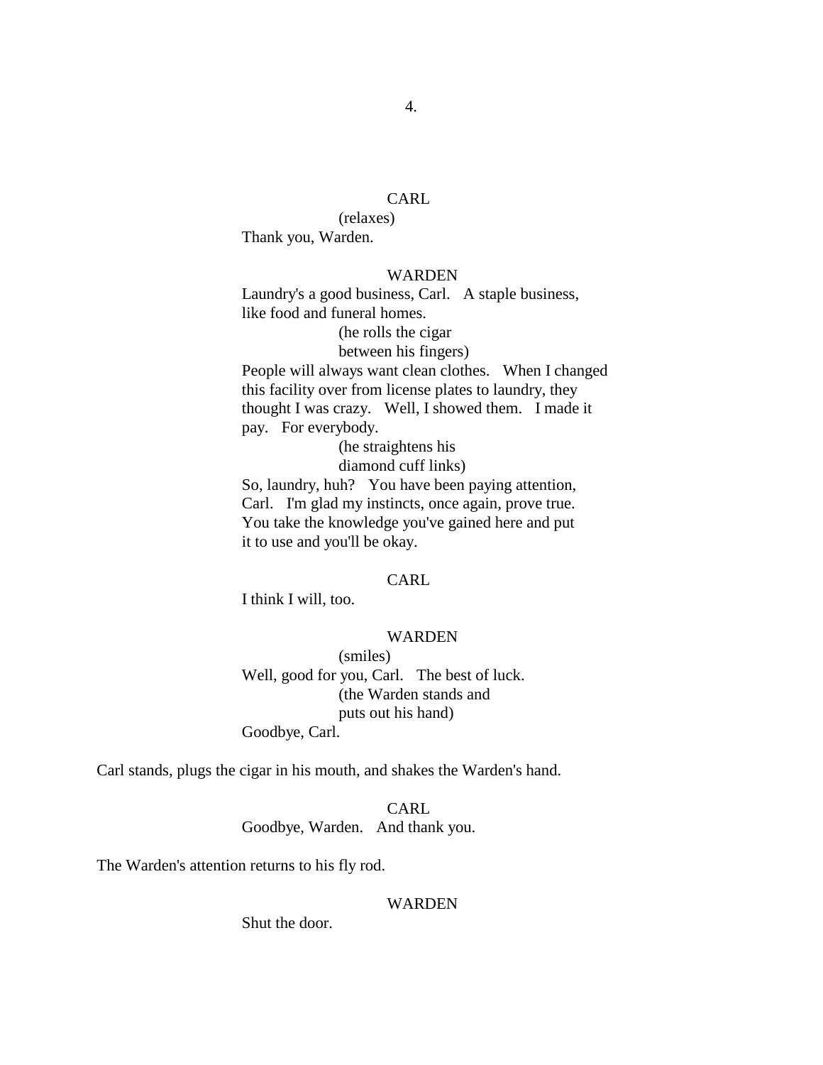CARL

(relaxes)

Thank you, Warden.

WARDEN

Laundry's a good business, Carl. A staple business, like food and funeral homes.

(he rolls the cigar between his fingers)

People will always want clean clothes. When I changed this facility over from license plates to laundry, they thought I was crazy. Well, I showed them. I made it pay. For everybody.

(he straightens his diamond cuff links)

So, laundry, huh? You have been paying attention, Carl. I'm glad my instincts, once again, prove true. You take the knowledge you've gained here and put it to use and you'll be okay.

CARL

I think I will, too.

WARDEN

(smiles)

Well, good for you, Carl. The best of luck.

(the Warden stands and puts out his hand)

Goodbye, Carl.

Carl stands, plugs the cigar in his mouth, and shakes the Warden's hand.

CARL

Goodbye, Warden. And thank you.

The Warden's attention returns to his fly rod.

WARDEN

Shut the door.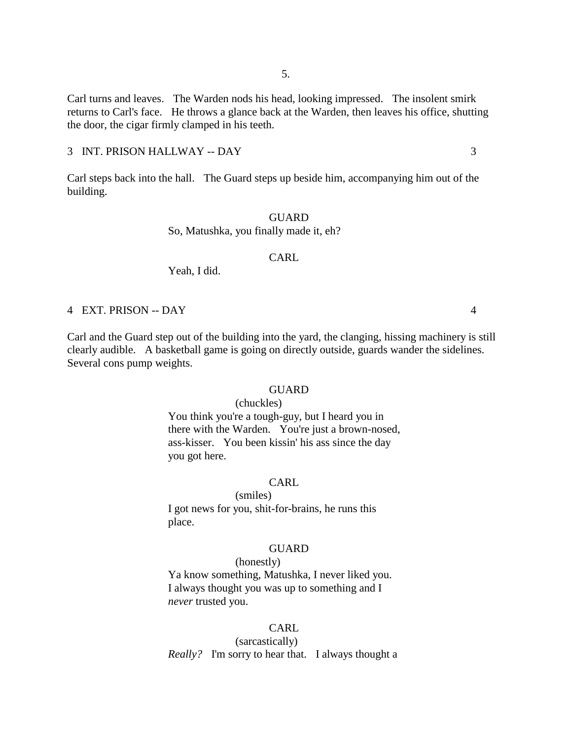Carl turns and leaves. The Warden nods his head, looking impressed. The insolent smirk returns to Carl's face. He throws a glance back at the Warden, then leaves his office, shutting the door, the cigar firmly clamped in his teeth.

3 INT. PRISON HALLWAY -- DAY 3

Carl steps back into the hall. The Guard steps up beside him, accompanying him out of the building.

GUARD
So, Matushka, you finally made it, eh?

CARL
Yeah, I did.

4 EXT. PRISON -- DAY 4

Carl and the Guard step out of the building into the yard, the clanging, hissing machinery is still clearly audible. A basketball game is going on directly outside, guards wander the sidelines. Several cons pump weights.

GUARD
(chuckles)
You think you're a tough-guy, but I heard you in there with the Warden. You're just a brown-nosed, ass-kisser. You been kissin' his ass since the day you got here.

CARL
(smiles)
I got news for you, shit-for-brains, he runs this place.

GUARD
(honestly)
Ya know something, Matushka, I never liked you. I always thought you was up to something and I *never* trusted you.

CARL
(sarcastically)
*Really?* I'm sorry to hear that. I always thought a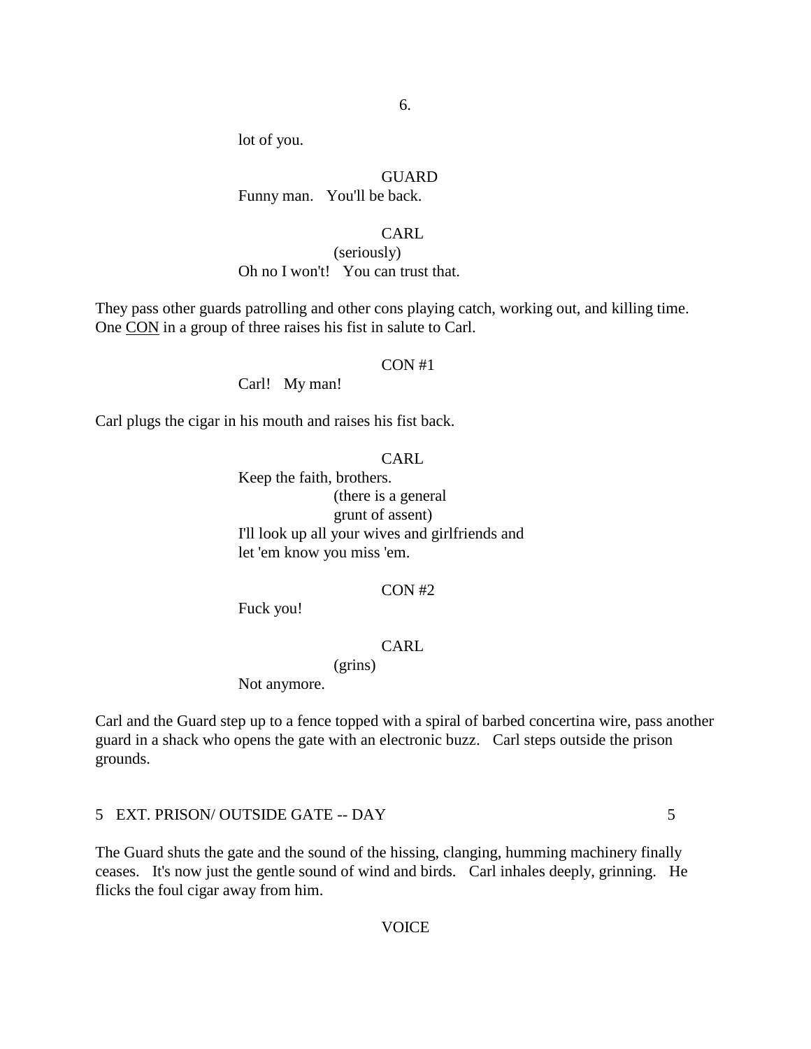lot of you.

GUARD

Funny man. You'll be back.

CARL

(seriously)

Oh no I won't! You can trust that.

They pass other guards patrolling and other cons playing catch, working out, and killing time. One <u>CON</u> in a group of three raises his fist in salute to Carl.

CON #1

Carl! My man!

Carl plugs the cigar in his mouth and raises his fist back.

CARL

Keep the faith, brothers.

(there is a general grunt of assent)

I'll look up all your wives and girlfriends and let 'em know you miss 'em.

CON #2

Fuck you!

CARL

(grins)

Not anymore.

Carl and the Guard step up to a fence topped with a spiral of barbed concertina wire, pass another guard in a shack who opens the gate with an electronic buzz. Carl steps outside the prison grounds.

5 EXT. PRISON/ OUTSIDE GATE -- DAY 5

The Guard shuts the gate and the sound of the hissing, clanging, humming machinery finally ceases. It's now just the gentle sound of wind and birds. Carl inhales deeply, grinning. He flicks the foul cigar away from him.

VOICE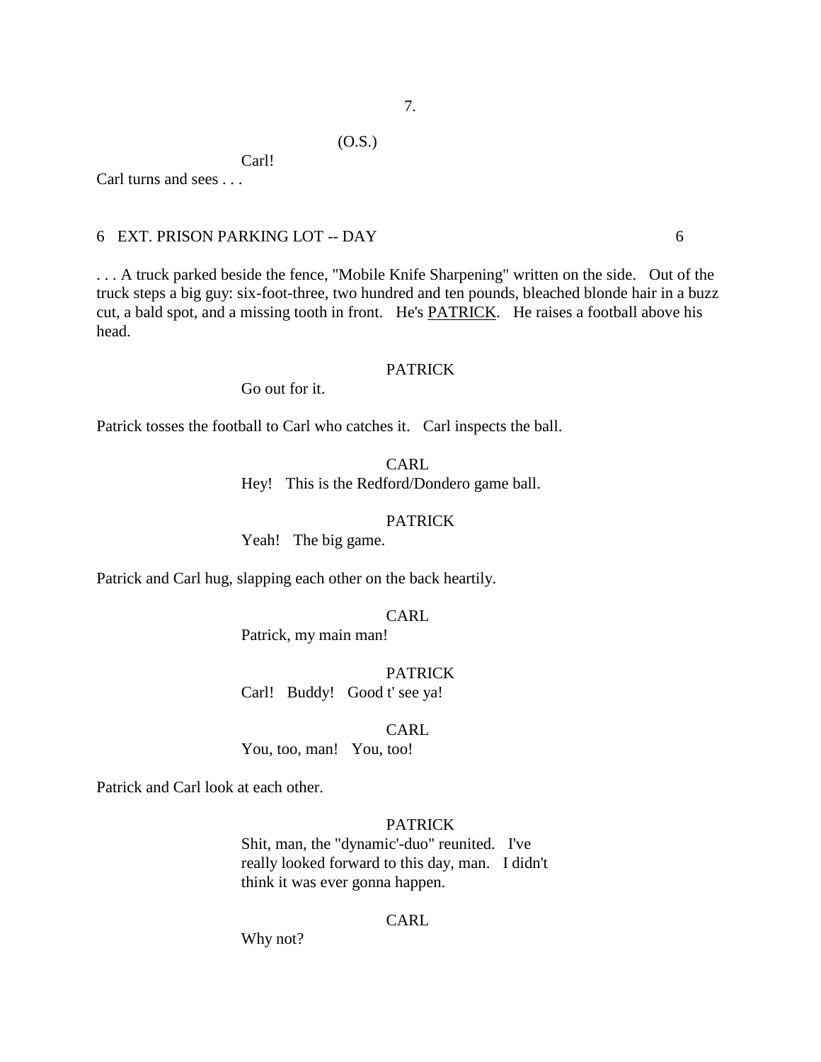(O.S.)

Carl!

Carl turns and sees . . .

6 EXT. PRISON PARKING LOT -- DAY 6

. . . A truck parked beside the fence, "Mobile Knife Sharpening" written on the side. Out of the truck steps a big guy: six-foot-three, two hundred and ten pounds, bleached blonde hair in a buzz cut, a bald spot, and a missing tooth in front. He's PATRICK. He raises a football above his head.

PATRICK

Go out for it.

Patrick tosses the football to Carl who catches it. Carl inspects the ball.

CARL

Hey! This is the Redford/Dondero game ball.

PATRICK

Yeah! The big game.

Patrick and Carl hug, slapping each other on the back heartily.

CARL

Patrick, my main man!

PATRICK

Carl! Buddy! Good t' see ya!

CARL

You, too, man! You, too!

Patrick and Carl look at each other.

PATRICK

Shit, man, the "dynamic'-duo" reunited. I've really looked forward to this day, man. I didn't think it was ever gonna happen.

CARL

Why not?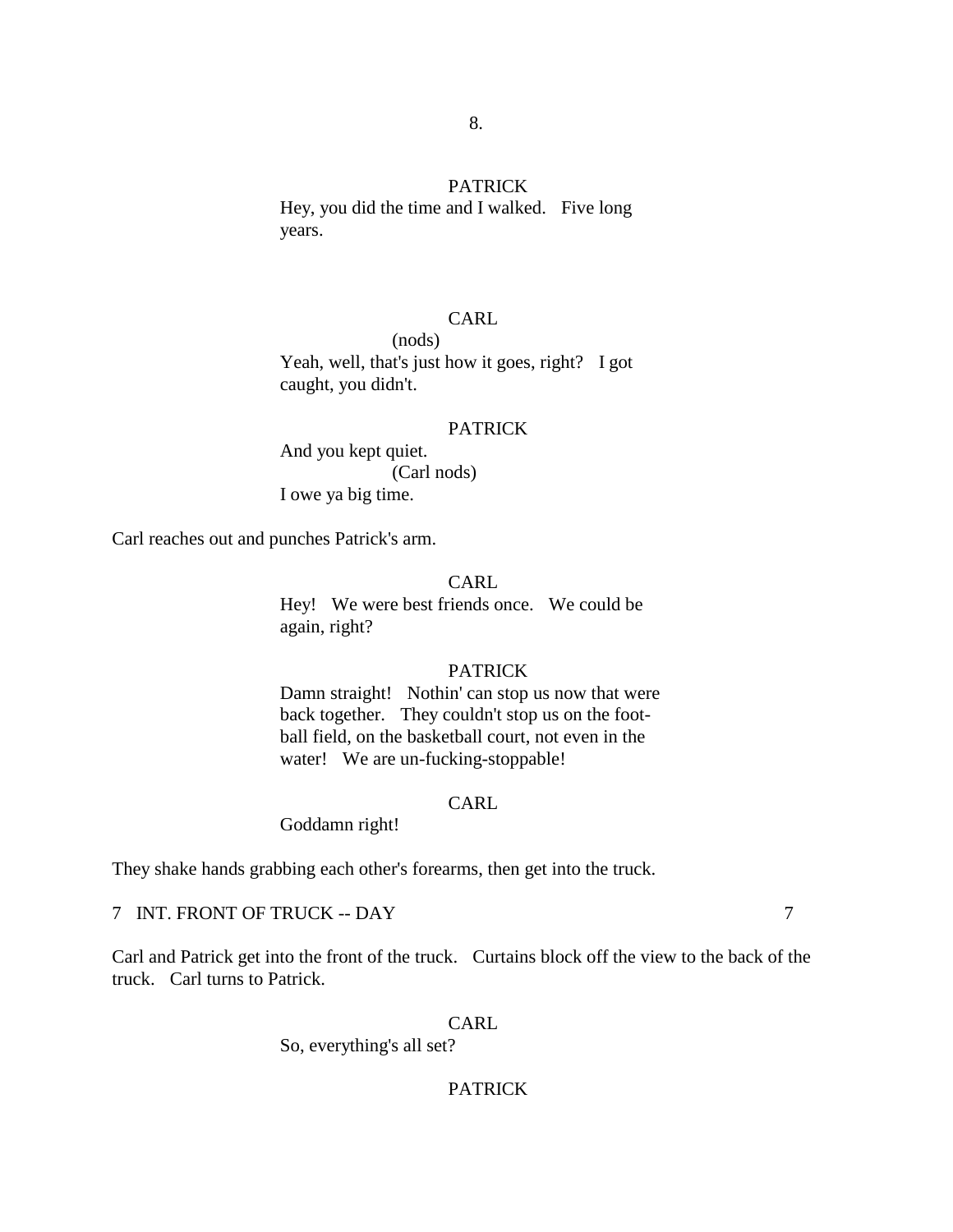PATRICK

Hey, you did the time and I walked. Five long years.

CARL

(nods)

Yeah, well, that's just how it goes, right? I got caught, you didn't.

PATRICK

And you kept quiet.

(Carl nods)

I owe ya big time.

Carl reaches out and punches Patrick's arm.

CARL

Hey! We were best friends once. We could be again, right?

PATRICK

Damn straight! Nothin' can stop us now that were back together. They couldn't stop us on the foot-ball field, on the basketball court, not even in the water! We are un-fucking-stoppable!

CARL

Goddamn right!

They shake hands grabbing each other's forearms, then get into the truck.

7 INT. FRONT OF TRUCK -- DAY 7

Carl and Patrick get into the front of the truck. Curtains block off the view to the back of the truck. Carl turns to Patrick.

CARL

So, everything's all set?

PATRICK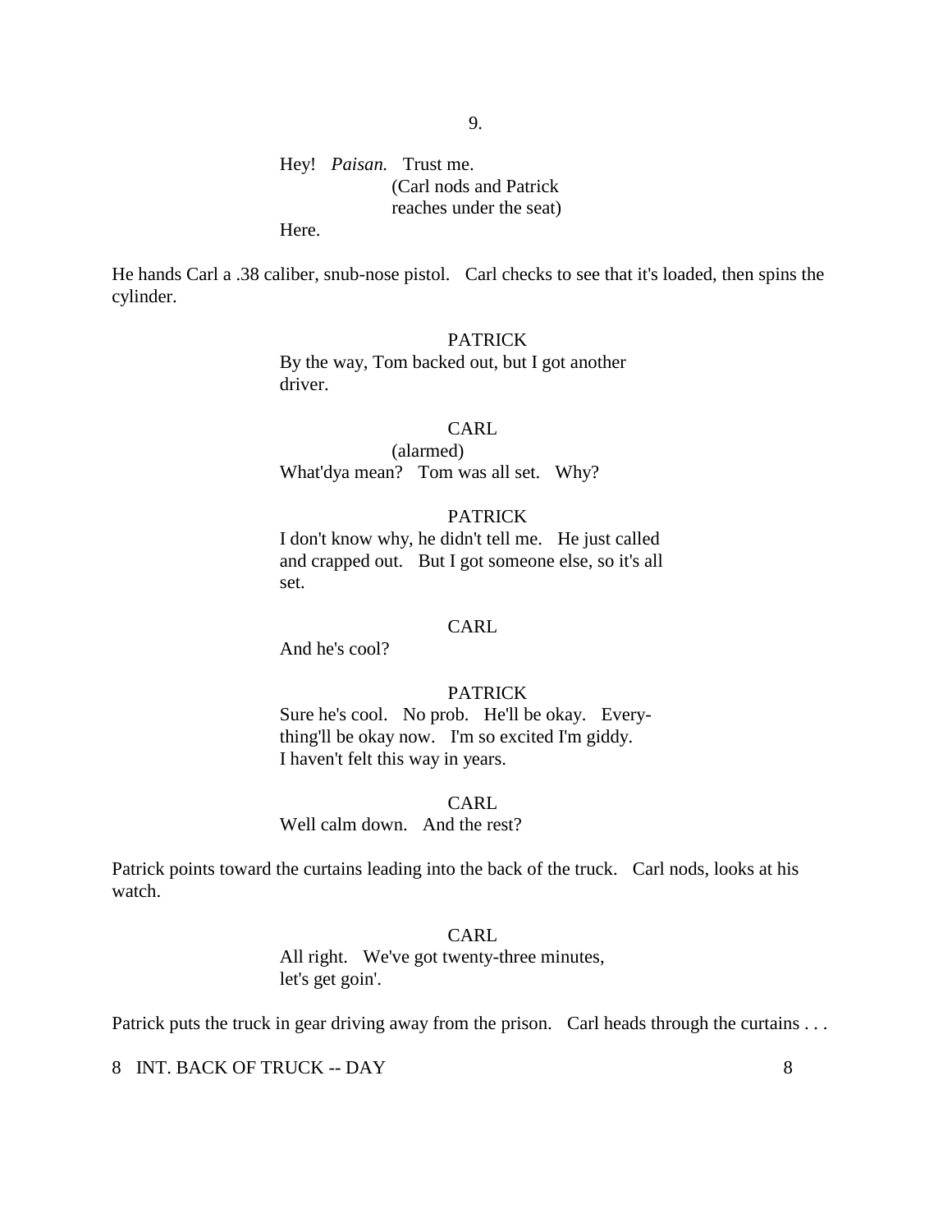Hey! *Paisan.* Trust me.
(Carl nods and Patrick reaches under the seat)
Here.

He hands Carl a .38 caliber, snub-nose pistol. Carl checks to see that it's loaded, then spins the cylinder.

PATRICK
By the way, Tom backed out, but I got another driver.

CARL
(alarmed)
What'dya mean? Tom was all set. Why?

PATRICK
I don't know why, he didn't tell me. He just called and crapped out. But I got someone else, so it's all set.

CARL
And he's cool?

PATRICK
Sure he's cool. No prob. He'll be okay. Every-thing'll be okay now. I'm so excited I'm giddy. I haven't felt this way in years.

CARL
Well calm down. And the rest?

Patrick points toward the curtains leading into the back of the truck. Carl nods, looks at his watch.

CARL
All right. We've got twenty-three minutes, let's get goin'.

Patrick puts the truck in gear driving away from the prison. Carl heads through the curtains . . .

8 INT. BACK OF TRUCK -- DAY 8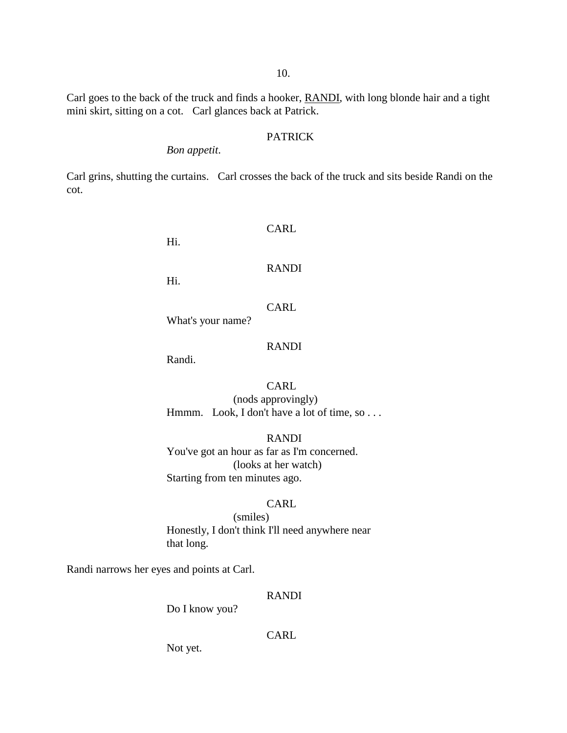Carl goes to the back of the truck and finds a hooker, RANDI, with long blonde hair and a tight mini skirt, sitting on a cot.   Carl glances back at Patrick.

PATRICK

*Bon appetit*.

Carl grins, shutting the curtains.   Carl crosses the back of the truck and sits beside Randi on the cot.

CARL

Hi.

RANDI

Hi.

CARL

What's your name?

RANDI

Randi.

CARL

(nods approvingly)

Hmmm.   Look, I don't have a lot of time, so . . .

RANDI

You've got an hour as far as I'm concerned.

(looks at her watch)

Starting from ten minutes ago.

CARL

(smiles)

Honestly, I don't think I'll need anywhere near that long.

Randi narrows her eyes and points at Carl.

RANDI

Do I know you?

CARL

Not yet.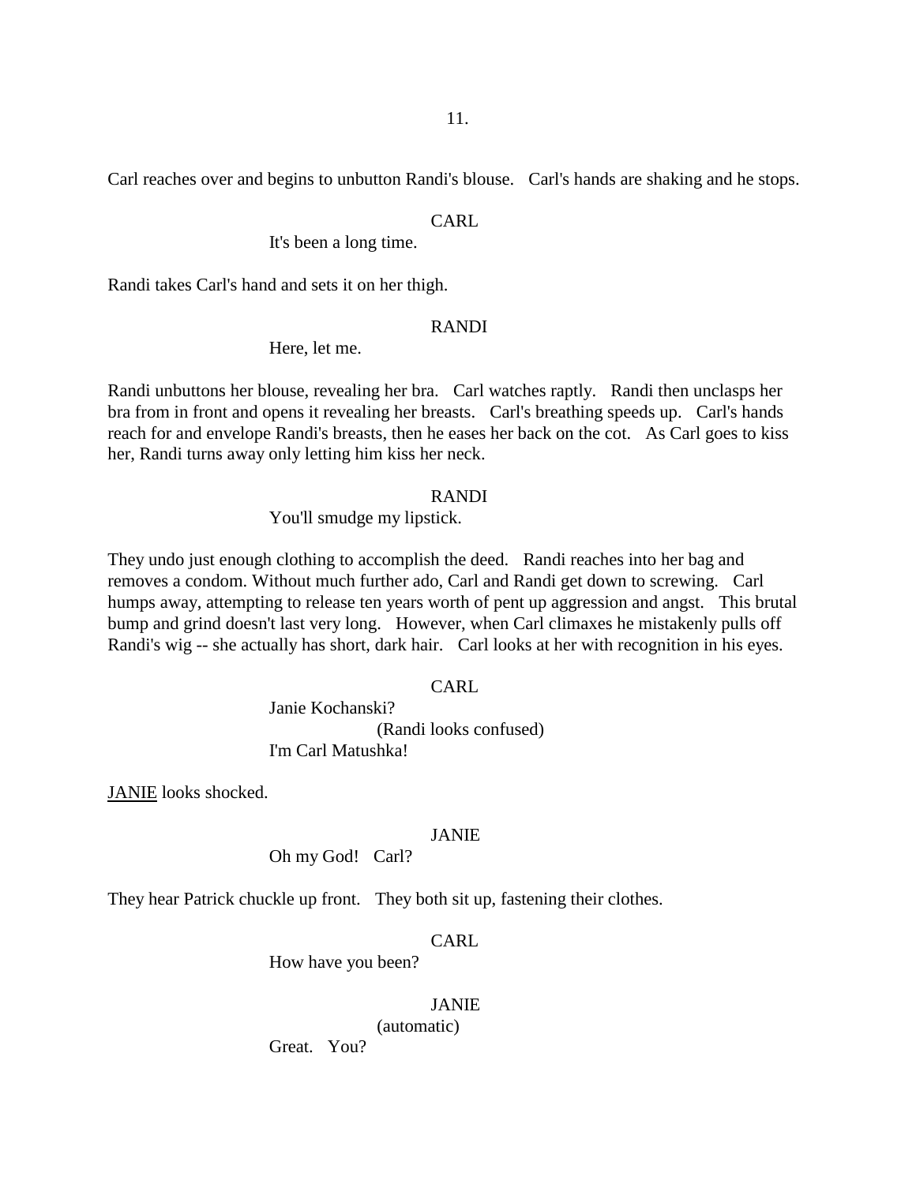Carl reaches over and begins to unbutton Randi's blouse. Carl's hands are shaking and he stops.

CARL
It's been a long time.

Randi takes Carl's hand and sets it on her thigh.

RANDI
Here, let me.

Randi unbuttons her blouse, revealing her bra. Carl watches raptly. Randi then unclasps her bra from in front and opens it revealing her breasts. Carl's breathing speeds up. Carl's hands reach for and envelope Randi's breasts, then he eases her back on the cot. As Carl goes to kiss her, Randi turns away only letting him kiss her neck.

RANDI
You'll smudge my lipstick.

They undo just enough clothing to accomplish the deed. Randi reaches into her bag and removes a condom. Without much further ado, Carl and Randi get down to screwing. Carl humps away, attempting to release ten years worth of pent up aggression and angst. This brutal bump and grind doesn't last very long. However, when Carl climaxes he mistakenly pulls off Randi's wig -- she actually has short, dark hair. Carl looks at her with recognition in his eyes.

CARL
Janie Kochanski?
(Randi looks confused)
I'm Carl Matushka!

JANIE looks shocked.

JANIE
Oh my God! Carl?

They hear Patrick chuckle up front. They both sit up, fastening their clothes.

CARL
How have you been?

JANIE
(automatic)
Great. You?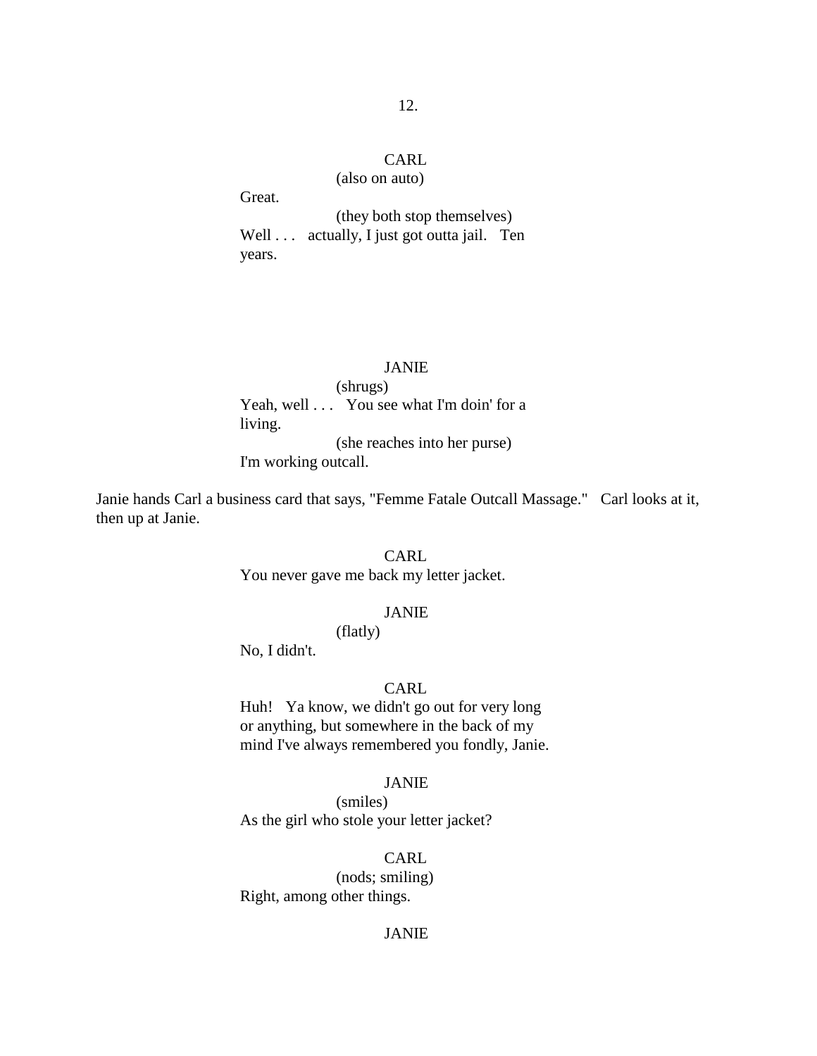CARL
(also on auto)
Great.
(they both stop themselves)
Well . . . actually, I just got outta jail. Ten years.

JANIE
(shrugs)
Yeah, well . . . You see what I'm doin' for a living.
(she reaches into her purse)
I'm working outcall.

Janie hands Carl a business card that says, "Femme Fatale Outcall Massage." Carl looks at it, then up at Janie.

CARL
You never gave me back my letter jacket.

JANIE
(flatly)
No, I didn't.

CARL
Huh! Ya know, we didn't go out for very long or anything, but somewhere in the back of my mind I've always remembered you fondly, Janie.

JANIE
(smiles)
As the girl who stole your letter jacket?

CARL
(nods; smiling)
Right, among other things.

JANIE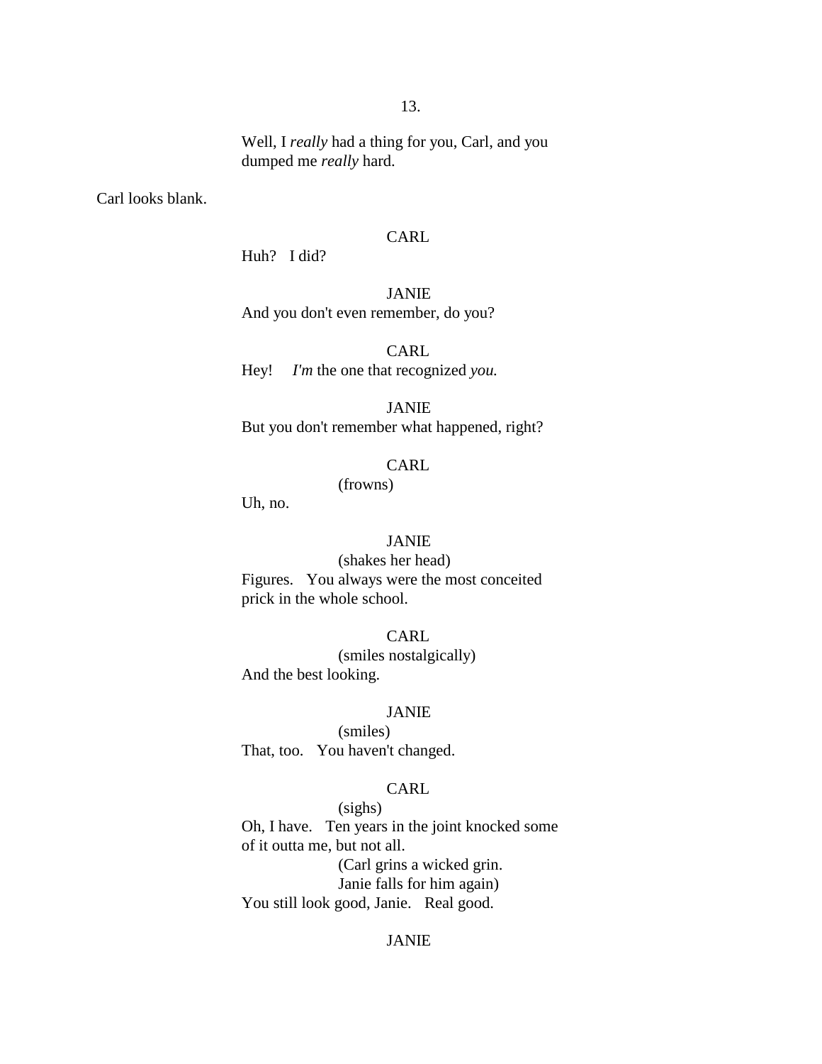Well, I *really* had a thing for you, Carl, and you dumped me *really* hard.

Carl looks blank.

CARL

Huh? I did?

JANIE

And you don't even remember, do you?

CARL

Hey! *I'm* the one that recognized *you.*

JANIE

But you don't remember what happened, right?

CARL

(frowns)

Uh, no.

JANIE

(shakes her head)

Figures. You always were the most conceited prick in the whole school.

CARL

(smiles nostalgically)

And the best looking.

JANIE

(smiles)

That, too. You haven't changed.

CARL

(sighs)

Oh, I have. Ten years in the joint knocked some of it outta me, but not all.

(Carl grins a wicked grin. Janie falls for him again)

You still look good, Janie. Real good.

JANIE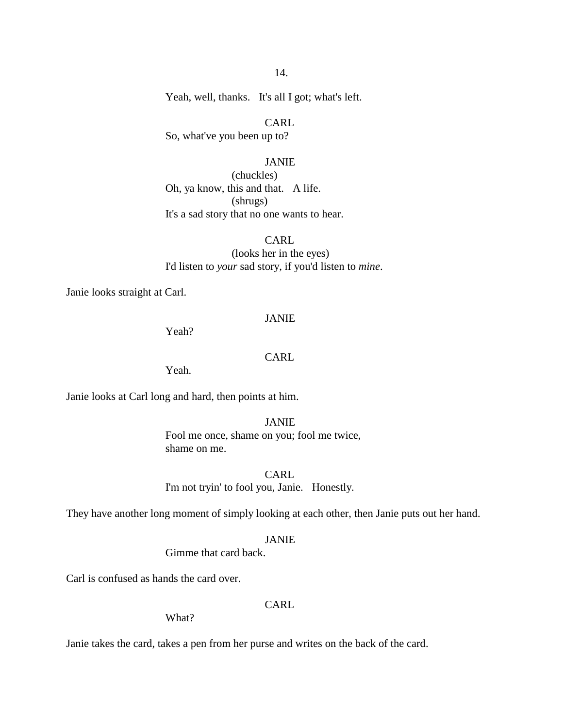Yeah, well, thanks.   It's all I got; what's left.

CARL

So, what've you been up to?

JANIE

(chuckles)

Oh, ya know, this and that.   A life.

(shrugs)

It's a sad story that no one wants to hear.

CARL

(looks her in the eyes)

I'd listen to *your* sad story, if you'd listen to *mine*.

Janie looks straight at Carl.

JANIE

Yeah?

CARL

Yeah.

Janie looks at Carl long and hard, then points at him.

JANIE

Fool me once, shame on you; fool me twice, shame on me.

CARL

I'm not tryin' to fool you, Janie.   Honestly.

They have another long moment of simply looking at each other, then Janie puts out her hand.

JANIE

Gimme that card back.

Carl is confused as hands the card over.

CARL

What?

Janie takes the card, takes a pen from her purse and writes on the back of the card.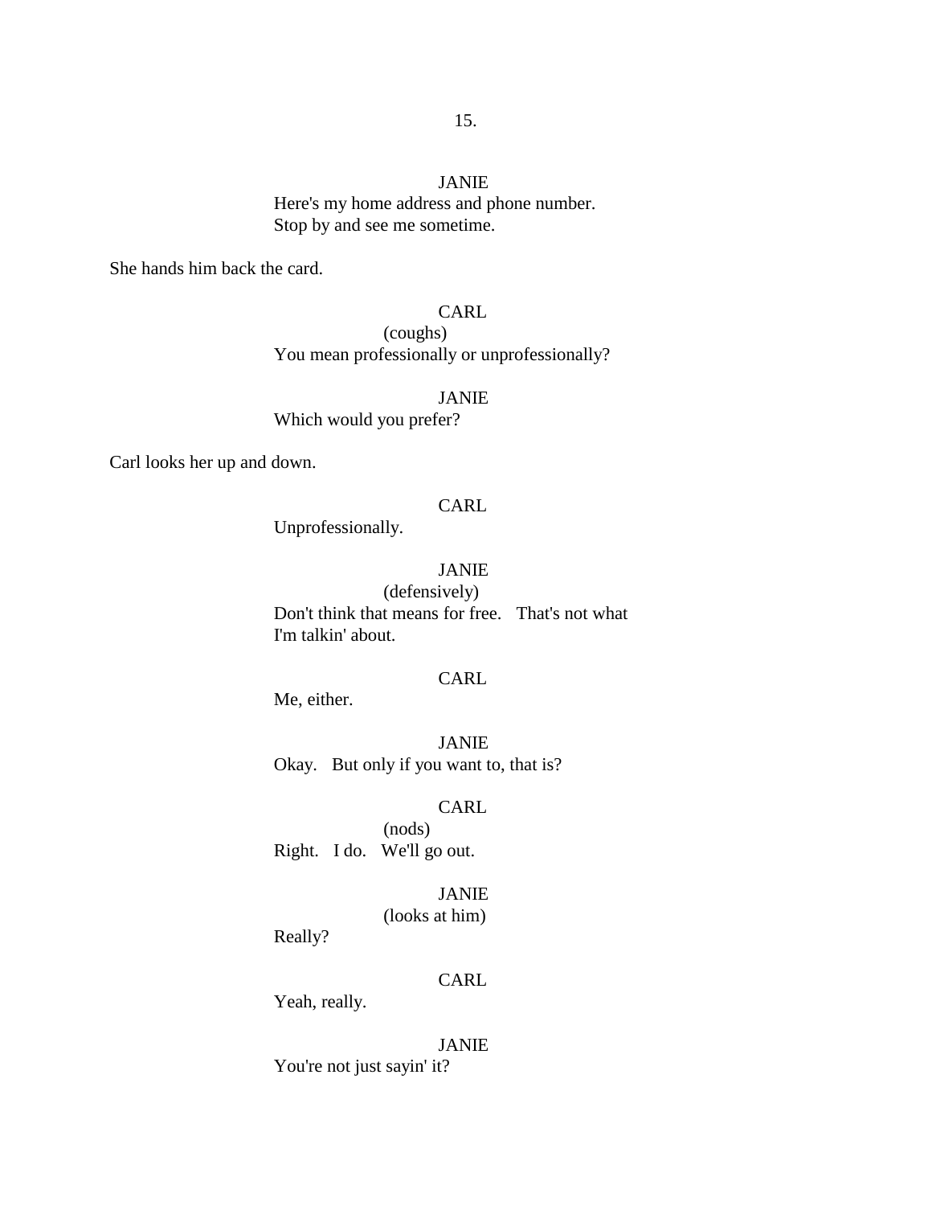JANIE

Here's my home address and phone number.
Stop by and see me sometime.

She hands him back the card.

CARL

(coughs)

You mean professionally or unprofessionally?

JANIE

Which would you prefer?

Carl looks her up and down.

CARL

Unprofessionally.

JANIE

(defensively)

Don't think that means for free.   That's not what I'm talkin' about.

CARL

Me, either.

JANIE

Okay.   But only if you want to, that is?

CARL

(nods)

Right.   I do.   We'll go out.

JANIE

(looks at him)

Really?

CARL

Yeah, really.

JANIE

You're not just sayin' it?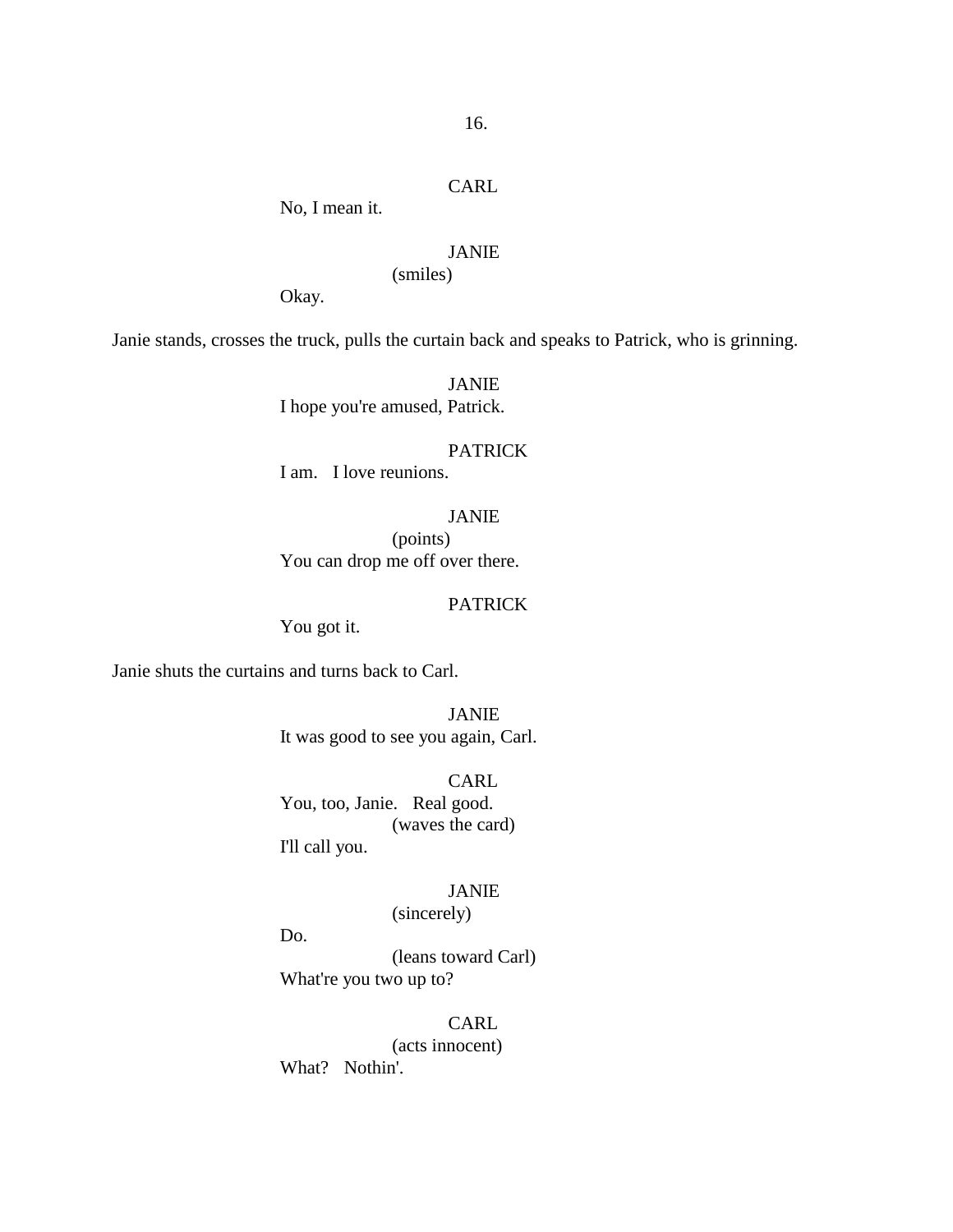CARL

No, I mean it.

JANIE

(smiles)

Okay.

Janie stands, crosses the truck, pulls the curtain back and speaks to Patrick, who is grinning.

JANIE

I hope you're amused, Patrick.

PATRICK

I am.   I love reunions.

JANIE

(points)

You can drop me off over there.

PATRICK

You got it.

Janie shuts the curtains and turns back to Carl.

JANIE

It was good to see you again, Carl.

CARL

You, too, Janie.   Real good.

(waves the card)

I'll call you.

JANIE

(sincerely)

Do.

(leans toward Carl)

What're you two up to?

CARL

(acts innocent)

What?   Nothin'.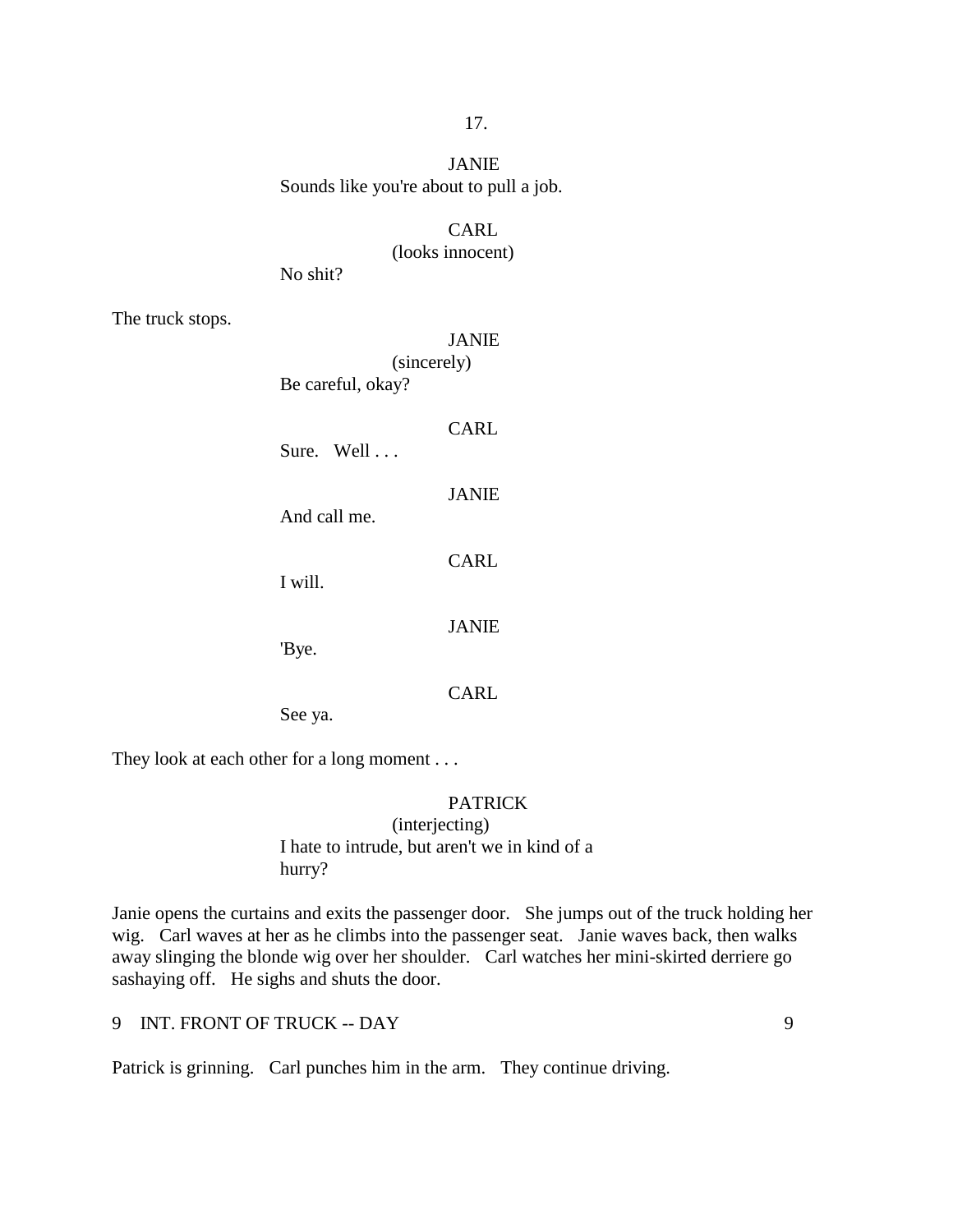JANIE

Sounds like you're about to pull a job.

CARL

(looks innocent)

No shit?

The truck stops.

JANIE

(sincerely)

Be careful, okay?

CARL

Sure. Well . . .

JANIE

And call me.

CARL

I will.

JANIE

'Bye.

CARL

See ya.

They look at each other for a long moment . . .

PATRICK

(interjecting)

I hate to intrude, but aren't we in kind of a hurry?

Janie opens the curtains and exits the passenger door. She jumps out of the truck holding her wig. Carl waves at her as he climbs into the passenger seat. Janie waves back, then walks away slinging the blonde wig over her shoulder. Carl watches her mini-skirted derriere go sashaying off. He sighs and shuts the door.

9 INT. FRONT OF TRUCK -- DAY 9

Patrick is grinning. Carl punches him in the arm. They continue driving.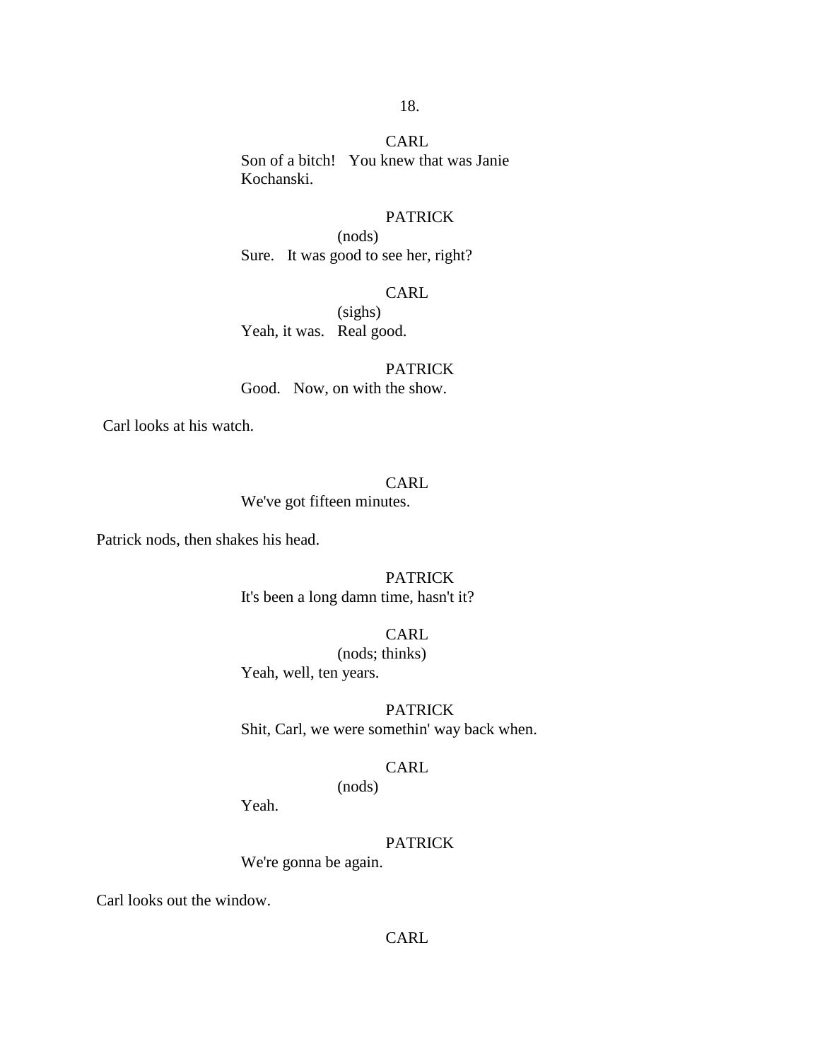CARL
Son of a bitch!   You knew that was Janie Kochanski.

PATRICK
(nods)
Sure.   It was good to see her, right?

CARL
(sighs)
Yeah, it was.   Real good.

PATRICK
Good.   Now, on with the show.

Carl looks at his watch.

CARL
We've got fifteen minutes.

Patrick nods, then shakes his head.

PATRICK
It's been a long damn time, hasn't it?

CARL
(nods; thinks)
Yeah, well, ten years.

PATRICK
Shit, Carl, we were somethin' way back when.

CARL
(nods)
Yeah.

PATRICK
We're gonna be again.

Carl looks out the window.

CARL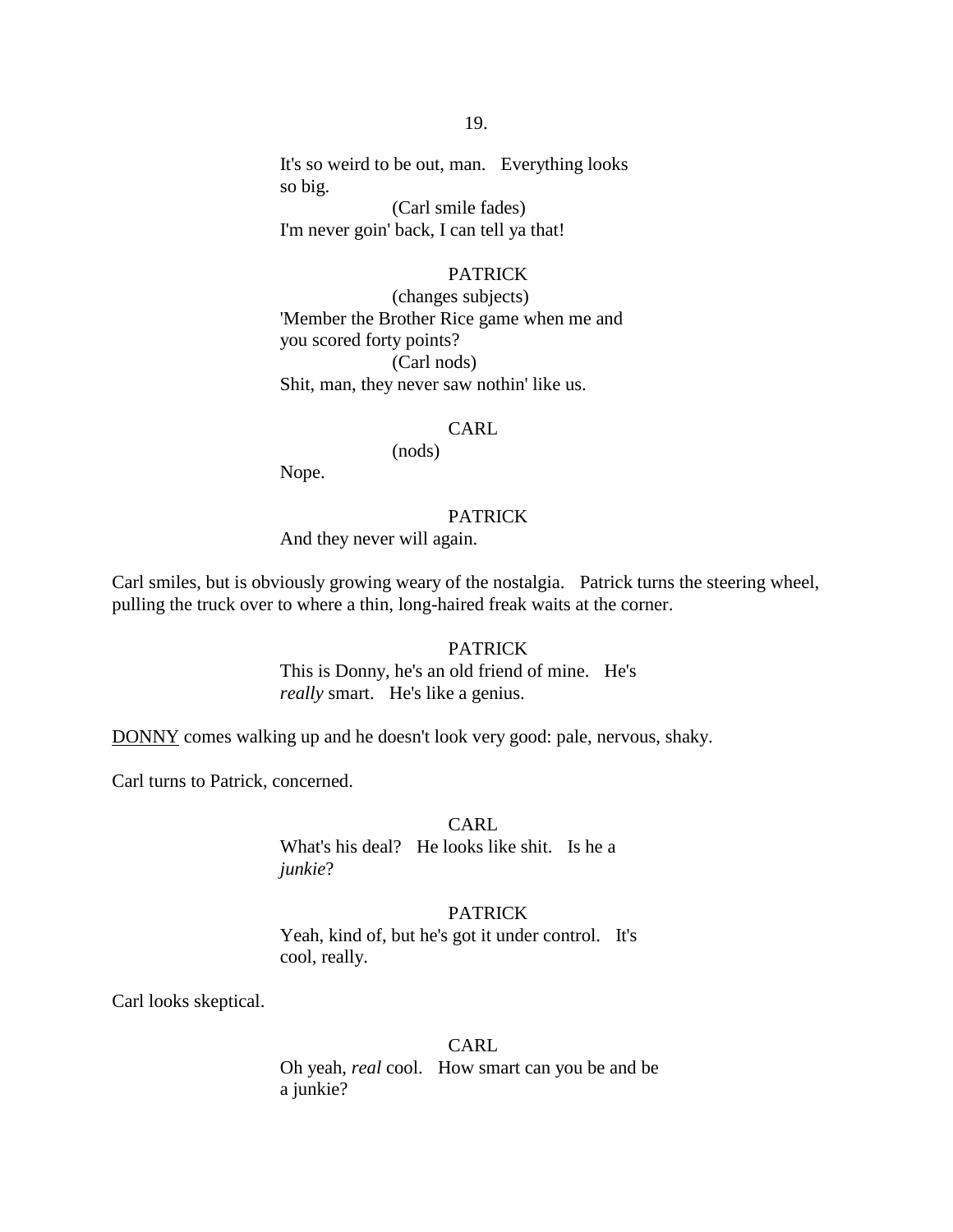It's so weird to be out, man. Everything looks so big.

(Carl smile fades)

I'm never goin' back, I can tell ya that!

PATRICK

(changes subjects)

'Member the Brother Rice game when me and you scored forty points?

(Carl nods)

Shit, man, they never saw nothin' like us.

CARL

(nods)

Nope.

PATRICK

And they never will again.

Carl smiles, but is obviously growing weary of the nostalgia. Patrick turns the steering wheel, pulling the truck over to where a thin, long-haired freak waits at the corner.

PATRICK

This is Donny, he's an old friend of mine. He's *really* smart. He's like a genius.

DONNY comes walking up and he doesn't look very good: pale, nervous, shaky.

Carl turns to Patrick, concerned.

CARL

What's his deal? He looks like shit. Is he a *junkie*?

PATRICK

Yeah, kind of, but he's got it under control. It's cool, really.

Carl looks skeptical.

CARL

Oh yeah, *real* cool. How smart can you be and be a junkie?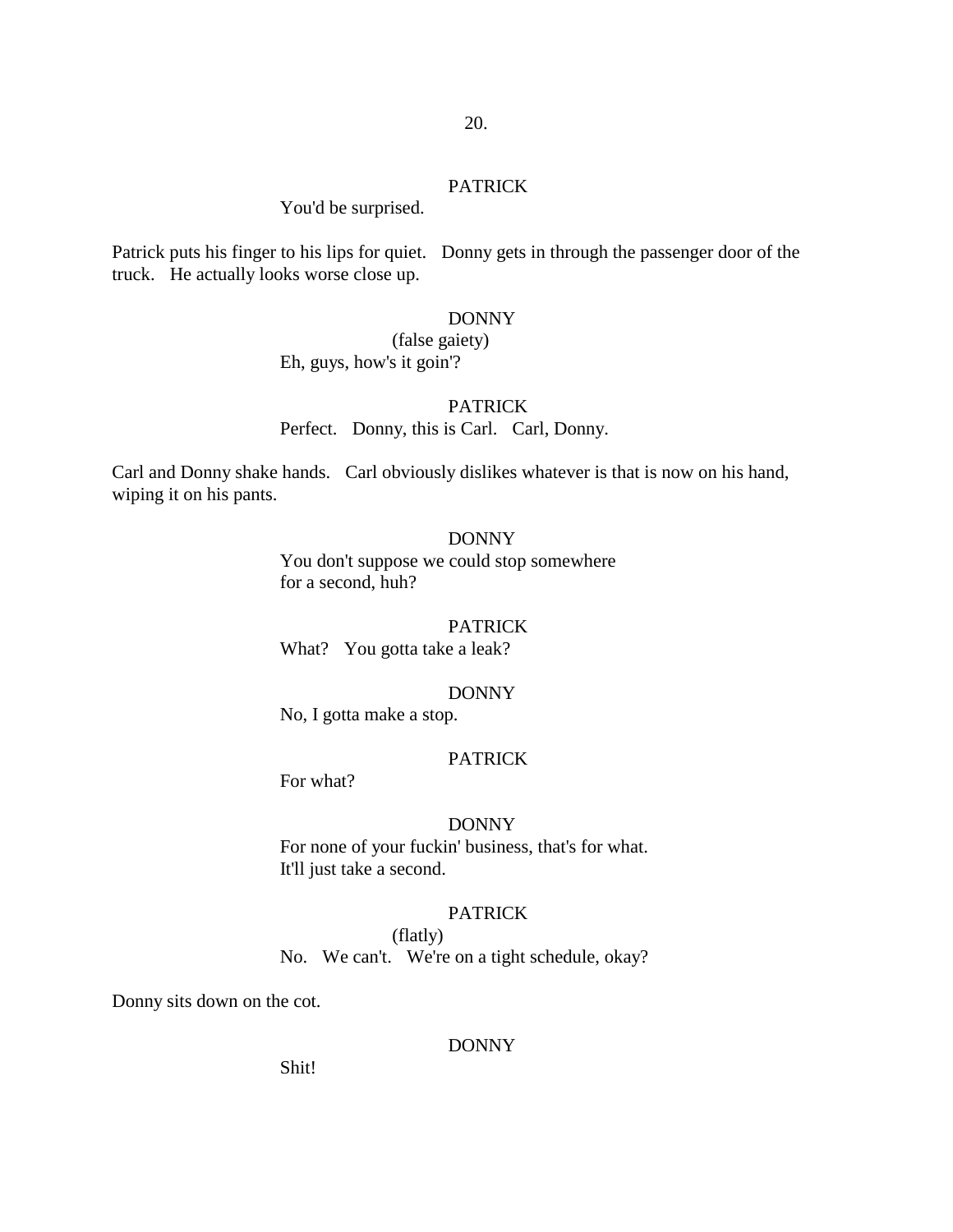PATRICK

You'd be surprised.

Patrick puts his finger to his lips for quiet. Donny gets in through the passenger door of the truck. He actually looks worse close up.

DONNY

(false gaiety)

Eh, guys, how's it goin'?

PATRICK

Perfect. Donny, this is Carl. Carl, Donny.

Carl and Donny shake hands. Carl obviously dislikes whatever is that is now on his hand, wiping it on his pants.

DONNY

You don't suppose we could stop somewhere for a second, huh?

PATRICK

What? You gotta take a leak?

DONNY

No, I gotta make a stop.

PATRICK

For what?

DONNY

For none of your fuckin' business, that's for what. It'll just take a second.

PATRICK

(flatly)

No. We can't. We're on a tight schedule, okay?

Donny sits down on the cot.

DONNY

Shit!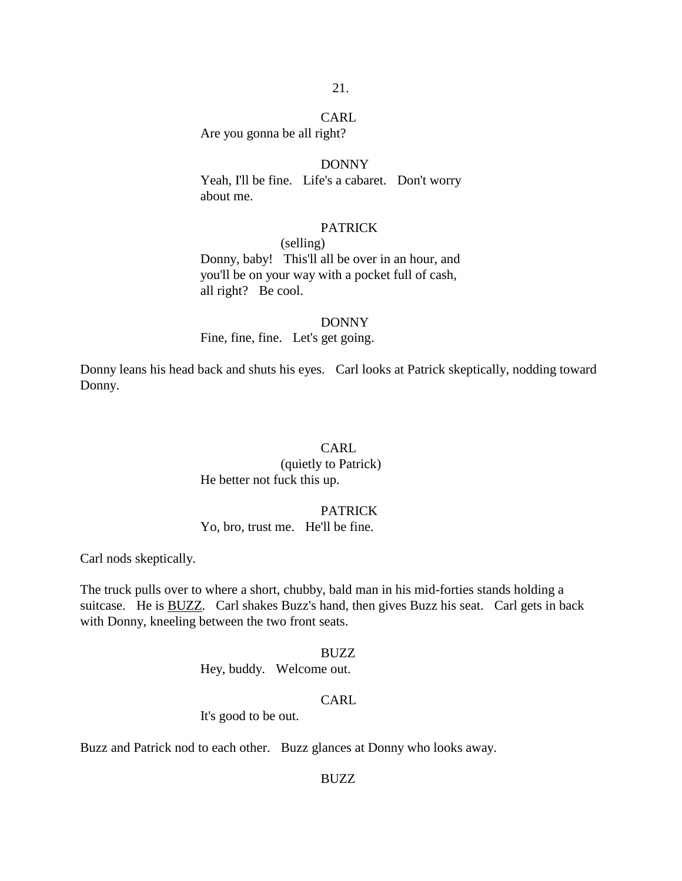CARL

Are you gonna be all right?

DONNY

Yeah, I'll be fine. Life's a cabaret. Don't worry about me.

PATRICK

(selling)

Donny, baby! This'll all be over in an hour, and you'll be on your way with a pocket full of cash, all right? Be cool.

DONNY

Fine, fine, fine. Let's get going.

Donny leans his head back and shuts his eyes. Carl looks at Patrick skeptically, nodding toward Donny.

CARL

(quietly to Patrick)

He better not fuck this up.

PATRICK

Yo, bro, trust me. He'll be fine.

Carl nods skeptically.

The truck pulls over to where a short, chubby, bald man in his mid-forties stands holding a suitcase. He is <u>BUZZ</u>. Carl shakes Buzz's hand, then gives Buzz his seat. Carl gets in back with Donny, kneeling between the two front seats.

BUZZ

Hey, buddy. Welcome out.

CARL

It's good to be out.

Buzz and Patrick nod to each other. Buzz glances at Donny who looks away.

BUZZ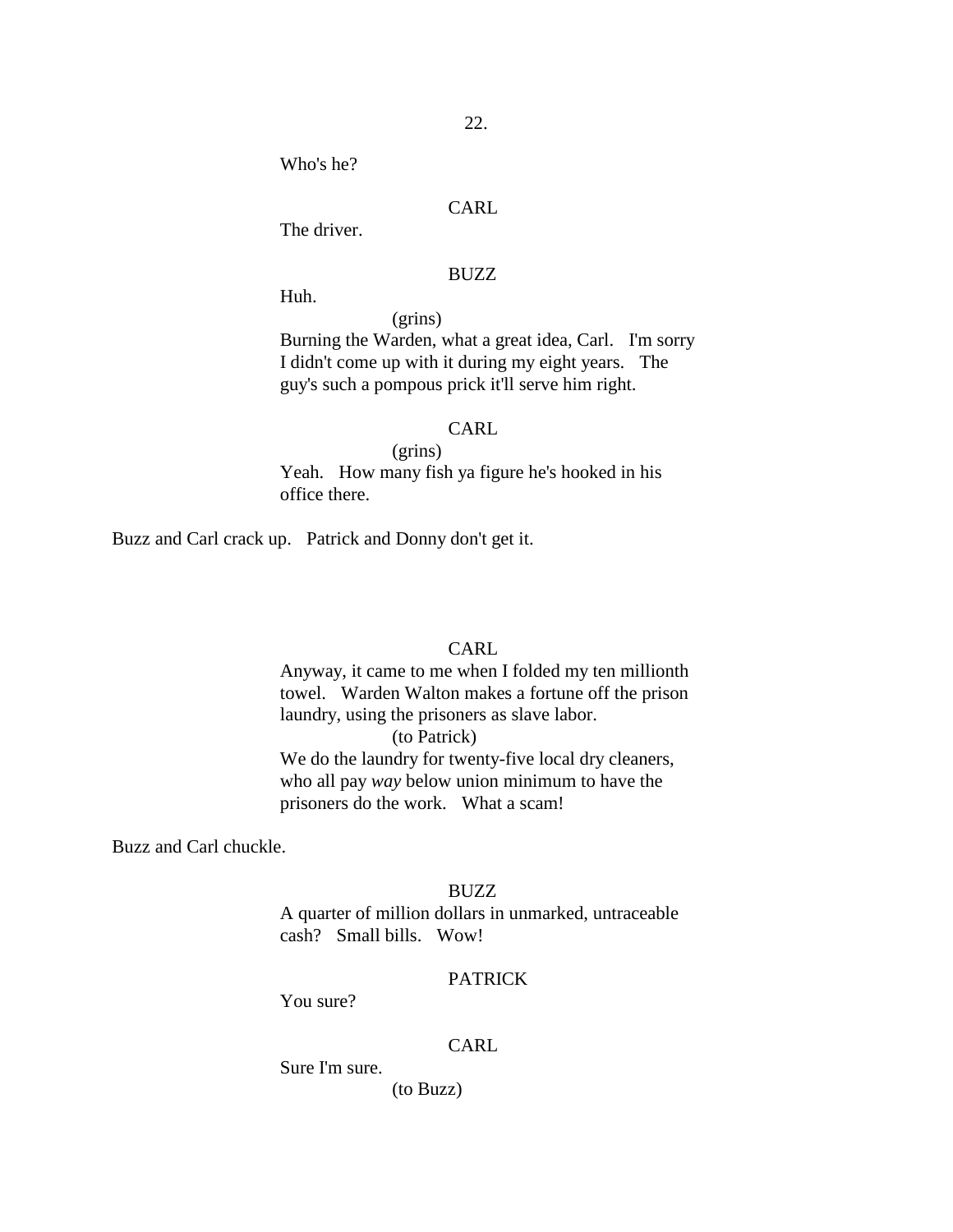Who's he?

CARL

The driver.

BUZZ

Huh.

(grins)

Burning the Warden, what a great idea, Carl. I'm sorry I didn't come up with it during my eight years. The guy's such a pompous prick it'll serve him right.

CARL

(grins)

Yeah. How many fish ya figure he's hooked in his office there.

Buzz and Carl crack up. Patrick and Donny don't get it.

CARL

Anyway, it came to me when I folded my ten millionth towel. Warden Walton makes a fortune off the prison laundry, using the prisoners as slave labor.

(to Patrick)

We do the laundry for twenty-five local dry cleaners, who all pay *way* below union minimum to have the prisoners do the work. What a scam!

Buzz and Carl chuckle.

BUZZ

A quarter of million dollars in unmarked, untraceable cash? Small bills. Wow!

PATRICK

You sure?

CARL

Sure I'm sure.

(to Buzz)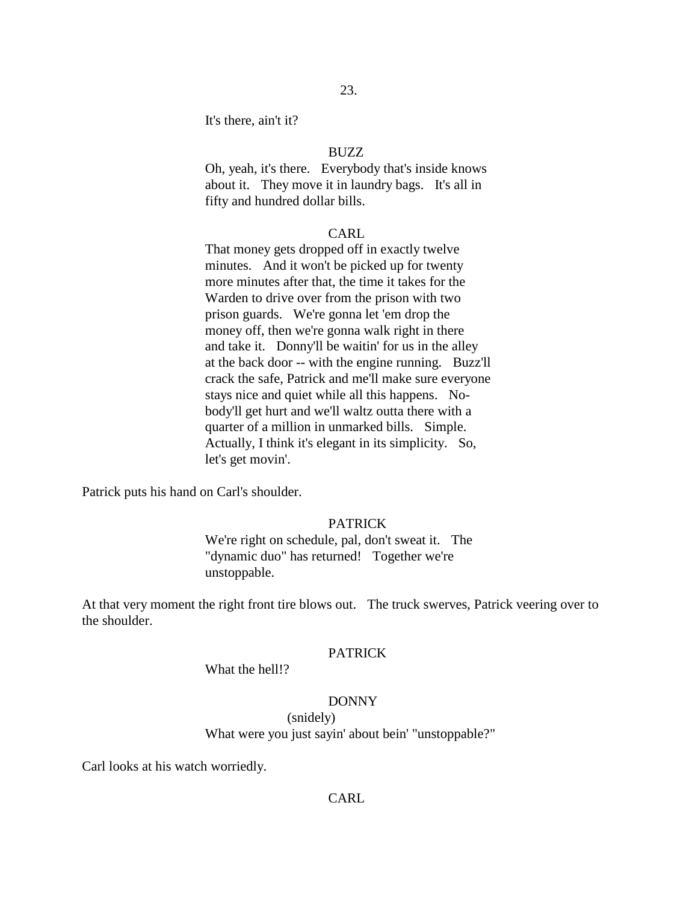It's there, ain't it?

BUZZ

Oh, yeah, it's there. Everybody that's inside knows about it. They move it in laundry bags. It's all in fifty and hundred dollar bills.

CARL

That money gets dropped off in exactly twelve minutes. And it won't be picked up for twenty more minutes after that, the time it takes for the Warden to drive over from the prison with two prison guards. We're gonna let 'em drop the money off, then we're gonna walk right in there and take it. Donny'll be waitin' for us in the alley at the back door -- with the engine running. Buzz'll crack the safe, Patrick and me'll make sure everyone stays nice and quiet while all this happens. Nobody'll get hurt and we'll waltz outta there with a quarter of a million in unmarked bills. Simple. Actually, I think it's elegant in its simplicity. So, let's get movin'.

Patrick puts his hand on Carl's shoulder.

PATRICK

We're right on schedule, pal, don't sweat it. The "dynamic duo" has returned! Together we're unstoppable.

At that very moment the right front tire blows out. The truck swerves, Patrick veering over to the shoulder.

PATRICK

What the hell!?

DONNY

(snidely)

What were you just sayin' about bein' "unstoppable?"

Carl looks at his watch worriedly.

CARL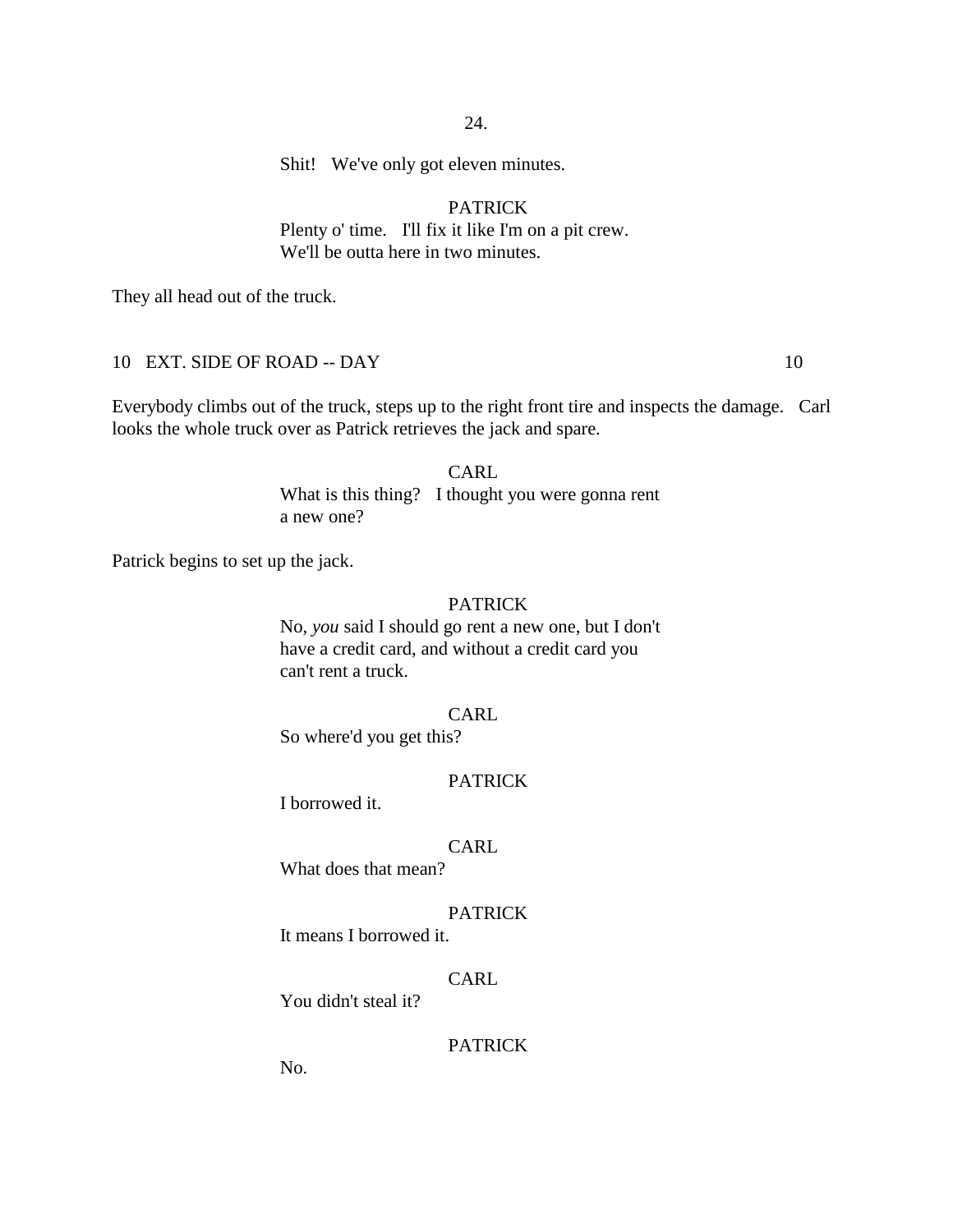Shit!   We've only got eleven minutes.

PATRICK

Plenty o' time.   I'll fix it like I'm on a pit crew. We'll be outta here in two minutes.

They all head out of the truck.

10   EXT. SIDE OF ROAD -- DAY                                                                                    10

Everybody climbs out of the truck, steps up to the right front tire and inspects the damage.   Carl looks the whole truck over as Patrick retrieves the jack and spare.

CARL

What is this thing?   I thought you were gonna rent a new one?

Patrick begins to set up the jack.

PATRICK

No, *you* said I should go rent a new one, but I don't have a credit card, and without a credit card you can't rent a truck.

CARL

So where'd you get this?

PATRICK

I borrowed it.

CARL

What does that mean?

PATRICK

It means I borrowed it.

CARL

You didn't steal it?

PATRICK

No.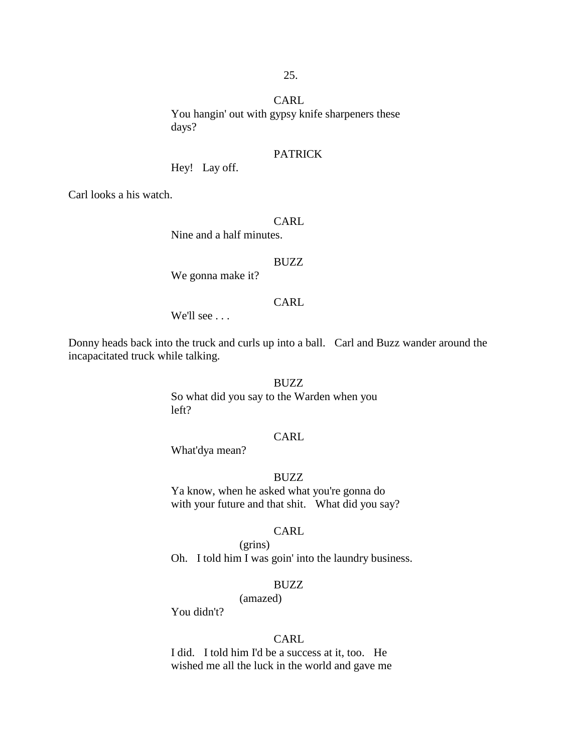CARL

You hangin' out with gypsy knife sharpeners these days?

PATRICK

Hey!   Lay off.

Carl looks a his watch.

CARL

Nine and a half minutes.

BUZZ

We gonna make it?

CARL

We'll see . . .

Donny heads back into the truck and curls up into a ball.   Carl and Buzz wander around the incapacitated truck while talking.

BUZZ

So what did you say to the Warden when you left?

CARL

What'dya mean?

BUZZ

Ya know, when he asked what you're gonna do with your future and that shit.   What did you say?

CARL

(grins)

Oh.   I told him I was goin' into the laundry business.

BUZZ

(amazed)

You didn't?

CARL

I did.   I told him I'd be a success at it, too.   He wished me all the luck in the world and gave me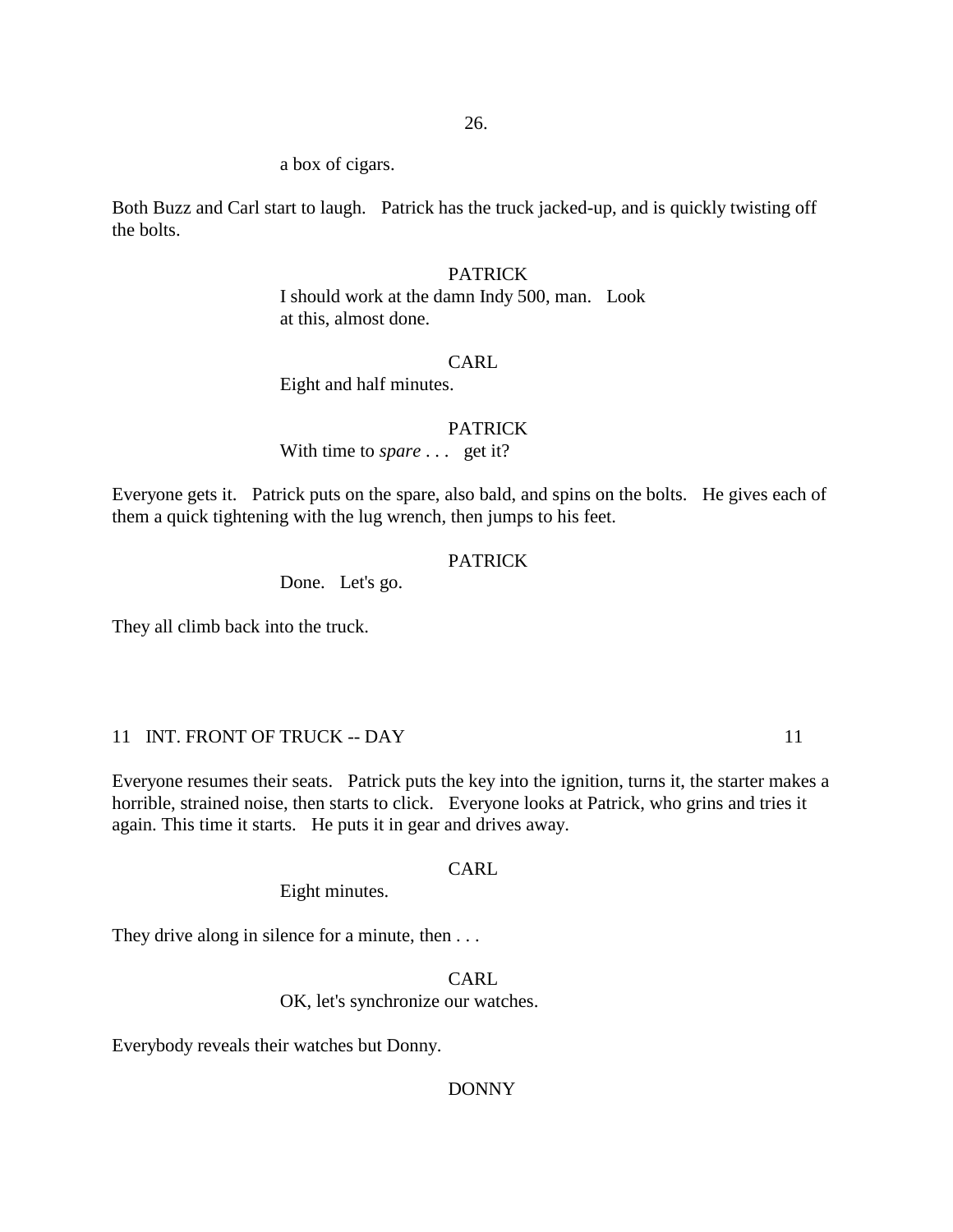a box of cigars.

Both Buzz and Carl start to laugh. Patrick has the truck jacked-up, and is quickly twisting off the bolts.

PATRICK

I should work at the damn Indy 500, man. Look at this, almost done.

CARL

Eight and half minutes.

PATRICK

With time to *spare* . . . get it?

Everyone gets it. Patrick puts on the spare, also bald, and spins on the bolts. He gives each of them a quick tightening with the lug wrench, then jumps to his feet.

PATRICK

Done. Let's go.

They all climb back into the truck.

11 INT. FRONT OF TRUCK -- DAY 11

Everyone resumes their seats. Patrick puts the key into the ignition, turns it, the starter makes a horrible, strained noise, then starts to click. Everyone looks at Patrick, who grins and tries it again. This time it starts. He puts it in gear and drives away.

CARL

Eight minutes.

They drive along in silence for a minute, then . . .

CARL

OK, let's synchronize our watches.

Everybody reveals their watches but Donny.

DONNY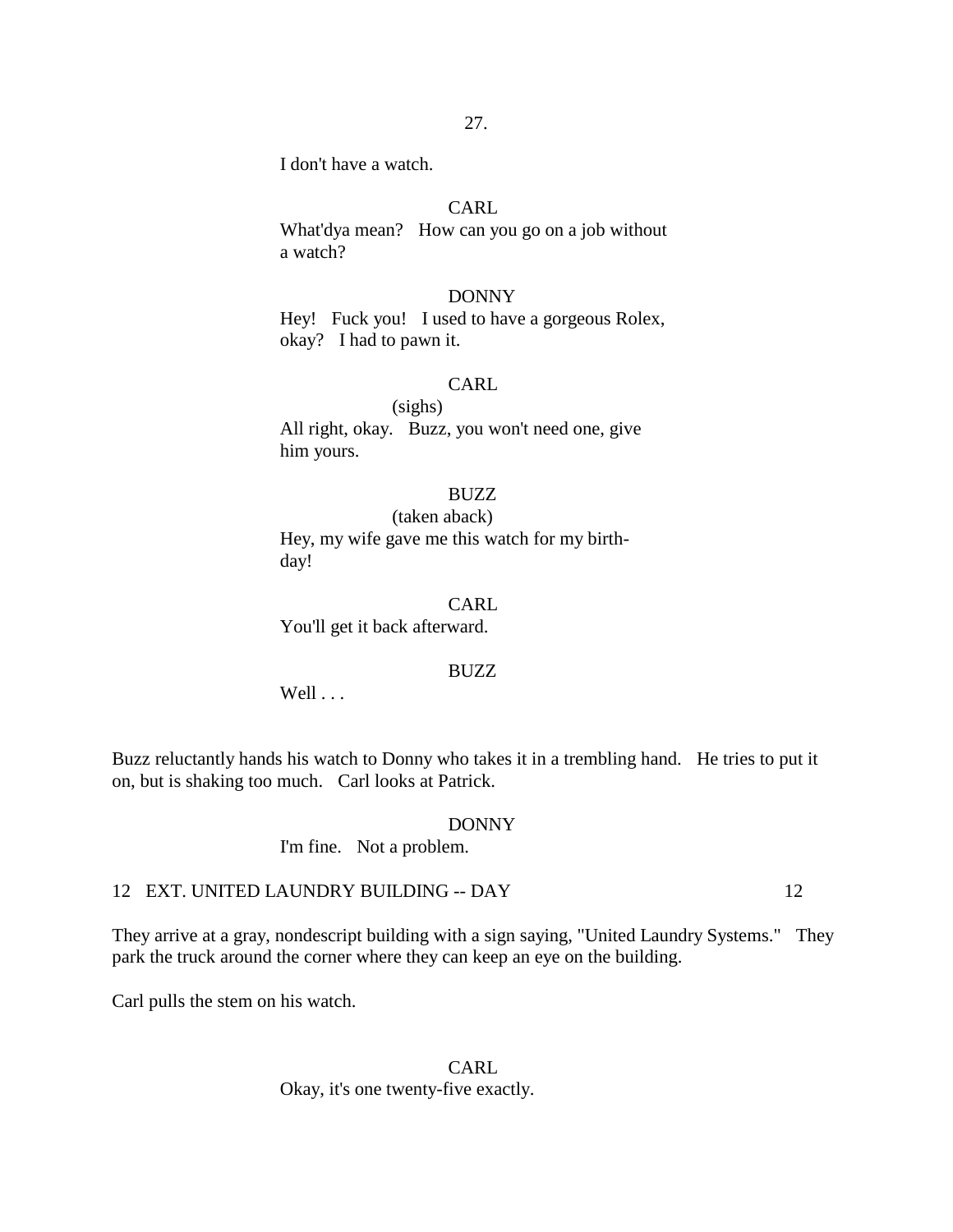I don't have a watch.

CARL
What'dya mean? How can you go on a job without a watch?

DONNY
Hey! Fuck you! I used to have a gorgeous Rolex, okay? I had to pawn it.

CARL
(sighs)
All right, okay. Buzz, you won't need one, give him yours.

BUZZ
(taken aback)
Hey, my wife gave me this watch for my birth-day!

CARL
You'll get it back afterward.

BUZZ
Well . . .

Buzz reluctantly hands his watch to Donny who takes it in a trembling hand. He tries to put it on, but is shaking too much. Carl looks at Patrick.

DONNY
I'm fine. Not a problem.

12 EXT. UNITED LAUNDRY BUILDING -- DAY 12

They arrive at a gray, nondescript building with a sign saying, "United Laundry Systems." They park the truck around the corner where they can keep an eye on the building.

Carl pulls the stem on his watch.

CARL
Okay, it's one twenty-five exactly.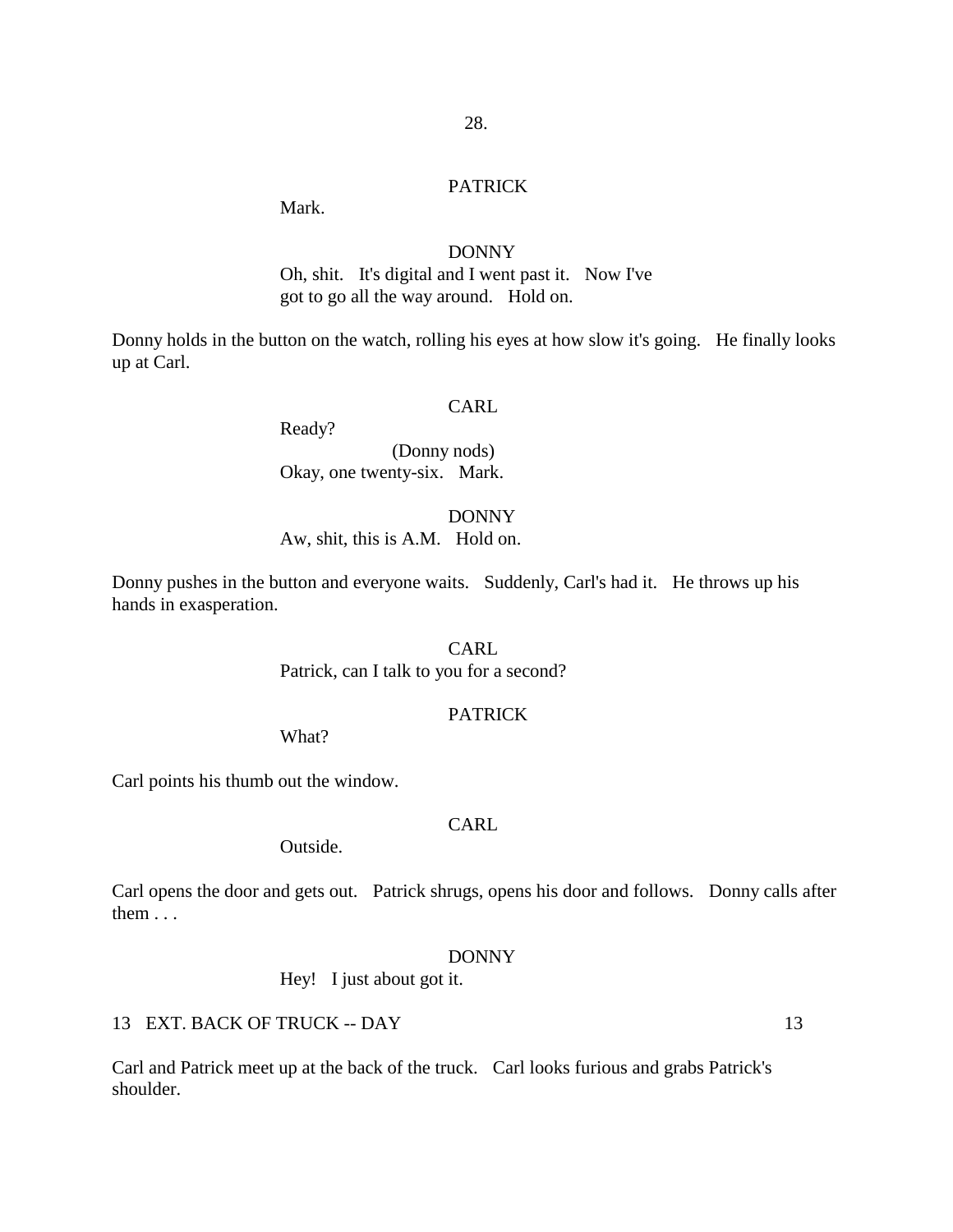PATRICK

Mark.

DONNY

Oh, shit. It's digital and I went past it. Now I've got to go all the way around. Hold on.

Donny holds in the button on the watch, rolling his eyes at how slow it's going. He finally looks up at Carl.

CARL

Ready?

(Donny nods)

Okay, one twenty-six. Mark.

DONNY

Aw, shit, this is A.M. Hold on.

Donny pushes in the button and everyone waits. Suddenly, Carl's had it. He throws up his hands in exasperation.

CARL

Patrick, can I talk to you for a second?

PATRICK

What?

Carl points his thumb out the window.

CARL

Outside.

Carl opens the door and gets out. Patrick shrugs, opens his door and follows. Donny calls after them . . .

DONNY

Hey! I just about got it.

13 EXT. BACK OF TRUCK -- DAY 13

Carl and Patrick meet up at the back of the truck. Carl looks furious and grabs Patrick's shoulder.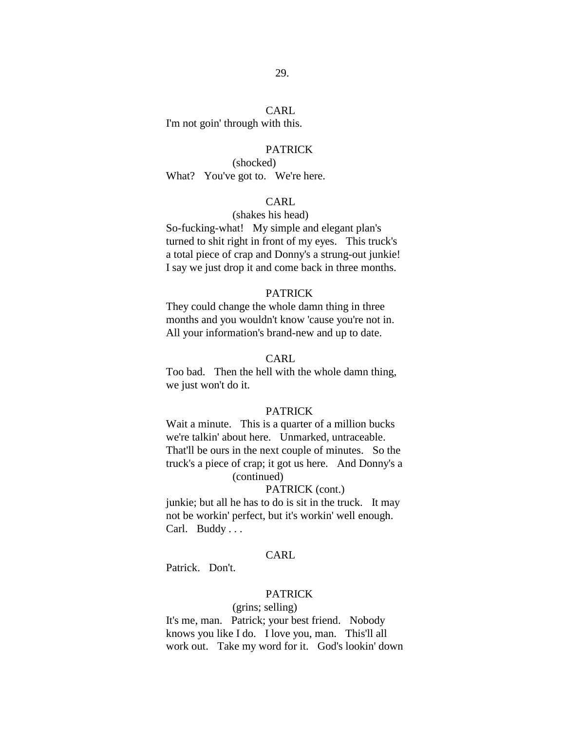CARL

I'm not goin' through with this.

PATRICK

(shocked)

What? You've got to. We're here.

CARL

(shakes his head)

So-fucking-what! My simple and elegant plan's turned to shit right in front of my eyes. This truck's a total piece of crap and Donny's a strung-out junkie! I say we just drop it and come back in three months.

PATRICK

They could change the whole damn thing in three months and you wouldn't know 'cause you're not in. All your information's brand-new and up to date.

CARL

Too bad. Then the hell with the whole damn thing, we just won't do it.

PATRICK

Wait a minute. This is a quarter of a million bucks we're talkin' about here. Unmarked, untraceable. That'll be ours in the next couple of minutes. So the truck's a piece of crap; it got us here. And Donny's a

(continued)

PATRICK (cont.)

junkie; but all he has to do is sit in the truck. It may not be workin' perfect, but it's workin' well enough. Carl. Buddy . . .

CARL

Patrick. Don't.

PATRICK

(grins; selling)

It's me, man. Patrick; your best friend. Nobody knows you like I do. I love you, man. This'll all work out. Take my word for it. God's lookin' down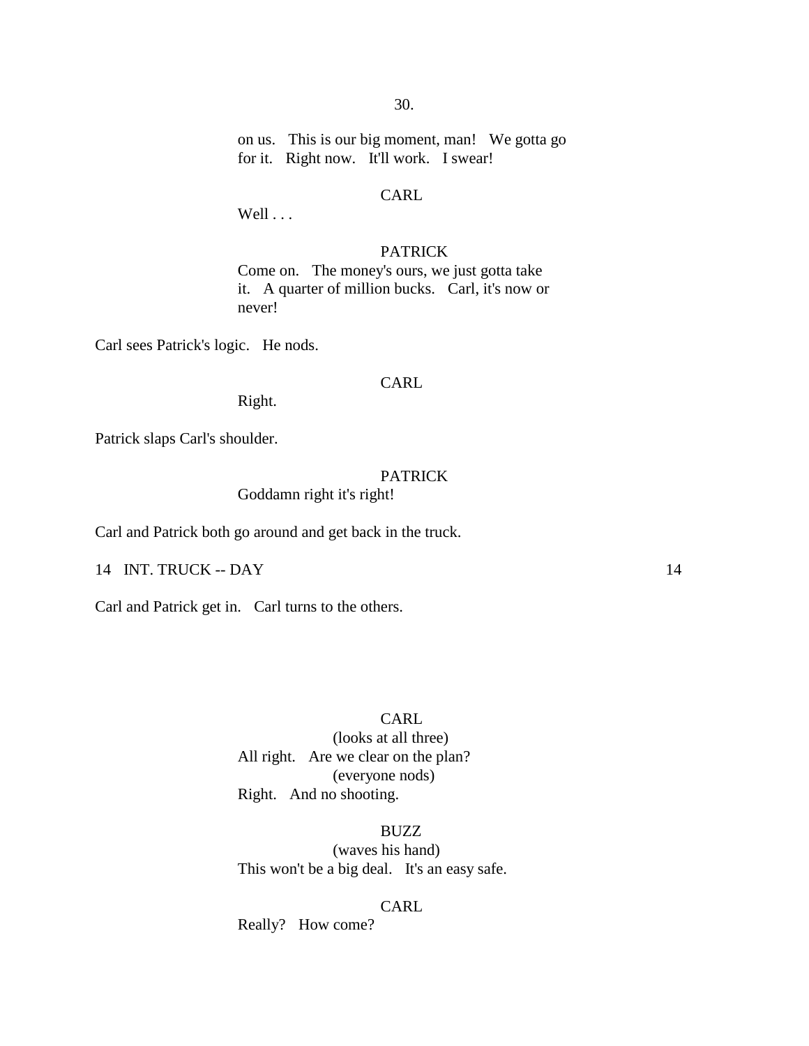on us. This is our big moment, man! We gotta go for it. Right now. It'll work. I swear!

CARL

Well . . .

PATRICK

Come on. The money's ours, we just gotta take it. A quarter of million bucks. Carl, it's now or never!

Carl sees Patrick's logic. He nods.

CARL

Right.

Patrick slaps Carl's shoulder.

PATRICK

Goddamn right it's right!

Carl and Patrick both go around and get back in the truck.

14 INT. TRUCK -- DAY 14

Carl and Patrick get in. Carl turns to the others.

CARL

(looks at all three)

All right. Are we clear on the plan?

(everyone nods)

Right. And no shooting.

BUZZ

(waves his hand)

This won't be a big deal. It's an easy safe.

CARL

Really? How come?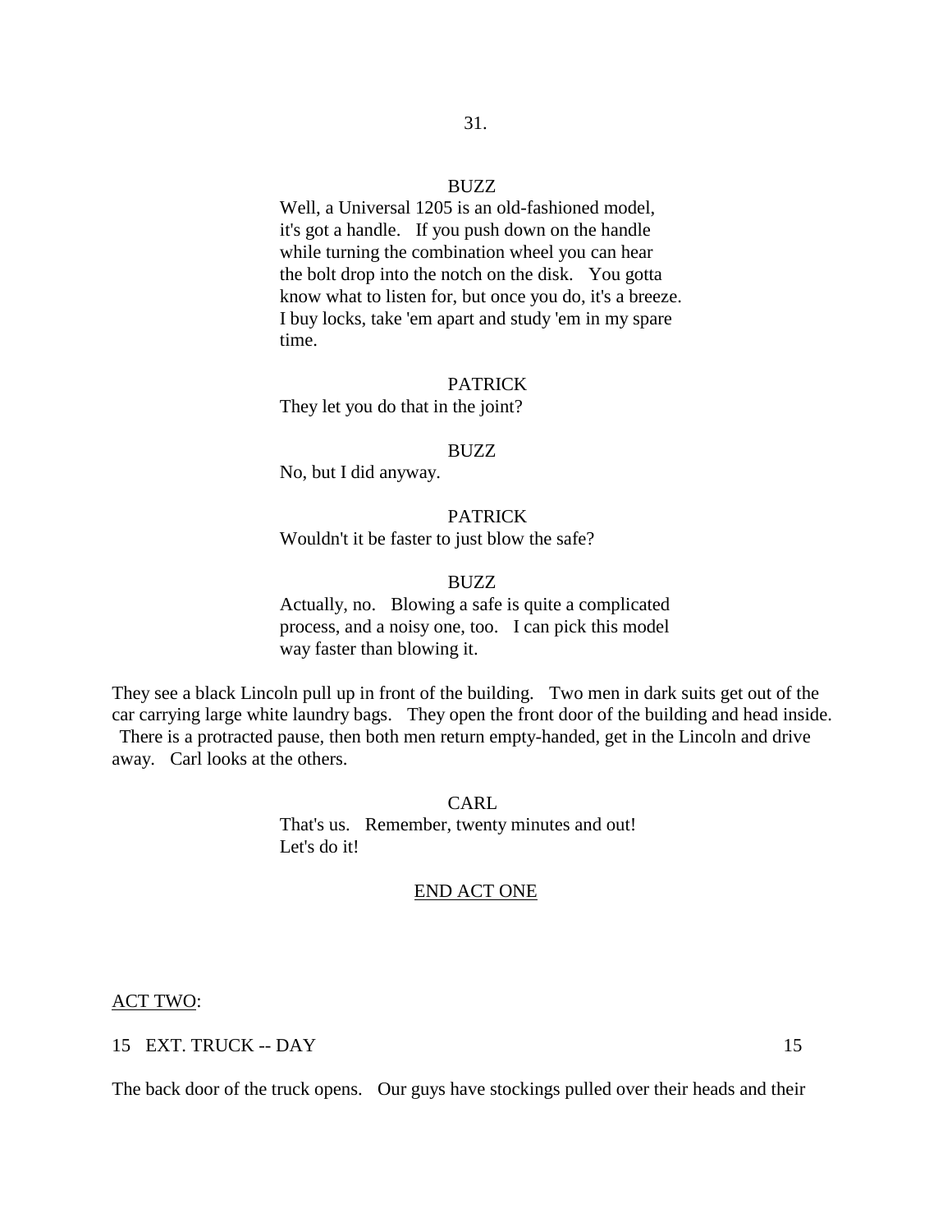BUZZ

Well, a Universal 1205 is an old-fashioned model, it's got a handle. If you push down on the handle while turning the combination wheel you can hear the bolt drop into the notch on the disk. You gotta know what to listen for, but once you do, it's a breeze. I buy locks, take 'em apart and study 'em in my spare time.

PATRICK

They let you do that in the joint?

BUZZ

No, but I did anyway.

PATRICK

Wouldn't it be faster to just blow the safe?

BUZZ

Actually, no. Blowing a safe is quite a complicated process, and a noisy one, too. I can pick this model way faster than blowing it.

They see a black Lincoln pull up in front of the building. Two men in dark suits get out of the car carrying large white laundry bags. They open the front door of the building and head inside. There is a protracted pause, then both men return empty-handed, get in the Lincoln and drive away. Carl looks at the others.

CARL

That's us. Remember, twenty minutes and out! Let's do it!

<u>END ACT ONE</u>

<u>ACT TWO</u>:

15 EXT. TRUCK -- DAY 15

The back door of the truck opens. Our guys have stockings pulled over their heads and their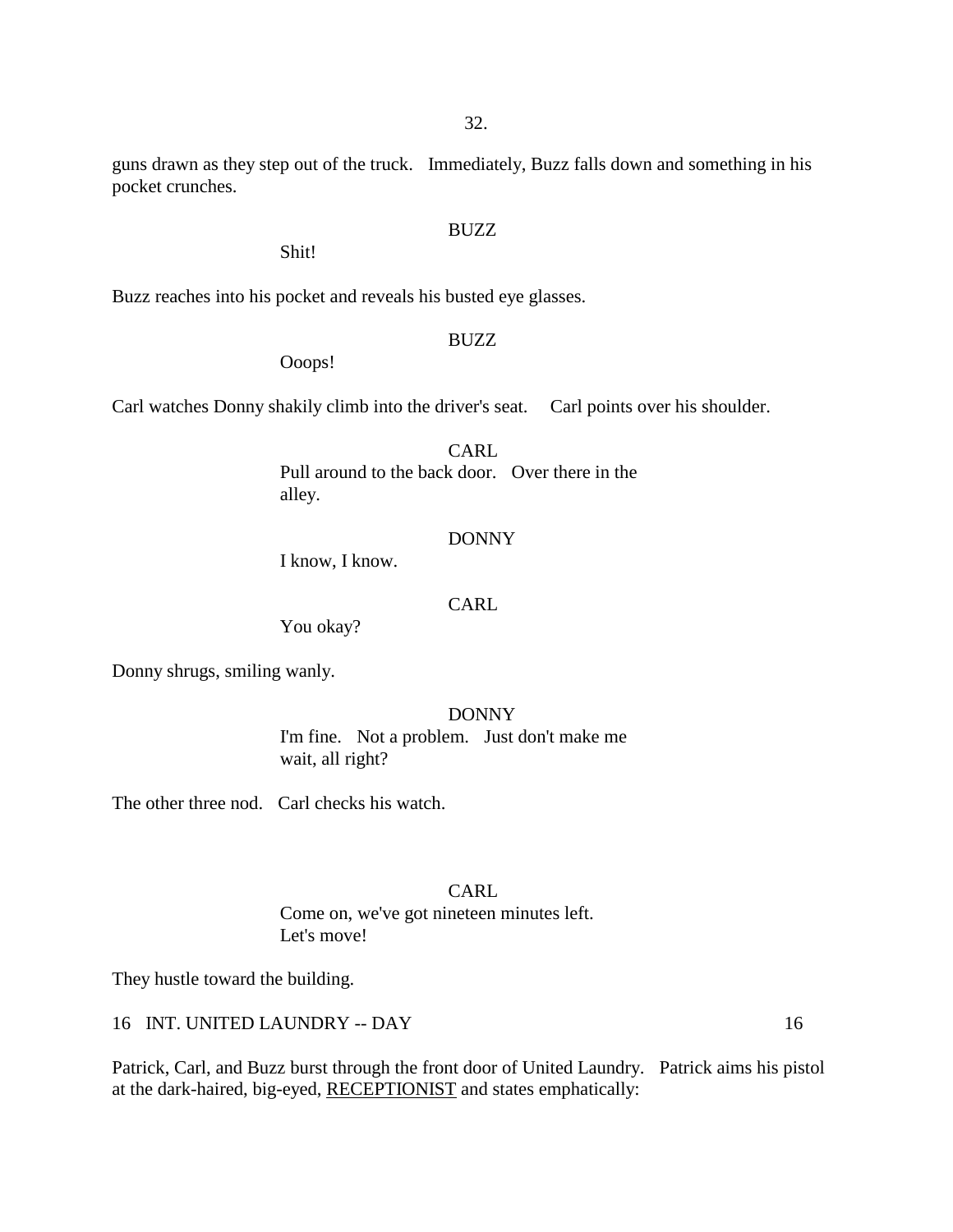guns drawn as they step out of the truck. Immediately, Buzz falls down and something in his pocket crunches.

BUZZ
Shit!

Buzz reaches into his pocket and reveals his busted eye glasses.

BUZZ
Ooops!

Carl watches Donny shakily climb into the driver's seat. Carl points over his shoulder.

CARL
Pull around to the back door. Over there in the alley.

DONNY
I know, I know.

CARL
You okay?

Donny shrugs, smiling wanly.

DONNY
I'm fine. Not a problem. Just don't make me wait, all right?

The other three nod. Carl checks his watch.

CARL
Come on, we've got nineteen minutes left. Let's move!

They hustle toward the building.

16 INT. UNITED LAUNDRY -- DAY 16

Patrick, Carl, and Buzz burst through the front door of United Laundry. Patrick aims his pistol at the dark-haired, big-eyed, RECEPTIONIST and states emphatically: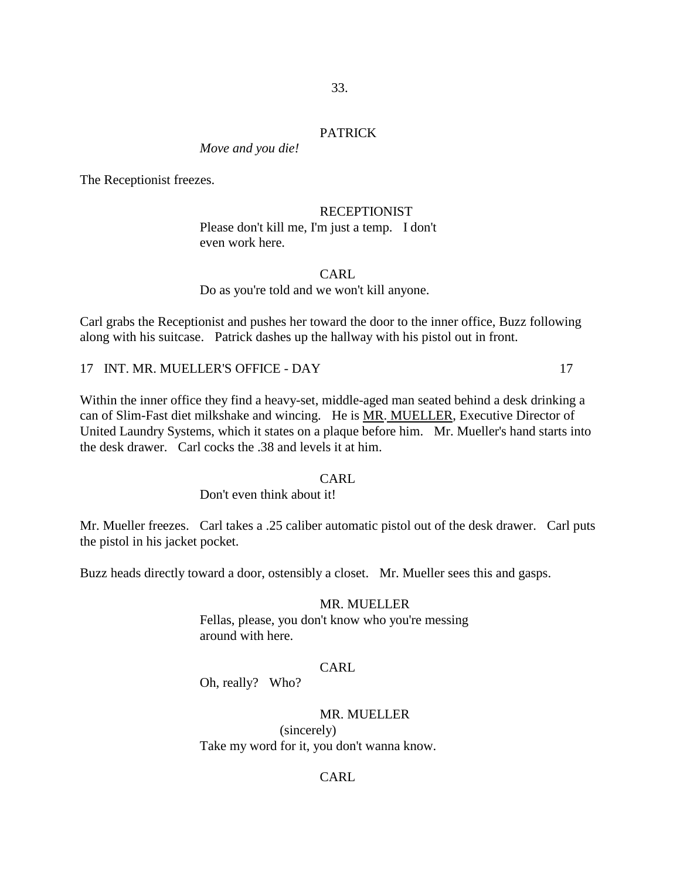PATRICK

*Move and you die!*

The Receptionist freezes.

RECEPTIONIST

Please don't kill me, I'm just a temp. I don't even work here.

CARL

Do as you're told and we won't kill anyone.

Carl grabs the Receptionist and pushes her toward the door to the inner office, Buzz following along with his suitcase. Patrick dashes up the hallway with his pistol out in front.

17 INT. MR. MUELLER'S OFFICE - DAY 17

Within the inner office they find a heavy-set, middle-aged man seated behind a desk drinking a can of Slim-Fast diet milkshake and wincing. He is MR. MUELLER, Executive Director of United Laundry Systems, which it states on a plaque before him. Mr. Mueller's hand starts into the desk drawer. Carl cocks the .38 and levels it at him.

CARL

Don't even think about it!

Mr. Mueller freezes. Carl takes a .25 caliber automatic pistol out of the desk drawer. Carl puts the pistol in his jacket pocket.

Buzz heads directly toward a door, ostensibly a closet. Mr. Mueller sees this and gasps.

MR. MUELLER

Fellas, please, you don't know who you're messing around with here.

CARL

Oh, really? Who?

MR. MUELLER

(sincerely)

Take my word for it, you don't wanna know.

CARL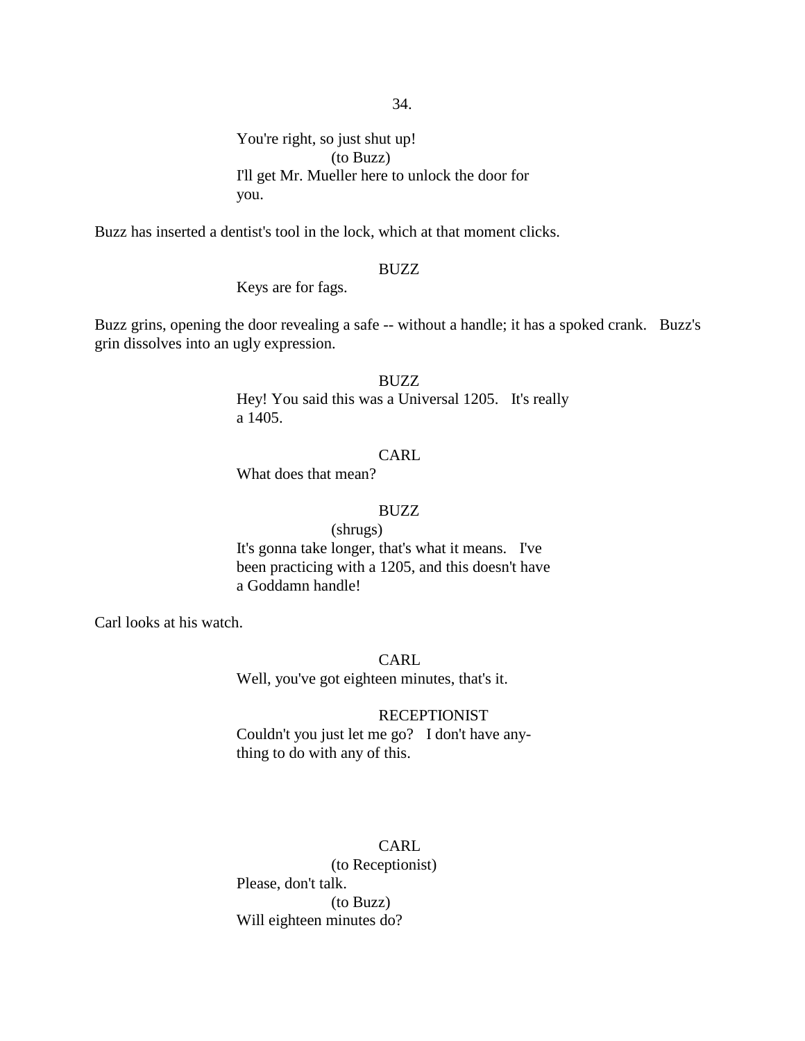You're right, so just shut up!
(to Buzz)
I'll get Mr. Mueller here to unlock the door for you.

Buzz has inserted a dentist's tool in the lock, which at that moment clicks.

BUZZ
Keys are for fags.

Buzz grins, opening the door revealing a safe -- without a handle; it has a spoked crank. Buzz's grin dissolves into an ugly expression.

BUZZ
Hey! You said this was a Universal 1205. It's really a 1405.

CARL
What does that mean?

BUZZ
(shrugs)
It's gonna take longer, that's what it means. I've been practicing with a 1205, and this doesn't have a Goddamn handle!

Carl looks at his watch.

CARL
Well, you've got eighteen minutes, that's it.

RECEPTIONIST
Couldn't you just let me go? I don't have anything to do with any of this.

CARL
(to Receptionist)
Please, don't talk.
(to Buzz)
Will eighteen minutes do?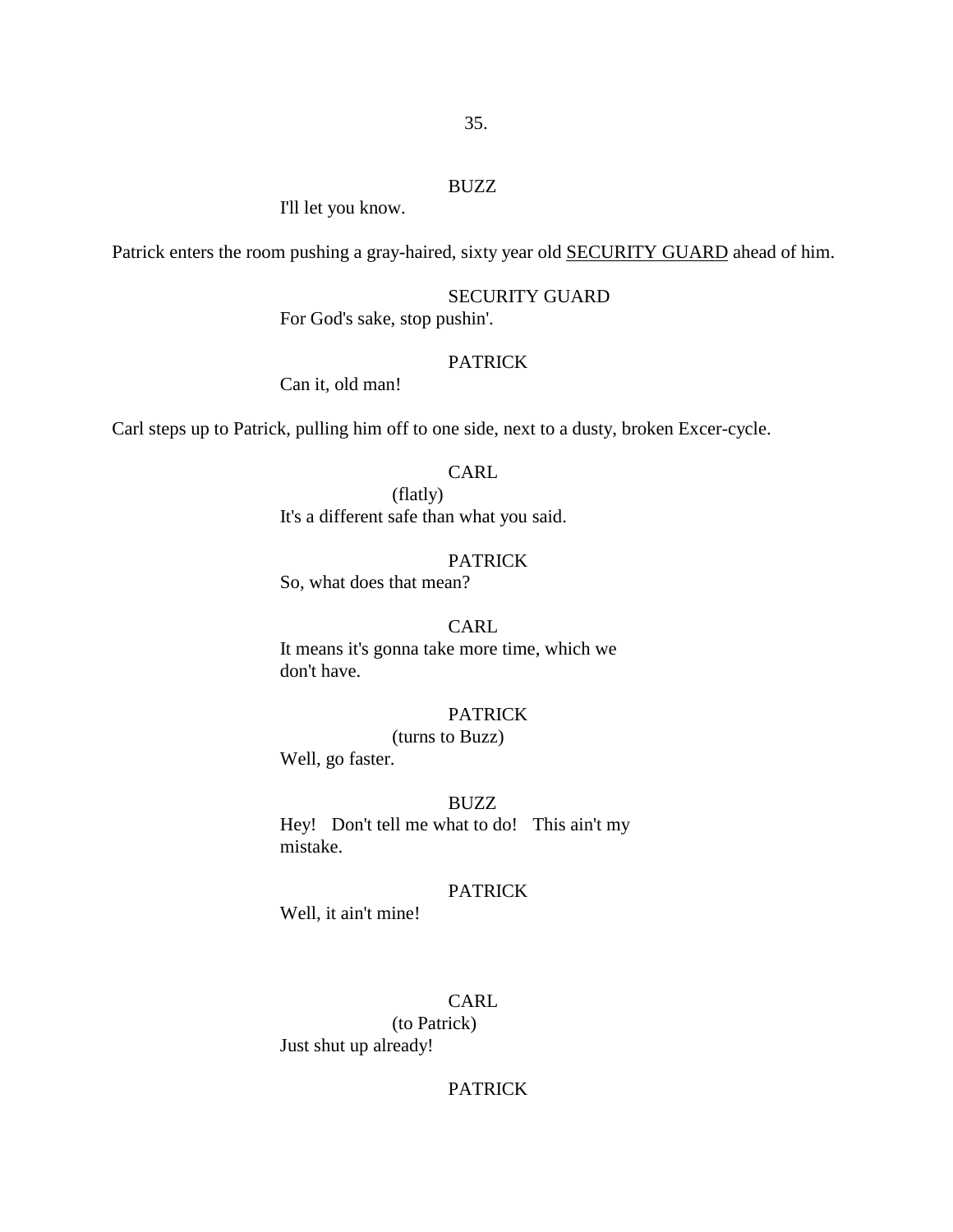BUZZ

I'll let you know.

Patrick enters the room pushing a gray-haired, sixty year old SECURITY GUARD ahead of him.

SECURITY GUARD

For God's sake, stop pushin'.

PATRICK

Can it, old man!

Carl steps up to Patrick, pulling him off to one side, next to a dusty, broken Excer-cycle.

CARL

(flatly)

It's a different safe than what you said.

PATRICK

So, what does that mean?

CARL

It means it's gonna take more time, which we don't have.

PATRICK

(turns to Buzz)

Well, go faster.

BUZZ

Hey! Don't tell me what to do! This ain't my mistake.

PATRICK

Well, it ain't mine!

CARL

(to Patrick)

Just shut up already!

PATRICK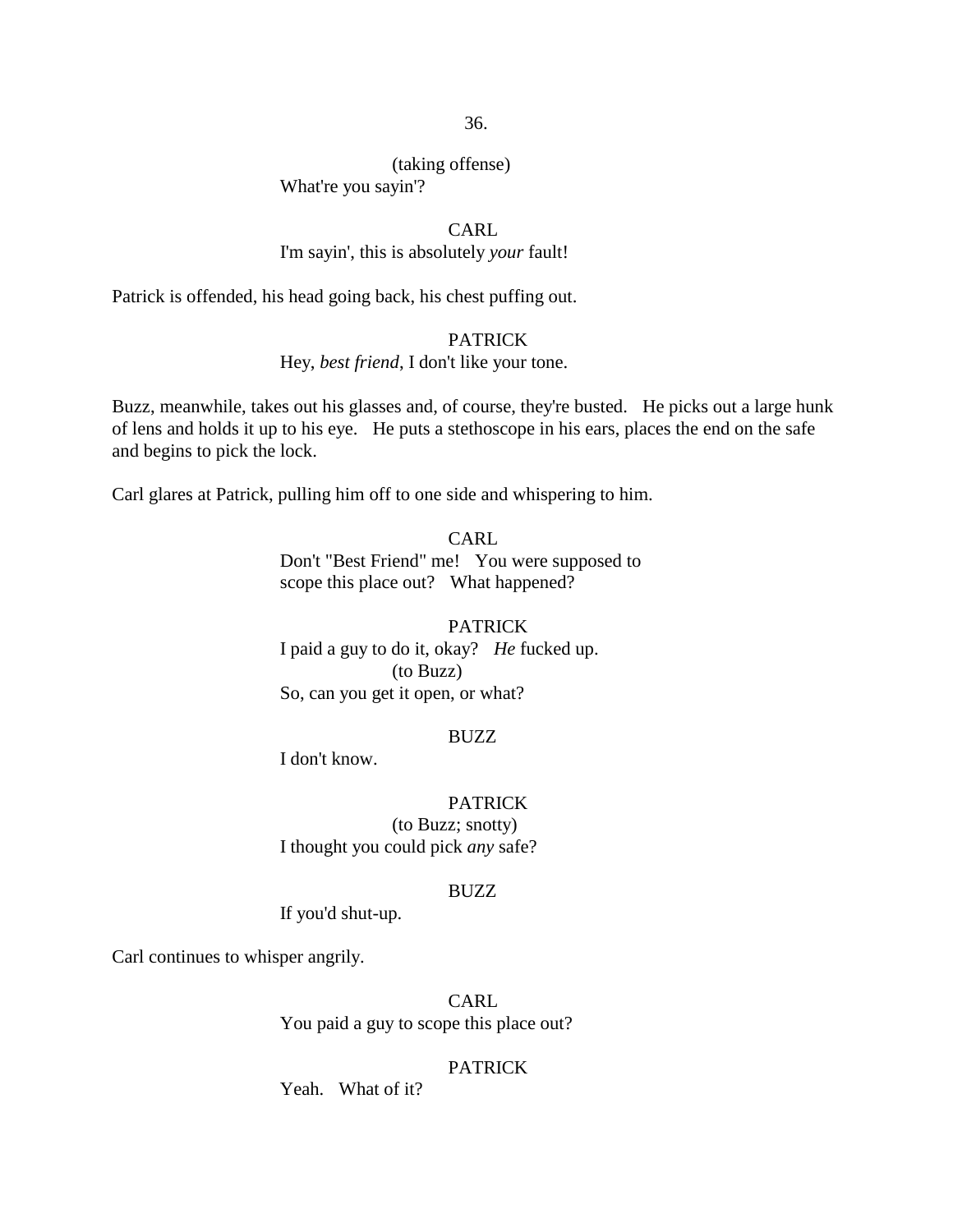(taking offense)
What're you sayin'?

CARL
I'm sayin', this is absolutely *your* fault!

Patrick is offended, his head going back, his chest puffing out.

PATRICK
Hey, *best friend*, I don't like your tone.

Buzz, meanwhile, takes out his glasses and, of course, they're busted. He picks out a large hunk of lens and holds it up to his eye. He puts a stethoscope in his ears, places the end on the safe and begins to pick the lock.

Carl glares at Patrick, pulling him off to one side and whispering to him.

CARL
Don't "Best Friend" me! You were supposed to scope this place out? What happened?

PATRICK
I paid a guy to do it, okay? *He* fucked up.
(to Buzz)
So, can you get it open, or what?

BUZZ
I don't know.

PATRICK
(to Buzz; snotty)
I thought you could pick *any* safe?

BUZZ
If you'd shut-up.

Carl continues to whisper angrily.

CARL
You paid a guy to scope this place out?

PATRICK
Yeah. What of it?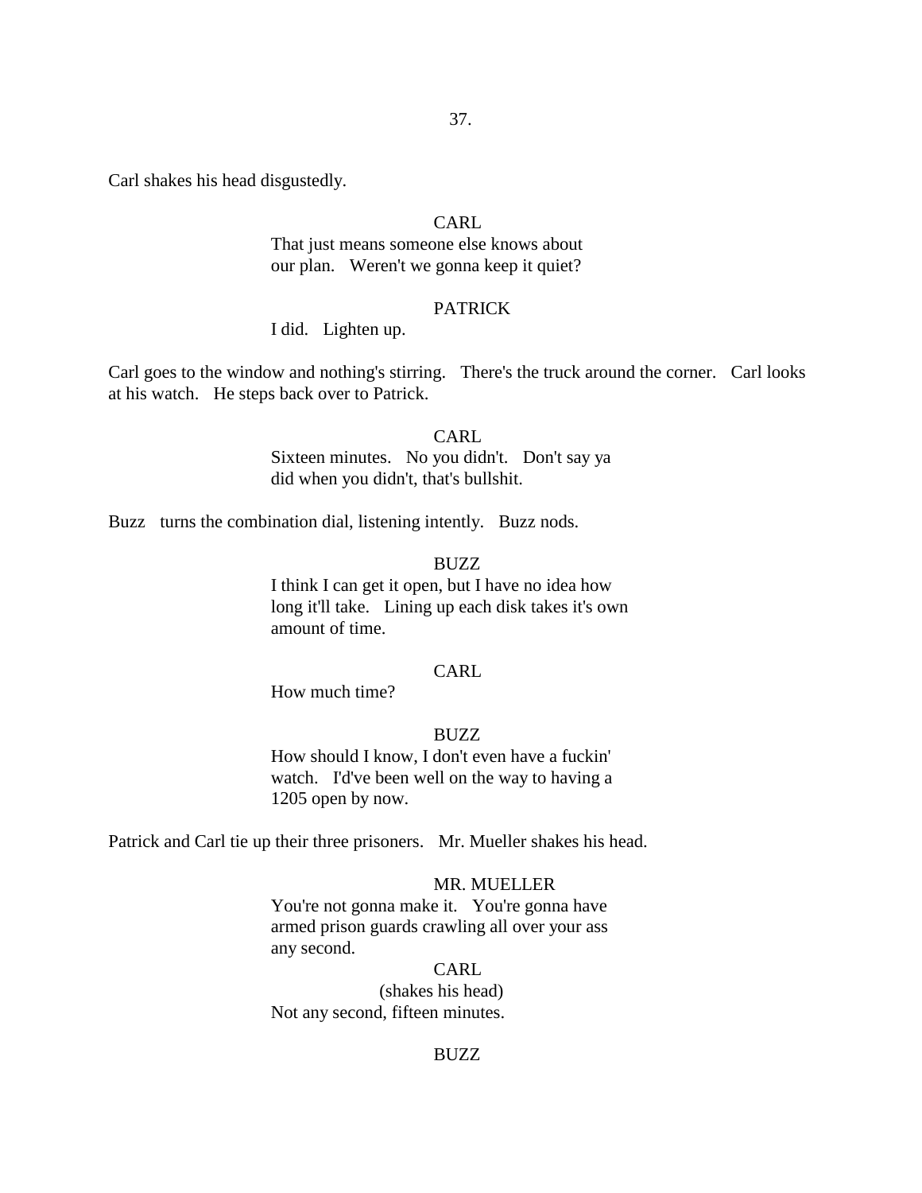Carl shakes his head disgustedly.

CARL
That just means someone else knows about our plan. Weren't we gonna keep it quiet?

PATRICK
I did. Lighten up.

Carl goes to the window and nothing's stirring. There's the truck around the corner. Carl looks at his watch. He steps back over to Patrick.

CARL
Sixteen minutes. No you didn't. Don't say ya did when you didn't, that's bullshit.

Buzz turns the combination dial, listening intently. Buzz nods.

BUZZ
I think I can get it open, but I have no idea how long it'll take. Lining up each disk takes it's own amount of time.

CARL
How much time?

BUZZ
How should I know, I don't even have a fuckin' watch. I'd've been well on the way to having a 1205 open by now.

Patrick and Carl tie up their three prisoners. Mr. Mueller shakes his head.

MR. MUELLER
You're not gonna make it. You're gonna have armed prison guards crawling all over your ass any second.

CARL
(shakes his head)
Not any second, fifteen minutes.

BUZZ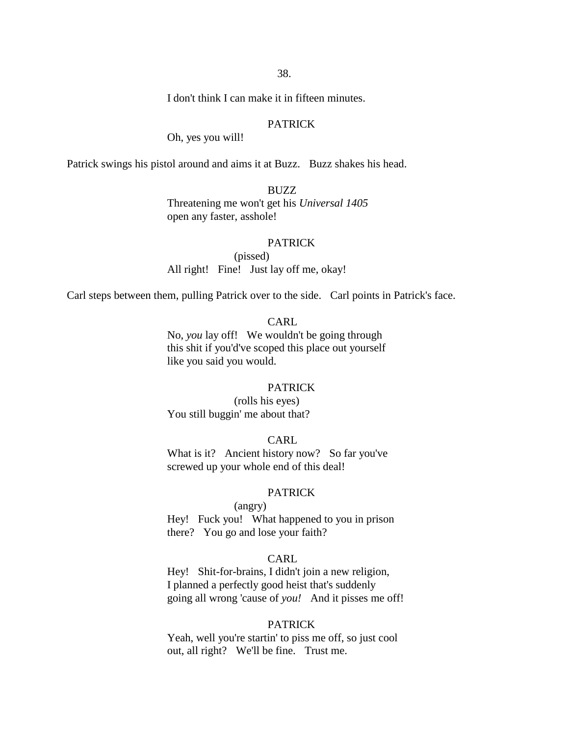I don't think I can make it in fifteen minutes.

PATRICK

Oh, yes you will!

Patrick swings his pistol around and aims it at Buzz. Buzz shakes his head.

BUZZ

Threatening me won't get his *Universal 1405* open any faster, asshole!

PATRICK

(pissed)

All right! Fine! Just lay off me, okay!

Carl steps between them, pulling Patrick over to the side. Carl points in Patrick's face.

CARL

No, *you* lay off! We wouldn't be going through this shit if you'd've scoped this place out yourself like you said you would.

PATRICK

(rolls his eyes)

You still buggin' me about that?

CARL

What is it? Ancient history now? So far you've screwed up your whole end of this deal!

PATRICK

(angry)

Hey! Fuck you! What happened to you in prison there? You go and lose your faith?

CARL

Hey! Shit-for-brains, I didn't join a new religion, I planned a perfectly good heist that's suddenly going all wrong 'cause of *you!* And it pisses me off!

PATRICK

Yeah, well you're startin' to piss me off, so just cool out, all right? We'll be fine. Trust me.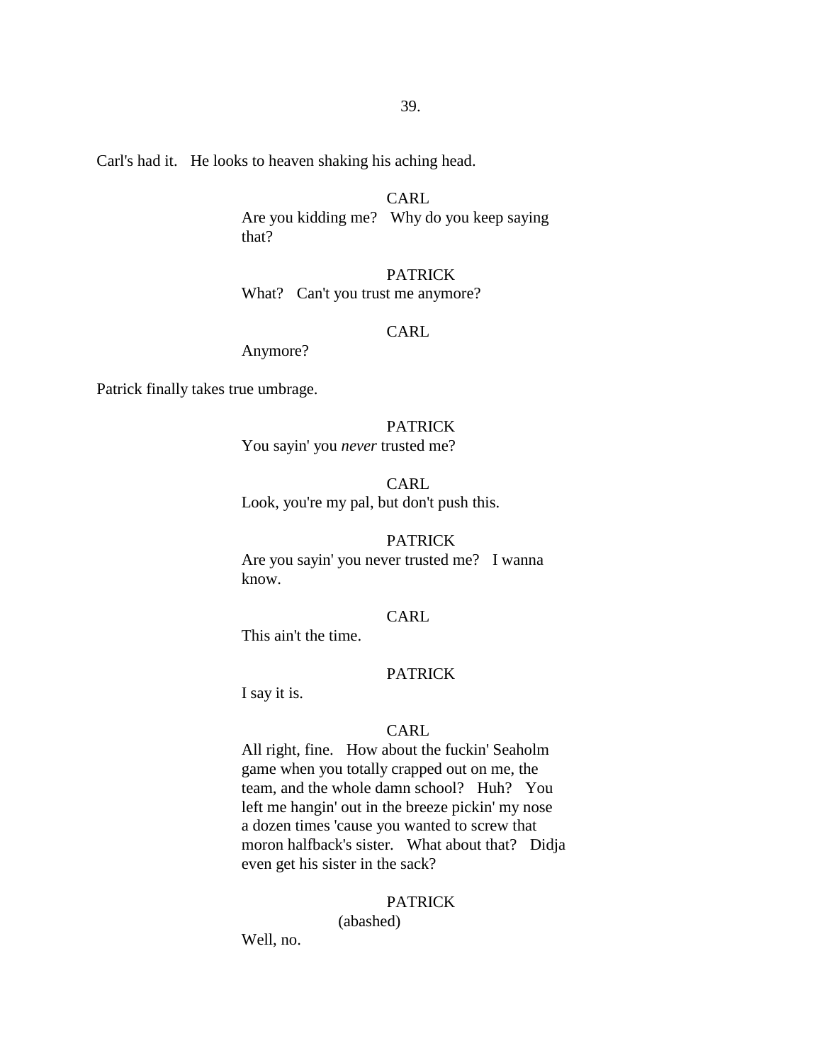Carl's had it. He looks to heaven shaking his aching head.

CARL
Are you kidding me? Why do you keep saying that?

PATRICK
What? Can't you trust me anymore?

CARL
Anymore?

Patrick finally takes true umbrage.

PATRICK
You sayin' you *never* trusted me?

CARL
Look, you're my pal, but don't push this.

PATRICK
Are you sayin' you never trusted me? I wanna know.

CARL
This ain't the time.

PATRICK
I say it is.

CARL
All right, fine. How about the fuckin' Seaholm game when you totally crapped out on me, the team, and the whole damn school? Huh? You left me hangin' out in the breeze pickin' my nose a dozen times 'cause you wanted to screw that moron halfback's sister. What about that? Didja even get his sister in the sack?

PATRICK
(abashed)
Well, no.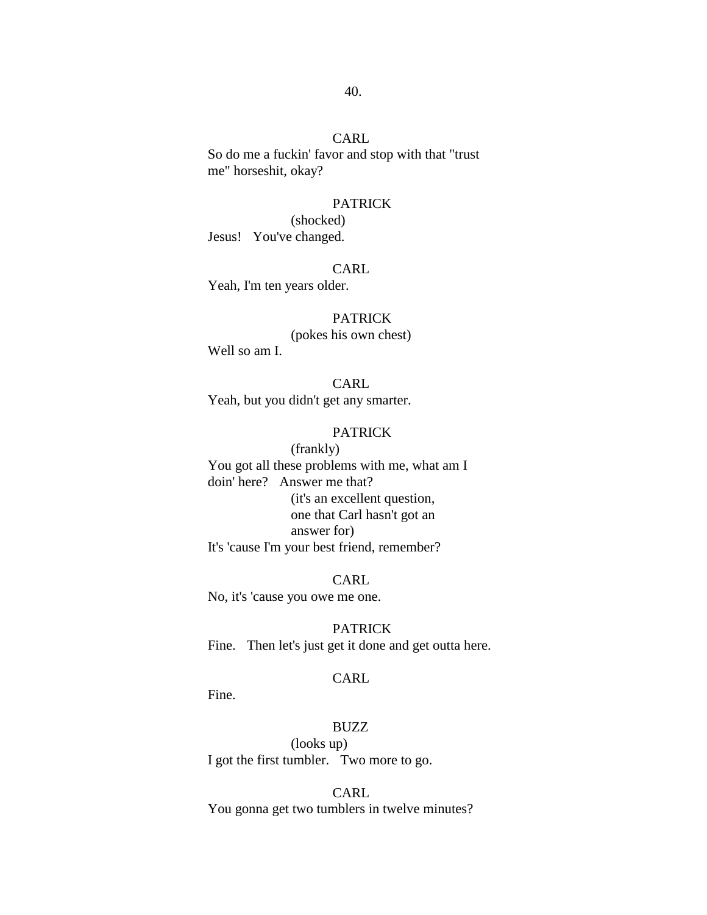CARL

So do me a fuckin' favor and stop with that "trust me" horseshit, okay?

PATRICK

(shocked)

Jesus!   You've changed.

CARL

Yeah, I'm ten years older.

PATRICK

(pokes his own chest)

Well so am I.

CARL

Yeah, but you didn't get any smarter.

PATRICK

(frankly)

You got all these problems with me, what am I doin' here?   Answer me that?

(it's an excellent question, one that Carl hasn't got an answer for)

It's 'cause I'm your best friend, remember?

CARL

No, it's 'cause you owe me one.

PATRICK

Fine.   Then let's just get it done and get outta here.

CARL

Fine.

BUZZ

(looks up)

I got the first tumbler.   Two more to go.

CARL

You gonna get two tumblers in twelve minutes?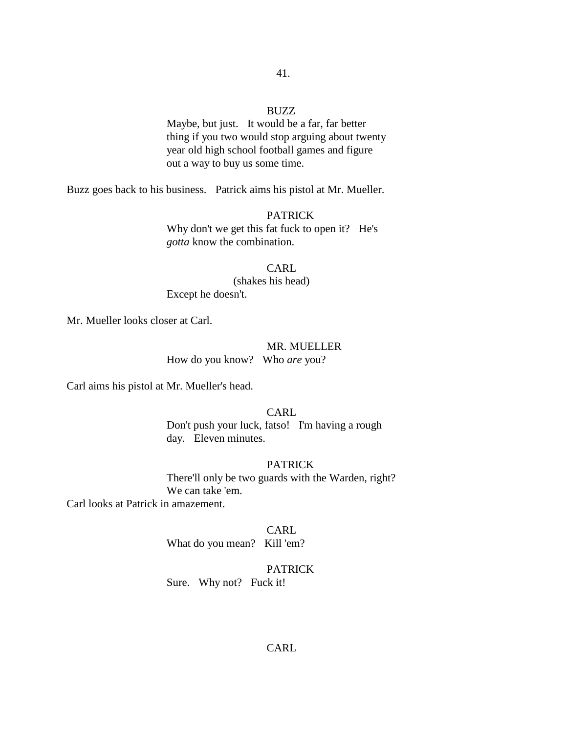BUZZ

Maybe, but just. It would be a far, far better thing if you two would stop arguing about twenty year old high school football games and figure out a way to buy us some time.

Buzz goes back to his business. Patrick aims his pistol at Mr. Mueller.

PATRICK

Why don't we get this fat fuck to open it? He's *gotta* know the combination.

CARL

(shakes his head)

Except he doesn't.

Mr. Mueller looks closer at Carl.

MR. MUELLER

How do you know? Who *are* you?

Carl aims his pistol at Mr. Mueller's head.

CARL

Don't push your luck, fatso! I'm having a rough day. Eleven minutes.

PATRICK

There'll only be two guards with the Warden, right? We can take 'em.

Carl looks at Patrick in amazement.

CARL

What do you mean? Kill 'em?

PATRICK

Sure. Why not? Fuck it!

CARL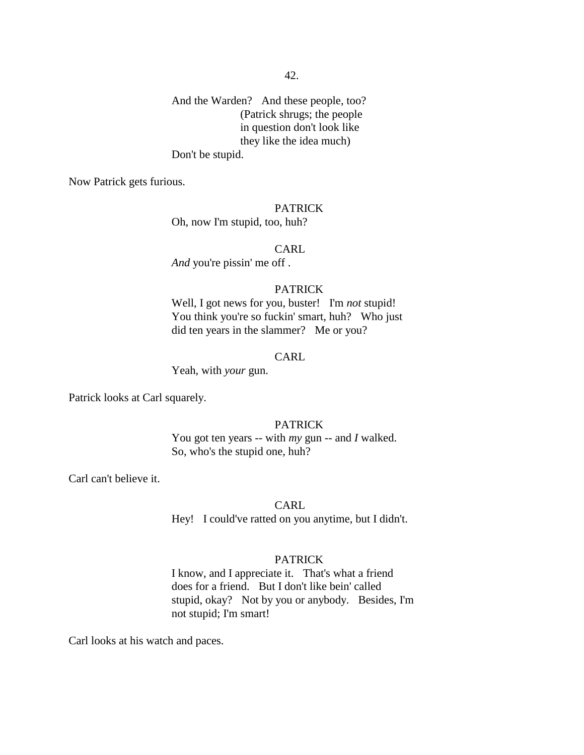And the Warden? And these people, too?
(Patrick shrugs; the people in question don't look like they like the idea much)
Don't be stupid.

Now Patrick gets furious.

PATRICK
Oh, now I'm stupid, too, huh?

CARL
*And* you're pissin' me off .

PATRICK
Well, I got news for you, buster! I'm *not* stupid! You think you're so fuckin' smart, huh? Who just did ten years in the slammer? Me or you?

CARL
Yeah, with *your* gun.

Patrick looks at Carl squarely.

PATRICK
You got ten years -- with *my* gun -- and *I* walked. So, who's the stupid one, huh?

Carl can't believe it.

CARL
Hey! I could've ratted on you anytime, but I didn't.

PATRICK
I know, and I appreciate it. That's what a friend does for a friend. But I don't like bein' called stupid, okay? Not by you or anybody. Besides, I'm not stupid; I'm smart!

Carl looks at his watch and paces.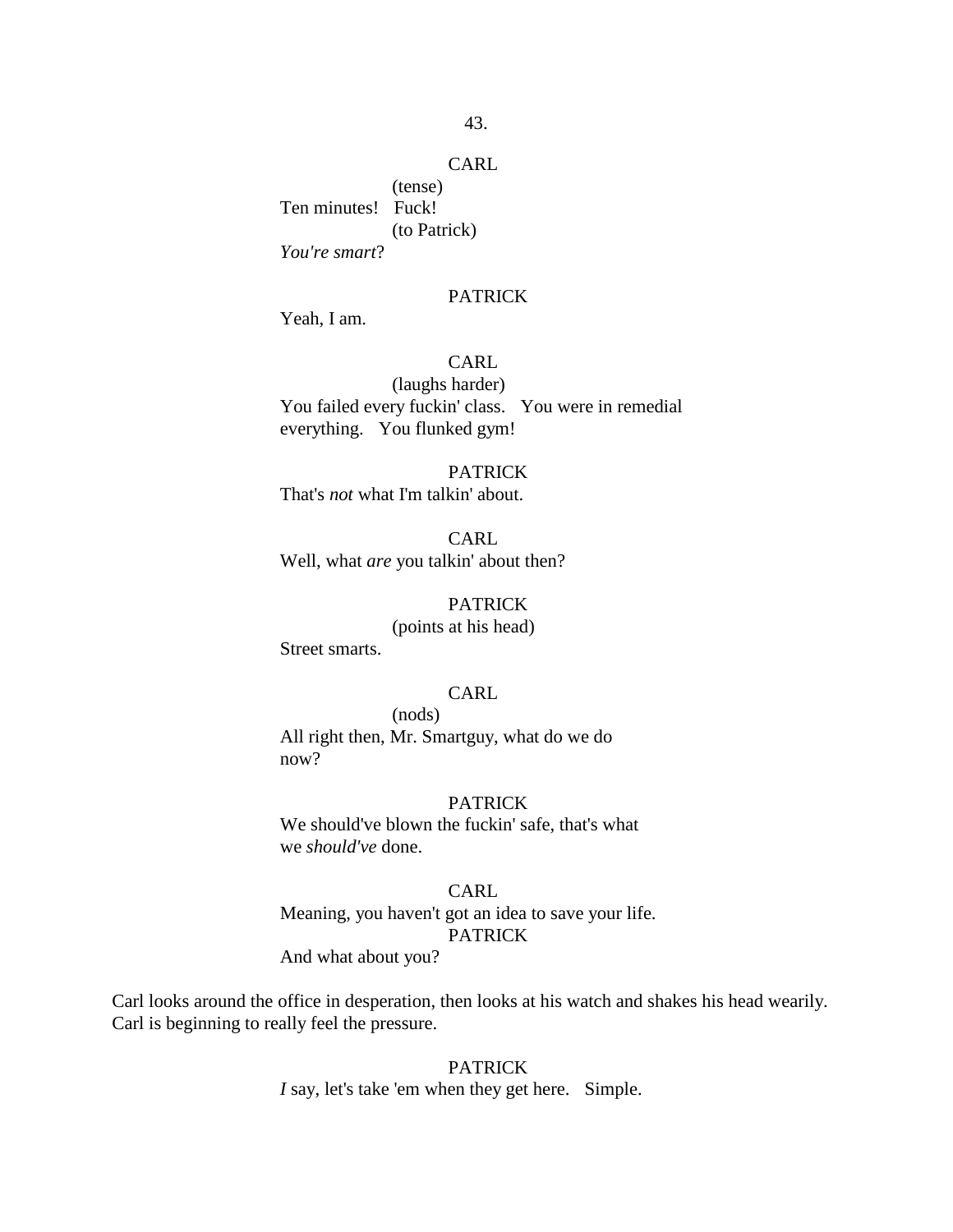CARL

(tense)

Ten minutes!   Fuck!

(to Patrick)

*You're smart*?

PATRICK

Yeah, I am.

CARL

(laughs harder)

You failed every fuckin' class.   You were in remedial everything.   You flunked gym!

PATRICK

That's *not* what I'm talkin' about.

CARL

Well, what *are* you talkin' about then?

PATRICK

(points at his head)

Street smarts.

CARL

(nods)

All right then, Mr. Smartguy, what do we do now?

PATRICK

We should've blown the fuckin' safe, that's what we *should've* done.

CARL

Meaning, you haven't got an idea to save your life.

PATRICK

And what about you?

Carl looks around the office in desperation, then looks at his watch and shakes his head wearily. Carl is beginning to really feel the pressure.

PATRICK

*I* say, let's take 'em when they get here.   Simple.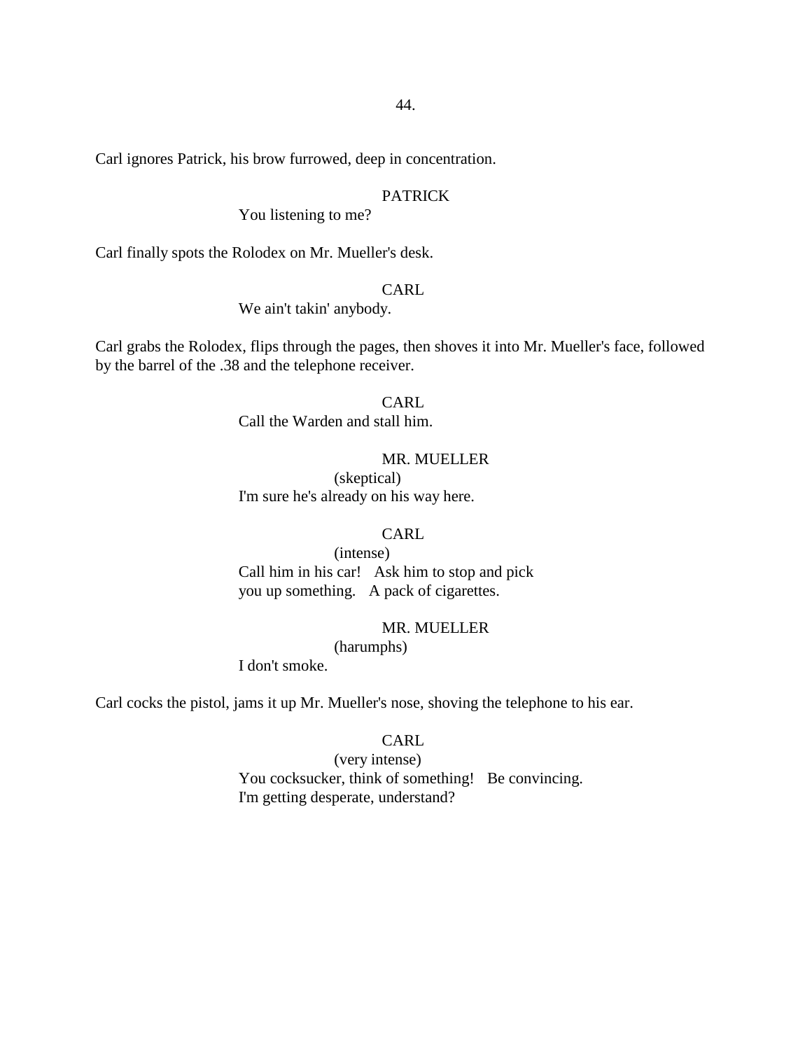Carl ignores Patrick, his brow furrowed, deep in concentration.

PATRICK
You listening to me?

Carl finally spots the Rolodex on Mr. Mueller's desk.

CARL
We ain't takin' anybody.

Carl grabs the Rolodex, flips through the pages, then shoves it into Mr. Mueller's face, followed by the barrel of the .38 and the telephone receiver.

CARL
Call the Warden and stall him.

MR. MUELLER
(skeptical)
I'm sure he's already on his way here.

CARL
(intense)
Call him in his car! Ask him to stop and pick you up something. A pack of cigarettes.

MR. MUELLER
(harumphs)
I don't smoke.

Carl cocks the pistol, jams it up Mr. Mueller's nose, shoving the telephone to his ear.

CARL
(very intense)
You cocksucker, think of something! Be convincing. I'm getting desperate, understand?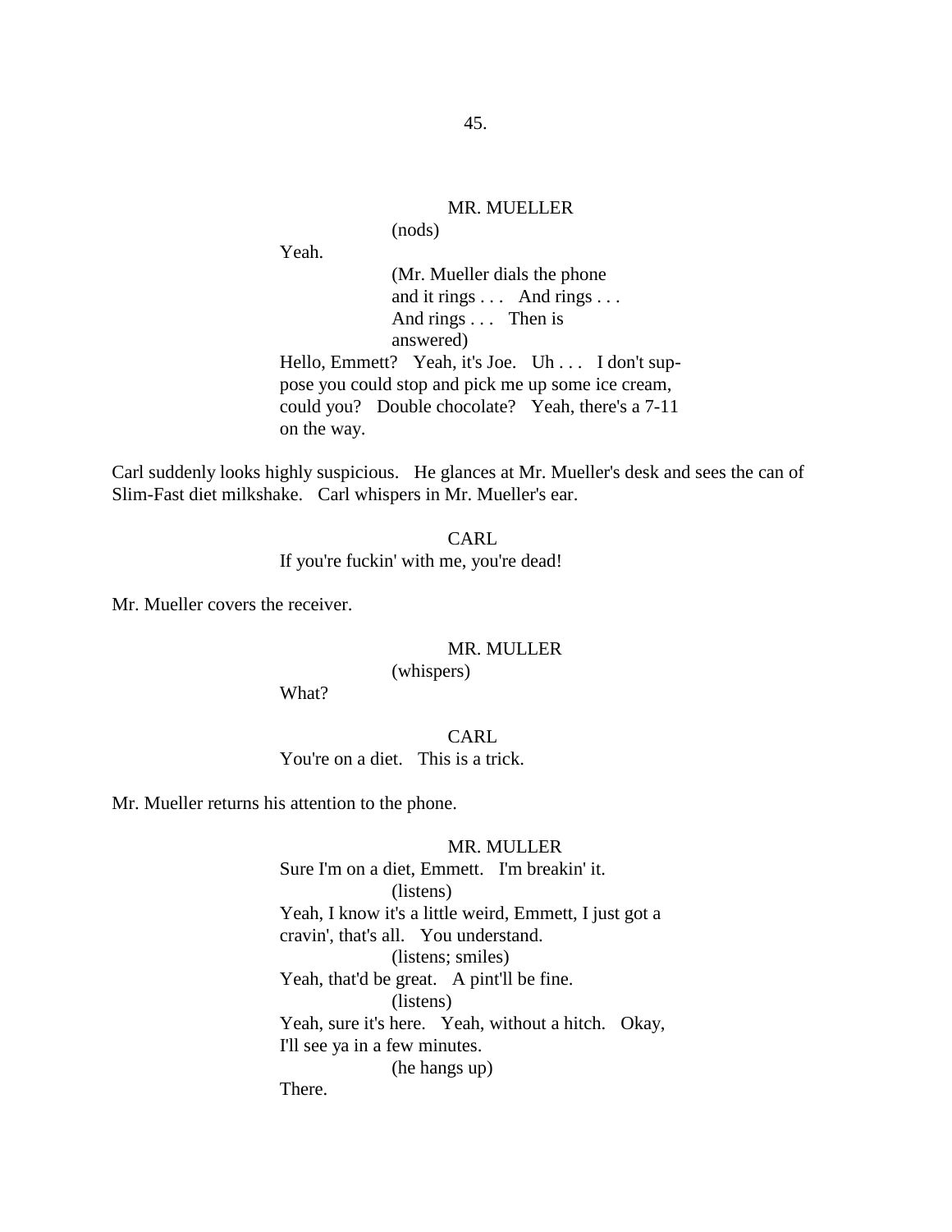MR. MUELLER

(nods)

Yeah.

(Mr. Mueller dials the phone and it rings . . . And rings . . . And rings . . . Then is answered)

Hello, Emmett? Yeah, it's Joe. Uh . . . I don't suppose you could stop and pick me up some ice cream, could you? Double chocolate? Yeah, there's a 7-11 on the way.

Carl suddenly looks highly suspicious. He glances at Mr. Mueller's desk and sees the can of Slim-Fast diet milkshake. Carl whispers in Mr. Mueller's ear.

CARL

If you're fuckin' with me, you're dead!

Mr. Mueller covers the receiver.

MR. MULLER

(whispers)

What?

CARL

You're on a diet. This is a trick.

Mr. Mueller returns his attention to the phone.

MR. MULLER

Sure I'm on a diet, Emmett. I'm breakin' it.

(listens)

Yeah, I know it's a little weird, Emmett, I just got a cravin', that's all. You understand.

(listens; smiles)

Yeah, that'd be great. A pint'll be fine.

(listens)

Yeah, sure it's here. Yeah, without a hitch. Okay, I'll see ya in a few minutes.

(he hangs up)

There.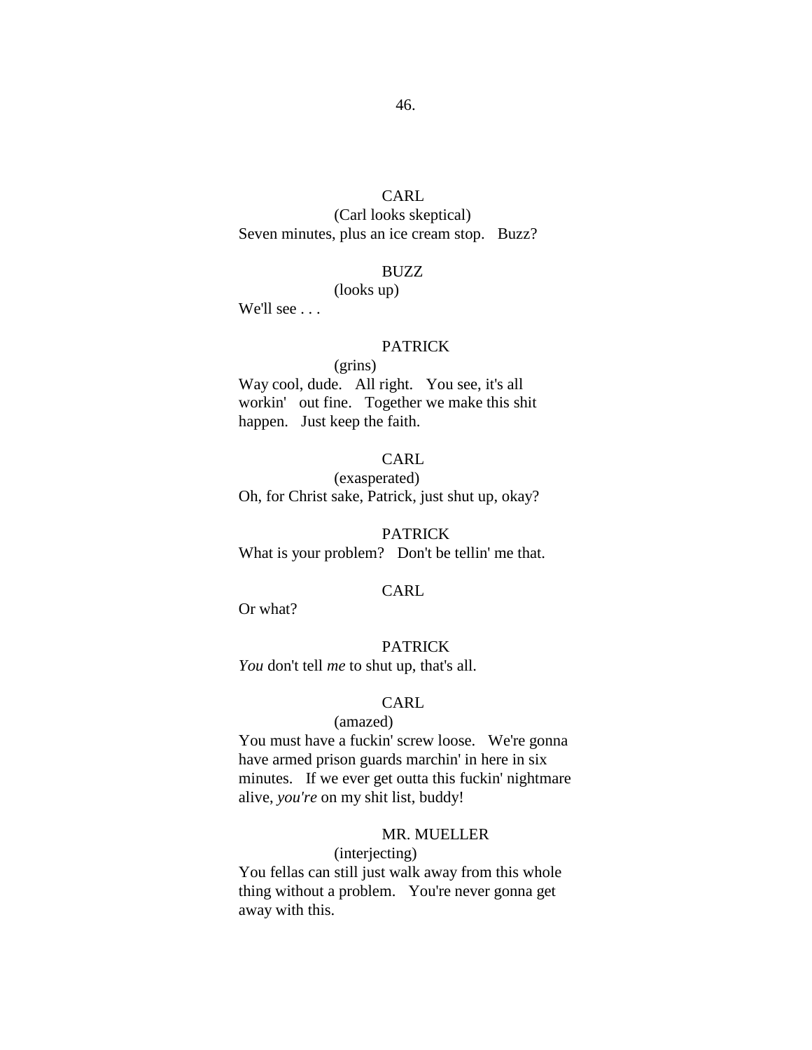CARL
(Carl looks skeptical)
Seven minutes, plus an ice cream stop. Buzz?

BUZZ
(looks up)
We'll see . . .

PATRICK
(grins)
Way cool, dude. All right. You see, it's all workin' out fine. Together we make this shit happen. Just keep the faith.

CARL
(exasperated)
Oh, for Christ sake, Patrick, just shut up, okay?

PATRICK
What is your problem? Don't be tellin' me that.

CARL
Or what?

PATRICK
*You* don't tell *me* to shut up, that's all.

CARL
(amazed)
You must have a fuckin' screw loose. We're gonna have armed prison guards marchin' in here in six minutes. If we ever get outta this fuckin' nightmare alive, *you're* on my shit list, buddy!

MR. MUELLER
(interjecting)
You fellas can still just walk away from this whole thing without a problem. You're never gonna get away with this.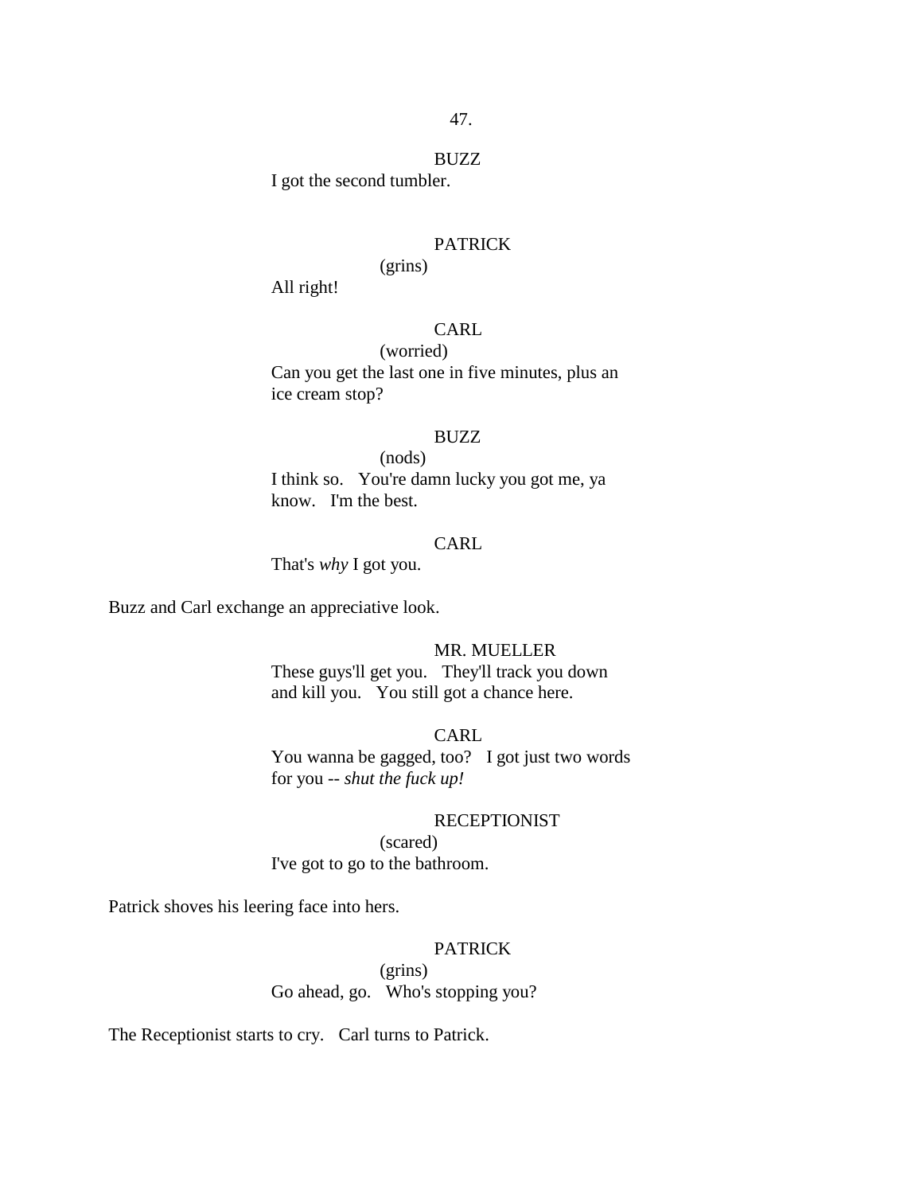BUZZ

I got the second tumbler.

PATRICK

(grins)

All right!

CARL

(worried)

Can you get the last one in five minutes, plus an ice cream stop?

BUZZ

(nods)

I think so. You're damn lucky you got me, ya know. I'm the best.

CARL

That's *why* I got you.

Buzz and Carl exchange an appreciative look.

MR. MUELLER

These guys'll get you. They'll track you down and kill you. You still got a chance here.

CARL

You wanna be gagged, too? I got just two words for you -- *shut the fuck up!*

RECEPTIONIST

(scared)

I've got to go to the bathroom.

Patrick shoves his leering face into hers.

PATRICK

(grins)

Go ahead, go. Who's stopping you?

The Receptionist starts to cry. Carl turns to Patrick.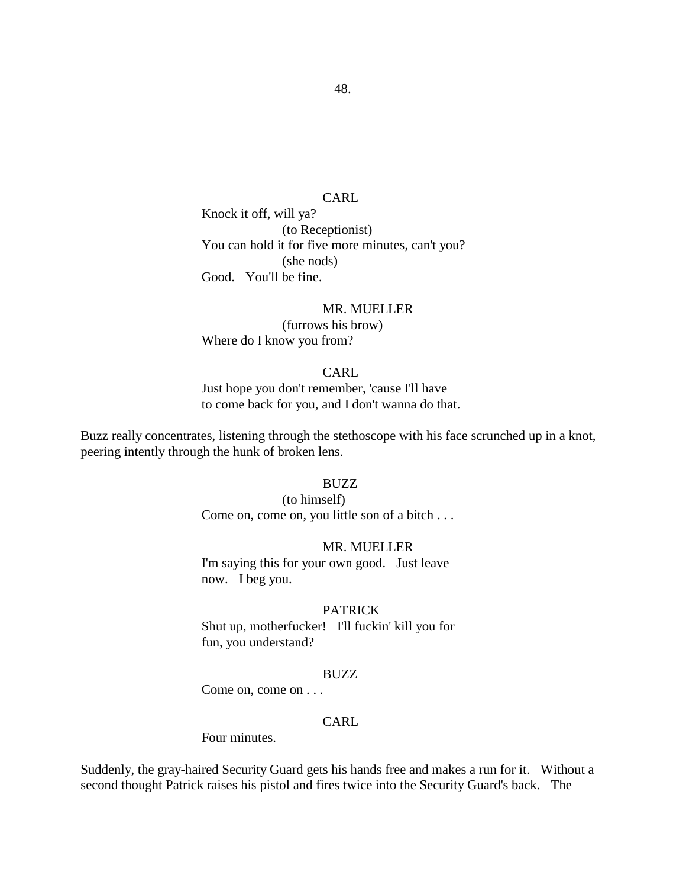CARL

Knock it off, will ya?

(to Receptionist)

You can hold it for five more minutes, can't you?

(she nods)

Good. You'll be fine.

MR. MUELLER

(furrows his brow)

Where do I know you from?

CARL

Just hope you don't remember, 'cause I'll have to come back for you, and I don't wanna do that.

Buzz really concentrates, listening through the stethoscope with his face scrunched up in a knot, peering intently through the hunk of broken lens.

BUZZ

(to himself)

Come on, come on, you little son of a bitch . . .

MR. MUELLER

I'm saying this for your own good. Just leave now. I beg you.

PATRICK

Shut up, motherfucker! I'll fuckin' kill you for fun, you understand?

BUZZ

Come on, come on . . .

CARL

Four minutes.

Suddenly, the gray-haired Security Guard gets his hands free and makes a run for it. Without a second thought Patrick raises his pistol and fires twice into the Security Guard's back. The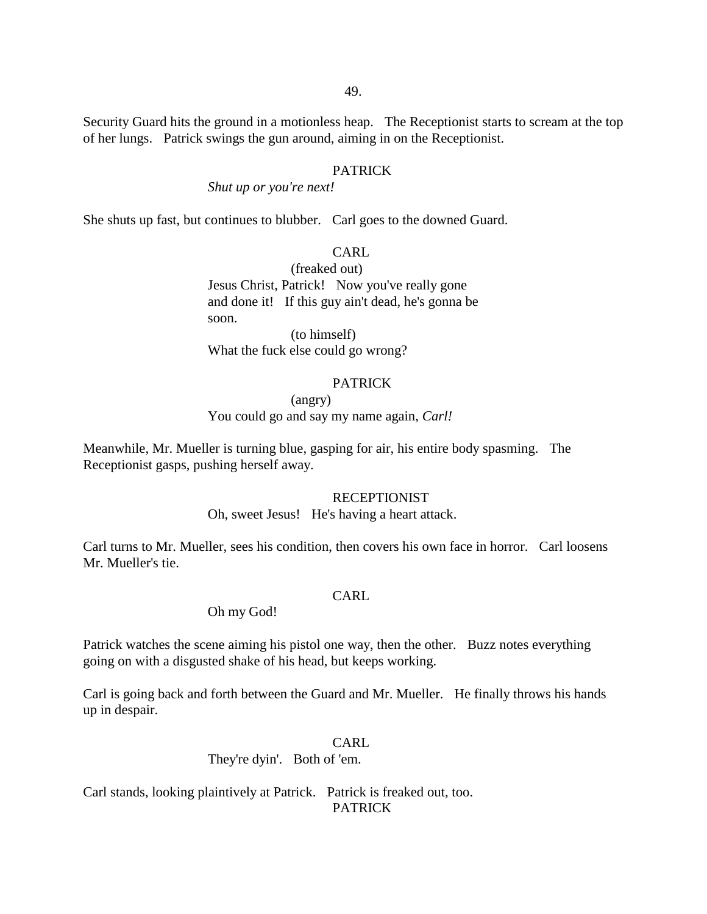Security Guard hits the ground in a motionless heap. The Receptionist starts to scream at the top of her lungs. Patrick swings the gun around, aiming in on the Receptionist.

PATRICK

*Shut up or you're next!*

She shuts up fast, but continues to blubber. Carl goes to the downed Guard.

CARL

(freaked out)

Jesus Christ, Patrick! Now you've really gone and done it! If this guy ain't dead, he's gonna be soon.

(to himself)

What the fuck else could go wrong?

PATRICK

(angry)

You could go and say my name again, *Carl!*

Meanwhile, Mr. Mueller is turning blue, gasping for air, his entire body spasming. The Receptionist gasps, pushing herself away.

RECEPTIONIST

Oh, sweet Jesus! He's having a heart attack.

Carl turns to Mr. Mueller, sees his condition, then covers his own face in horror. Carl loosens Mr. Mueller's tie.

CARL

Oh my God!

Patrick watches the scene aiming his pistol one way, then the other. Buzz notes everything going on with a disgusted shake of his head, but keeps working.

Carl is going back and forth between the Guard and Mr. Mueller. He finally throws his hands up in despair.

CARL

They're dyin'. Both of 'em.

Carl stands, looking plaintively at Patrick. Patrick is freaked out, too.

PATRICK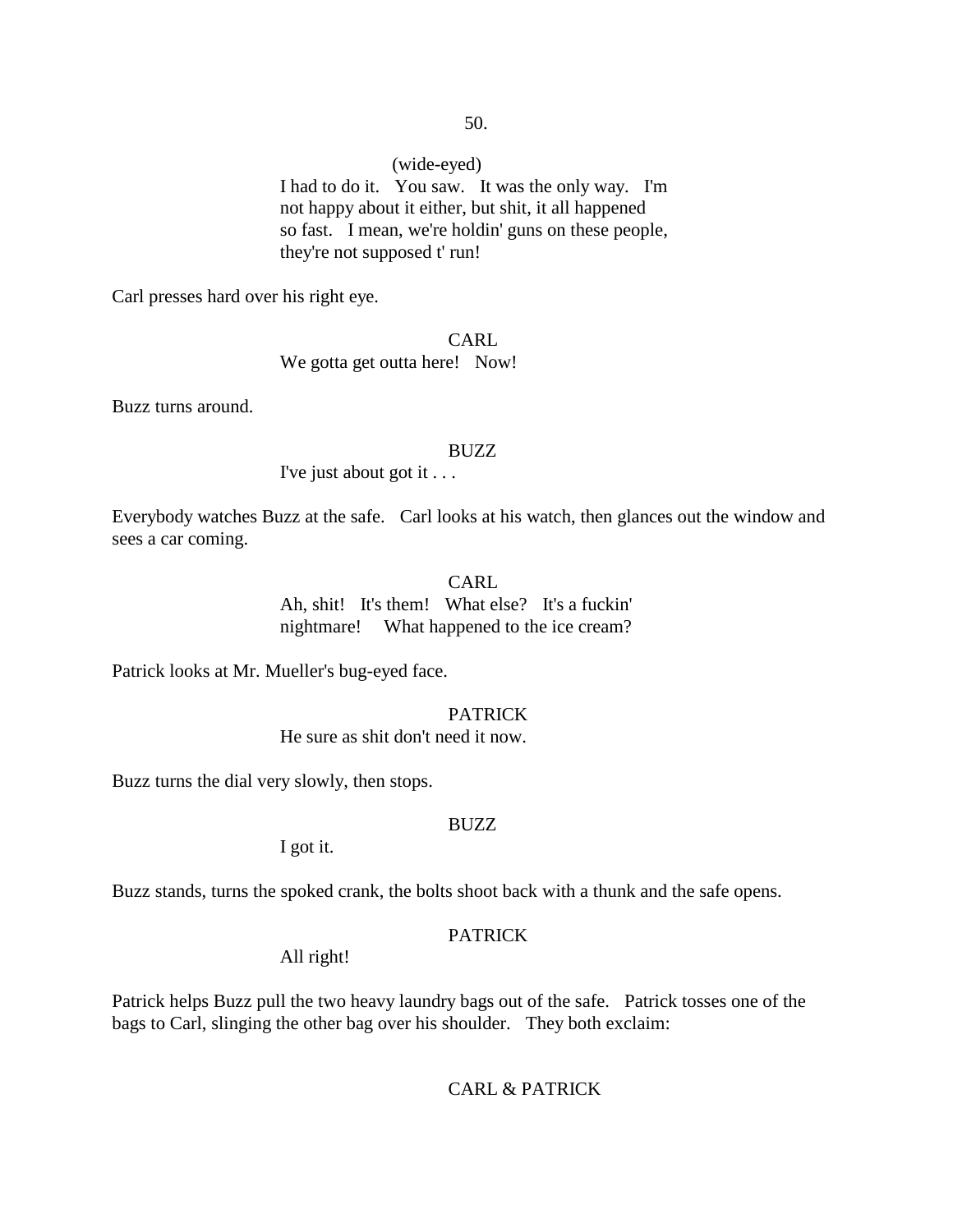(wide-eyed)

I had to do it. You saw. It was the only way. I'm not happy about it either, but shit, it all happened so fast. I mean, we're holdin' guns on these people, they're not supposed t' run!

Carl presses hard over his right eye.

CARL

We gotta get outta here! Now!

Buzz turns around.

BUZZ

I've just about got it . . .

Everybody watches Buzz at the safe. Carl looks at his watch, then glances out the window and sees a car coming.

CARL

Ah, shit! It's them! What else? It's a fuckin' nightmare! What happened to the ice cream?

Patrick looks at Mr. Mueller's bug-eyed face.

PATRICK

He sure as shit don't need it now.

Buzz turns the dial very slowly, then stops.

BUZZ

I got it.

Buzz stands, turns the spoked crank, the bolts shoot back with a thunk and the safe opens.

PATRICK

All right!

Patrick helps Buzz pull the two heavy laundry bags out of the safe. Patrick tosses one of the bags to Carl, slinging the other bag over his shoulder. They both exclaim:

CARL & PATRICK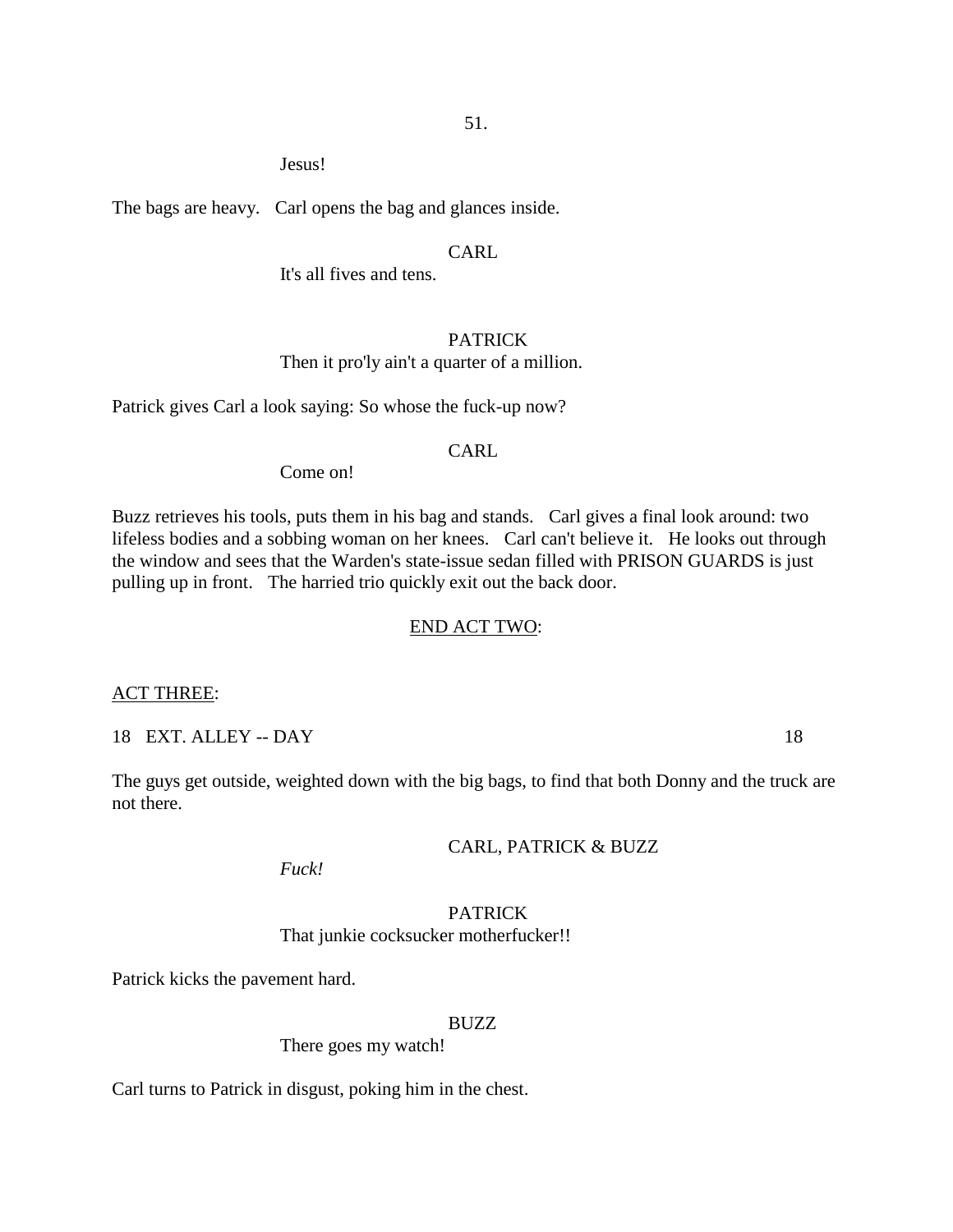Jesus!

The bags are heavy. Carl opens the bag and glances inside.

CARL

It's all fives and tens.

PATRICK

Then it pro'ly ain't a quarter of a million.

Patrick gives Carl a look saying: So whose the fuck-up now?

CARL

Come on!

Buzz retrieves his tools, puts them in his bag and stands. Carl gives a final look around: two lifeless bodies and a sobbing woman on her knees. Carl can't believe it. He looks out through the window and sees that the Warden's state-issue sedan filled with PRISON GUARDS is just pulling up in front. The harried trio quickly exit out the back door.

<u>END ACT TWO</u>:

<u>ACT THREE</u>:

18 EXT. ALLEY -- DAY 18

The guys get outside, weighted down with the big bags, to find that both Donny and the truck are not there.

CARL, PATRICK & BUZZ

*Fuck!*

PATRICK

That junkie cocksucker motherfucker!!

Patrick kicks the pavement hard.

BUZZ

There goes my watch!

Carl turns to Patrick in disgust, poking him in the chest.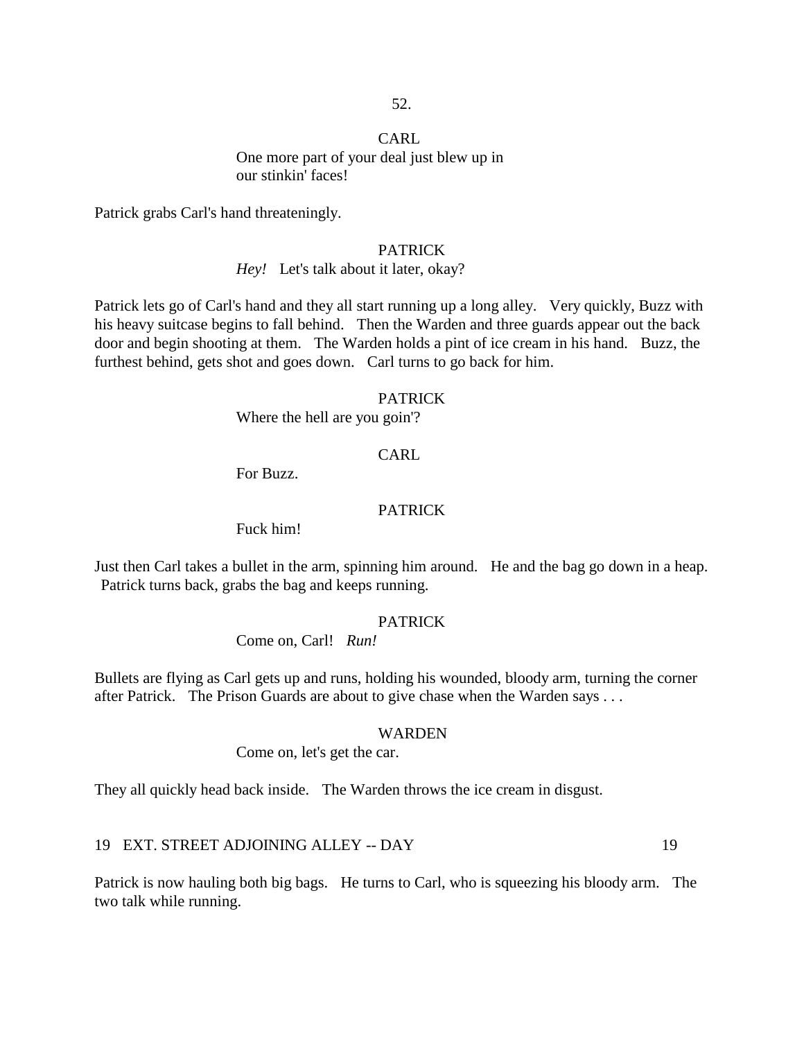CARL

One more part of your deal just blew up in our stinkin' faces!

Patrick grabs Carl's hand threateningly.

PATRICK

*Hey!* Let's talk about it later, okay?

Patrick lets go of Carl's hand and they all start running up a long alley. Very quickly, Buzz with his heavy suitcase begins to fall behind. Then the Warden and three guards appear out the back door and begin shooting at them. The Warden holds a pint of ice cream in his hand. Buzz, the furthest behind, gets shot and goes down. Carl turns to go back for him.

PATRICK

Where the hell are you goin'?

CARL

For Buzz.

PATRICK

Fuck him!

Just then Carl takes a bullet in the arm, spinning him around. He and the bag go down in a heap. Patrick turns back, grabs the bag and keeps running.

PATRICK

Come on, Carl! *Run!*

Bullets are flying as Carl gets up and runs, holding his wounded, bloody arm, turning the corner after Patrick. The Prison Guards are about to give chase when the Warden says . . .

WARDEN

Come on, let's get the car.

They all quickly head back inside. The Warden throws the ice cream in disgust.

19 EXT. STREET ADJOINING ALLEY -- DAY 19

Patrick is now hauling both big bags. He turns to Carl, who is squeezing his bloody arm. The two talk while running.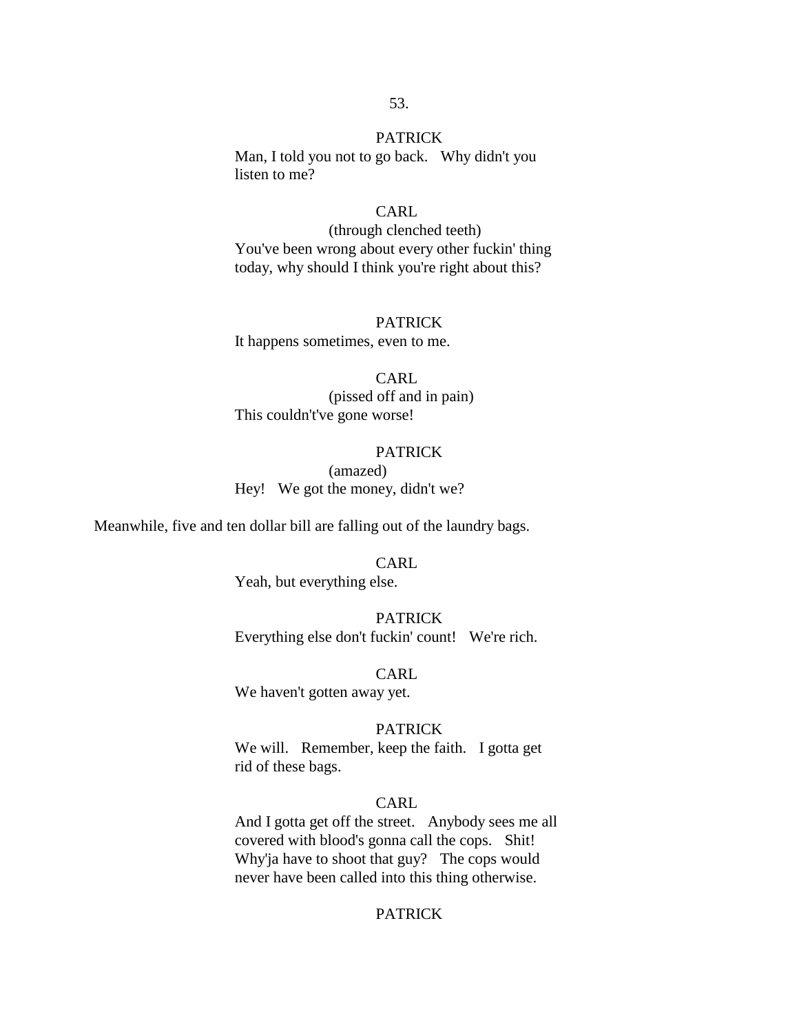PATRICK
Man, I told you not to go back. Why didn't you listen to me?

CARL
(through clenched teeth)
You've been wrong about every other fuckin' thing today, why should I think you're right about this?

PATRICK
It happens sometimes, even to me.

CARL
(pissed off and in pain)
This couldn't've gone worse!

PATRICK
(amazed)
Hey! We got the money, didn't we?

Meanwhile, five and ten dollar bill are falling out of the laundry bags.

CARL
Yeah, but everything else.

PATRICK
Everything else don't fuckin' count! We're rich.

CARL
We haven't gotten away yet.

PATRICK
We will. Remember, keep the faith. I gotta get rid of these bags.

CARL
And I gotta get off the street. Anybody sees me all covered with blood's gonna call the cops. Shit! Why'ja have to shoot that guy? The cops would never have been called into this thing otherwise.

PATRICK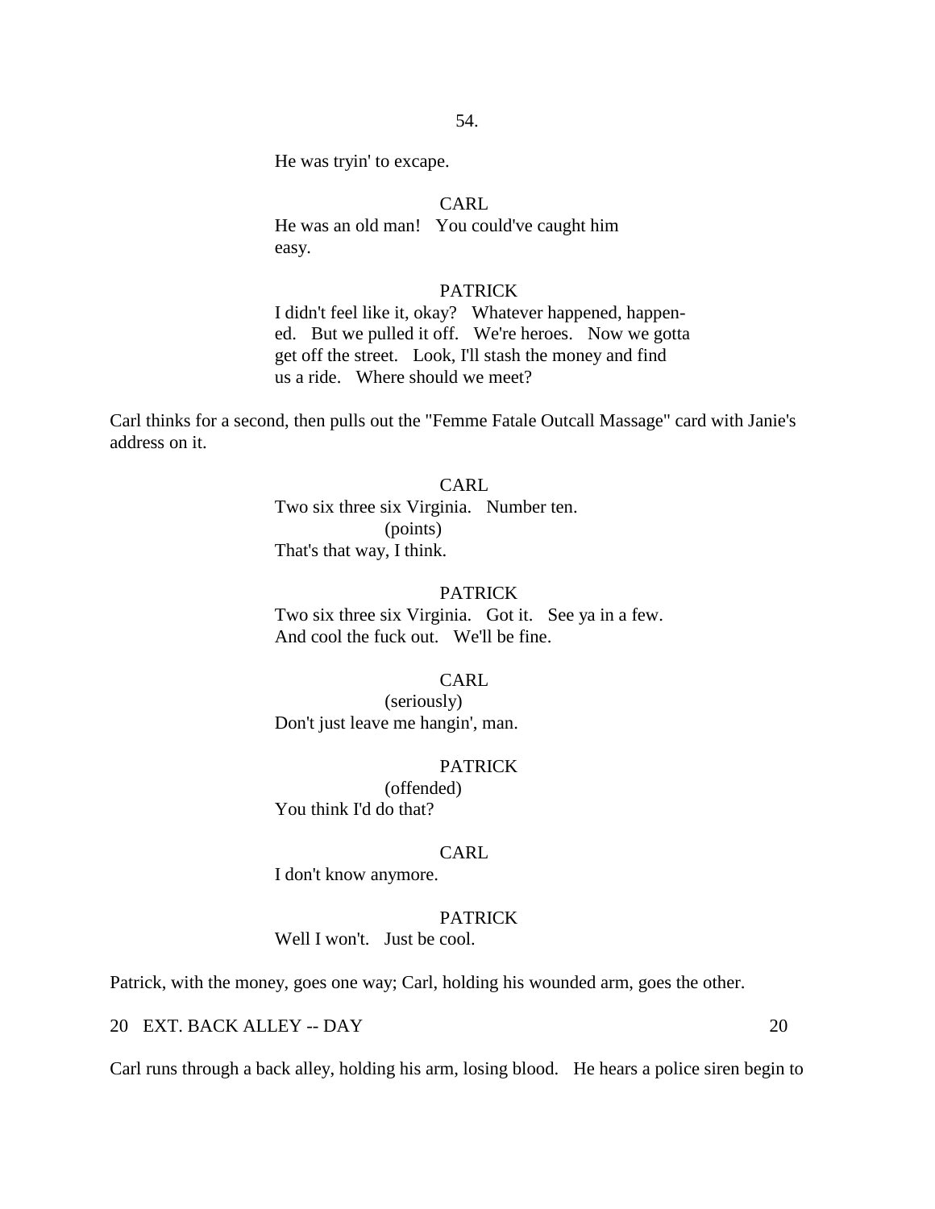He was tryin' to excape.

CARL

He was an old man! You could've caught him easy.

PATRICK

I didn't feel like it, okay? Whatever happened, happen-ed. But we pulled it off. We're heroes. Now we gotta get off the street. Look, I'll stash the money and find us a ride. Where should we meet?

Carl thinks for a second, then pulls out the "Femme Fatale Outcall Massage" card with Janie's address on it.

CARL

Two six three six Virginia. Number ten.
(points)
That's that way, I think.

PATRICK

Two six three six Virginia. Got it. See ya in a few. And cool the fuck out. We'll be fine.

CARL

(seriously)
Don't just leave me hangin', man.

PATRICK

(offended)
You think I'd do that?

CARL

I don't know anymore.

PATRICK

Well I won't. Just be cool.

Patrick, with the money, goes one way; Carl, holding his wounded arm, goes the other.

20 EXT. BACK ALLEY -- DAY 20

Carl runs through a back alley, holding his arm, losing blood. He hears a police siren begin to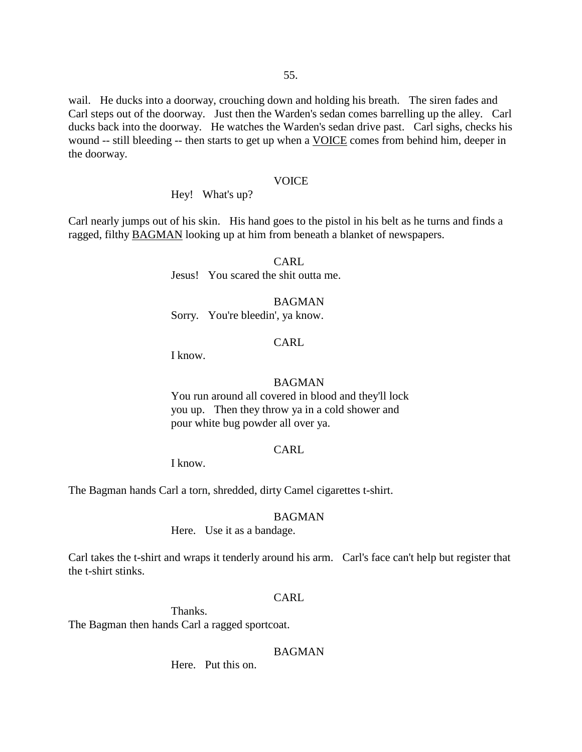wail. He ducks into a doorway, crouching down and holding his breath. The siren fades and Carl steps out of the doorway. Just then the Warden's sedan comes barrelling up the alley. Carl ducks back into the doorway. He watches the Warden's sedan drive past. Carl sighs, checks his wound -- still bleeding -- then starts to get up when a <u>VOICE</u> comes from behind him, deeper in the doorway.

VOICE
Hey! What's up?

Carl nearly jumps out of his skin. His hand goes to the pistol in his belt as he turns and finds a ragged, filthy <u>BAGMAN</u> looking up at him from beneath a blanket of newspapers.

CARL
Jesus! You scared the shit outta me.

BAGMAN
Sorry. You're bleedin', ya know.

CARL
I know.

BAGMAN
You run around all covered in blood and they'll lock you up. Then they throw ya in a cold shower and pour white bug powder all over ya.

CARL
I know.

The Bagman hands Carl a torn, shredded, dirty Camel cigarettes t-shirt.

BAGMAN
Here. Use it as a bandage.

Carl takes the t-shirt and wraps it tenderly around his arm. Carl's face can't help but register that the t-shirt stinks.

CARL
Thanks.

The Bagman then hands Carl a ragged sportcoat.

BAGMAN
Here. Put this on.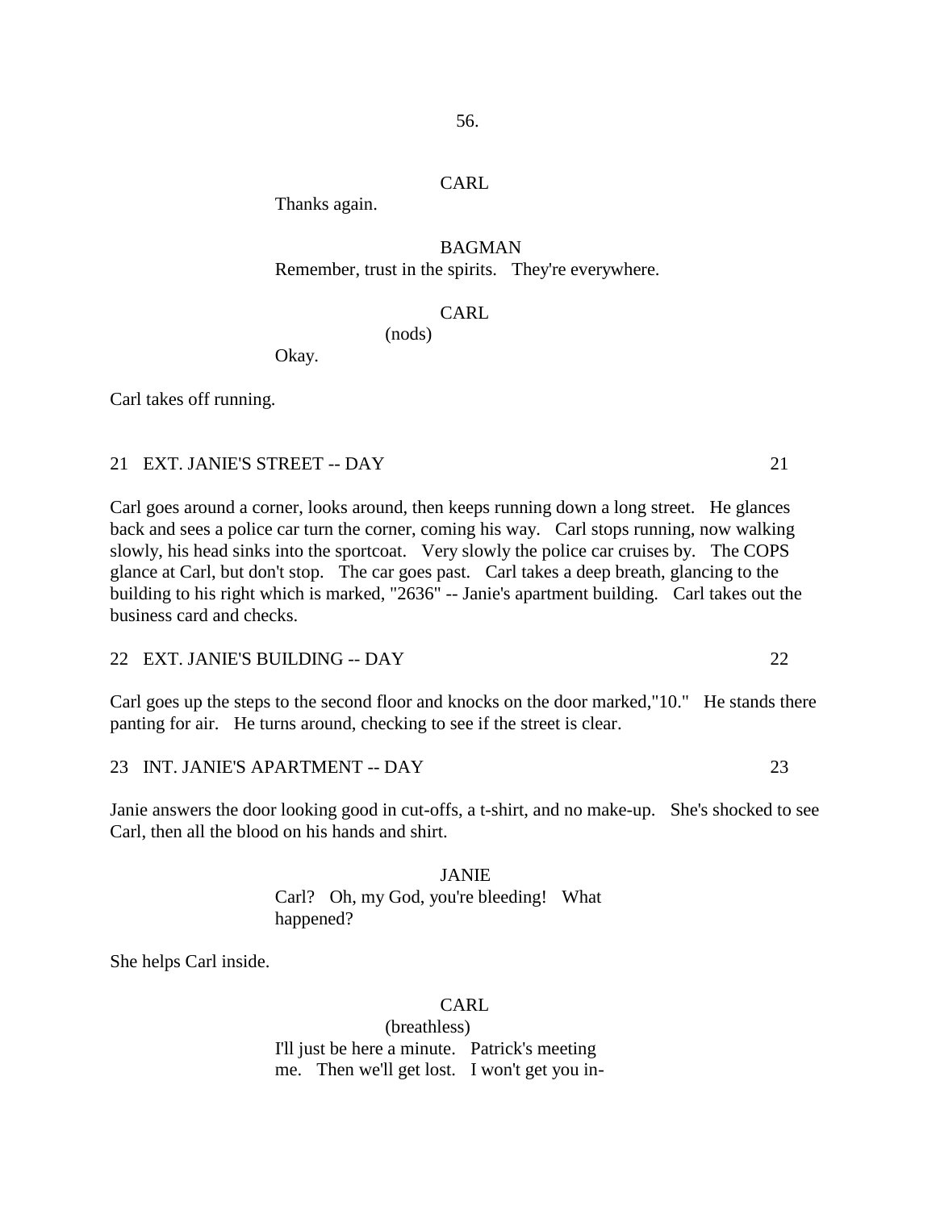CARL

Thanks again.

BAGMAN

Remember, trust in the spirits. They're everywhere.

CARL

(nods)

Okay.

Carl takes off running.

21 EXT. JANIE'S STREET -- DAY 21

Carl goes around a corner, looks around, then keeps running down a long street. He glances back and sees a police car turn the corner, coming his way. Carl stops running, now walking slowly, his head sinks into the sportcoat. Very slowly the police car cruises by. The COPS glance at Carl, but don't stop. The car goes past. Carl takes a deep breath, glancing to the building to his right which is marked, "2636" -- Janie's apartment building. Carl takes out the business card and checks.

22 EXT. JANIE'S BUILDING -- DAY 22

Carl goes up the steps to the second floor and knocks on the door marked,"10." He stands there panting for air. He turns around, checking to see if the street is clear.

23 INT. JANIE'S APARTMENT -- DAY 23

Janie answers the door looking good in cut-offs, a t-shirt, and no make-up. She's shocked to see Carl, then all the blood on his hands and shirt.

JANIE

Carl? Oh, my God, you're bleeding! What happened?

She helps Carl inside.

CARL

(breathless)

I'll just be here a minute. Patrick's meeting me. Then we'll get lost. I won't get you in-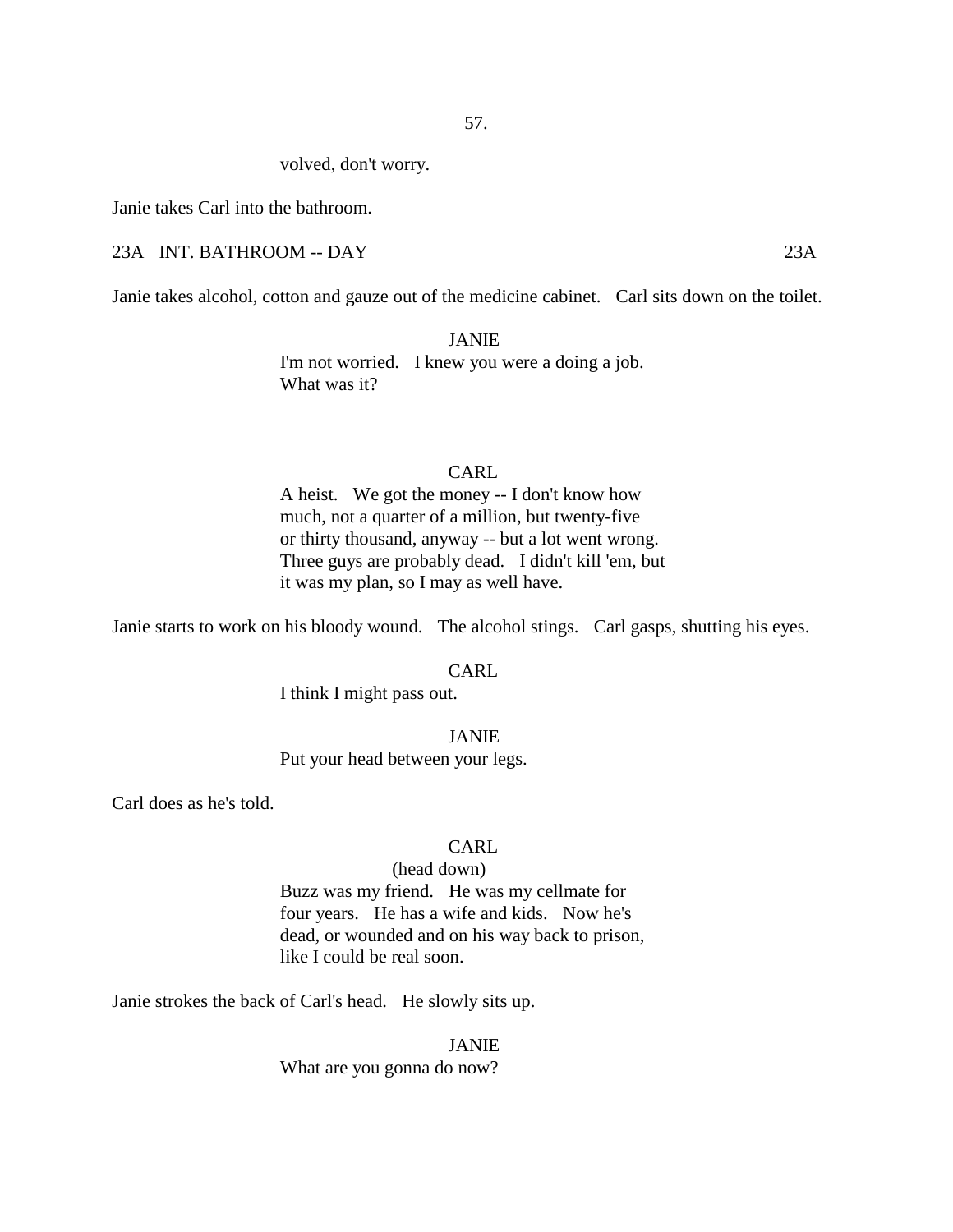volved, don't worry.

Janie takes Carl into the bathroom.

23A INT. BATHROOM -- DAY 23A

Janie takes alcohol, cotton and gauze out of the medicine cabinet. Carl sits down on the toilet.

JANIE

I'm not worried. I knew you were a doing a job. What was it?

CARL

A heist. We got the money -- I don't know how much, not a quarter of a million, but twenty-five or thirty thousand, anyway -- but a lot went wrong. Three guys are probably dead. I didn't kill 'em, but it was my plan, so I may as well have.

Janie starts to work on his bloody wound. The alcohol stings. Carl gasps, shutting his eyes.

CARL

I think I might pass out.

JANIE

Put your head between your legs.

Carl does as he's told.

CARL

(head down)

Buzz was my friend. He was my cellmate for four years. He has a wife and kids. Now he's dead, or wounded and on his way back to prison, like I could be real soon.

Janie strokes the back of Carl's head. He slowly sits up.

JANIE

What are you gonna do now?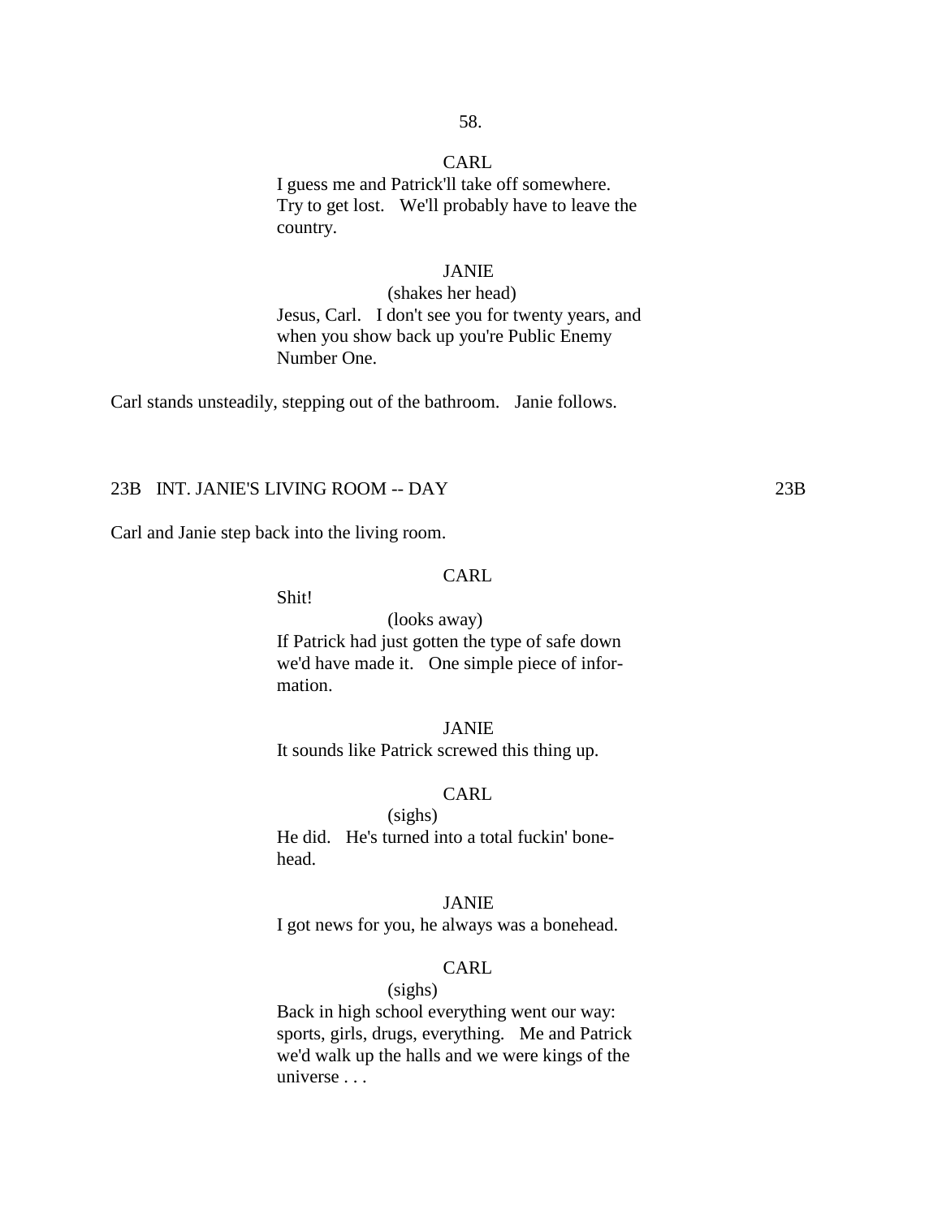CARL

I guess me and Patrick'll take off somewhere. Try to get lost. We'll probably have to leave the country.

JANIE

(shakes her head)

Jesus, Carl. I don't see you for twenty years, and when you show back up you're Public Enemy Number One.

Carl stands unsteadily, stepping out of the bathroom. Janie follows.

23B INT. JANIE'S LIVING ROOM -- DAY 23B

Carl and Janie step back into the living room.

CARL

Shit!

(looks away)

If Patrick had just gotten the type of safe down we'd have made it. One simple piece of information.

JANIE

It sounds like Patrick screwed this thing up.

CARL

(sighs)

He did. He's turned into a total fuckin' bonehead.

JANIE

I got news for you, he always was a bonehead.

CARL

(sighs)

Back in high school everything went our way: sports, girls, drugs, everything. Me and Patrick we'd walk up the halls and we were kings of the universe . . .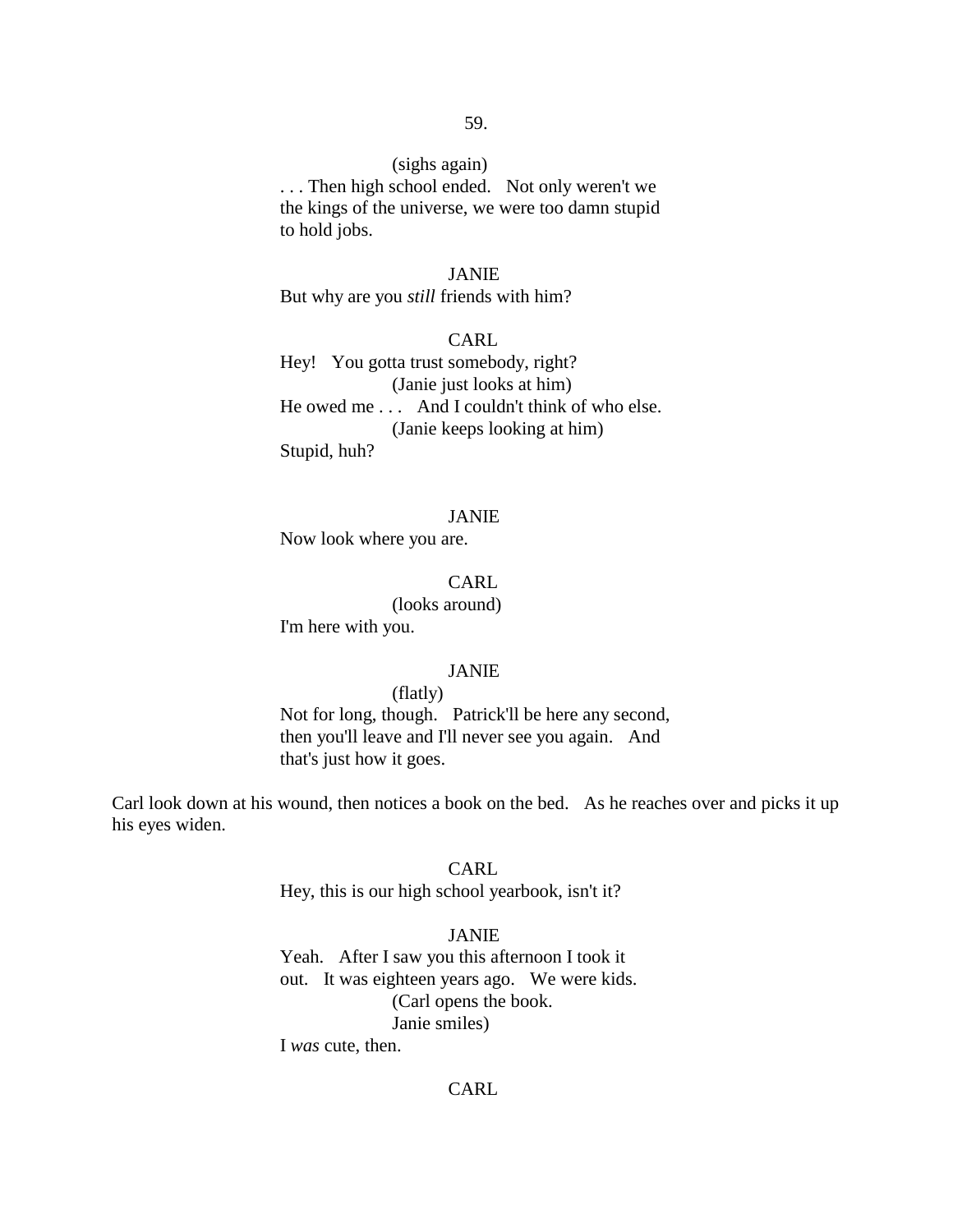(sighs again)
. . . Then high school ended. Not only weren't we the kings of the universe, we were too damn stupid to hold jobs.

JANIE
But why are you *still* friends with him?

CARL
Hey! You gotta trust somebody, right?
(Janie just looks at him)
He owed me . . . And I couldn't think of who else.
(Janie keeps looking at him)
Stupid, huh?

JANIE
Now look where you are.

CARL
(looks around)
I'm here with you.

JANIE
(flatly)
Not for long, though. Patrick'll be here any second, then you'll leave and I'll never see you again. And that's just how it goes.

Carl look down at his wound, then notices a book on the bed. As he reaches over and picks it up his eyes widen.

CARL
Hey, this is our high school yearbook, isn't it?

JANIE
Yeah. After I saw you this afternoon I took it out. It was eighteen years ago. We were kids.
(Carl opens the book.
Janie smiles)
I *was* cute, then.

CARL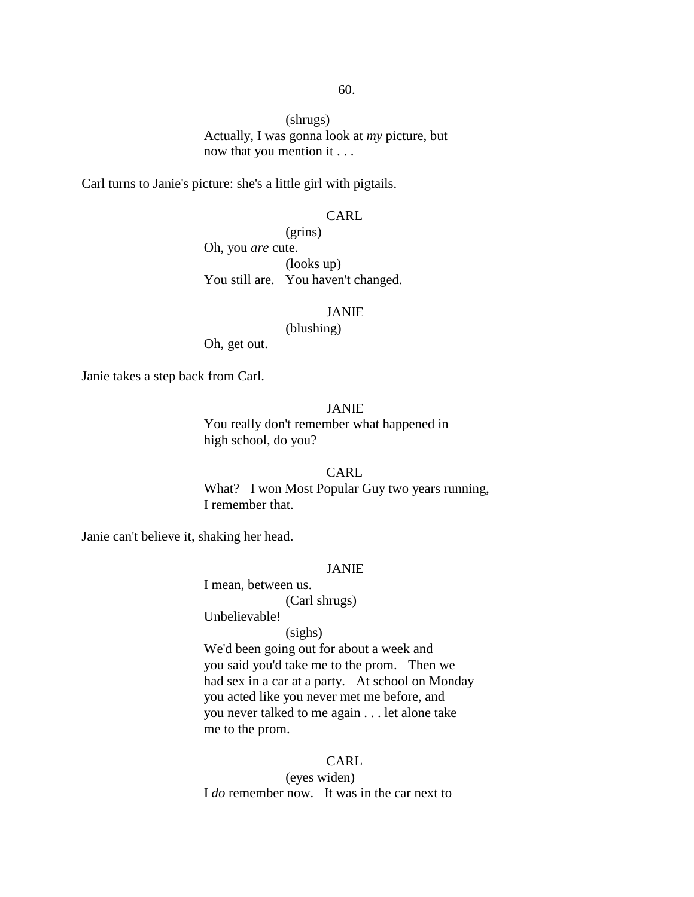(shrugs)
Actually, I was gonna look at *my* picture, but now that you mention it . . .

Carl turns to Janie's picture: she's a little girl with pigtails.

CARL
(grins)
Oh, you *are* cute.
(looks up)
You still are. You haven't changed.

JANIE
(blushing)
Oh, get out.

Janie takes a step back from Carl.

JANIE
You really don't remember what happened in high school, do you?

CARL
What? I won Most Popular Guy two years running, I remember that.

Janie can't believe it, shaking her head.

JANIE
I mean, between us.
(Carl shrugs)
Unbelievable!
(sighs)
We'd been going out for about a week and you said you'd take me to the prom. Then we had sex in a car at a party. At school on Monday you acted like you never met me before, and you never talked to me again . . . let alone take me to the prom.

CARL
(eyes widen)
I *do* remember now. It was in the car next to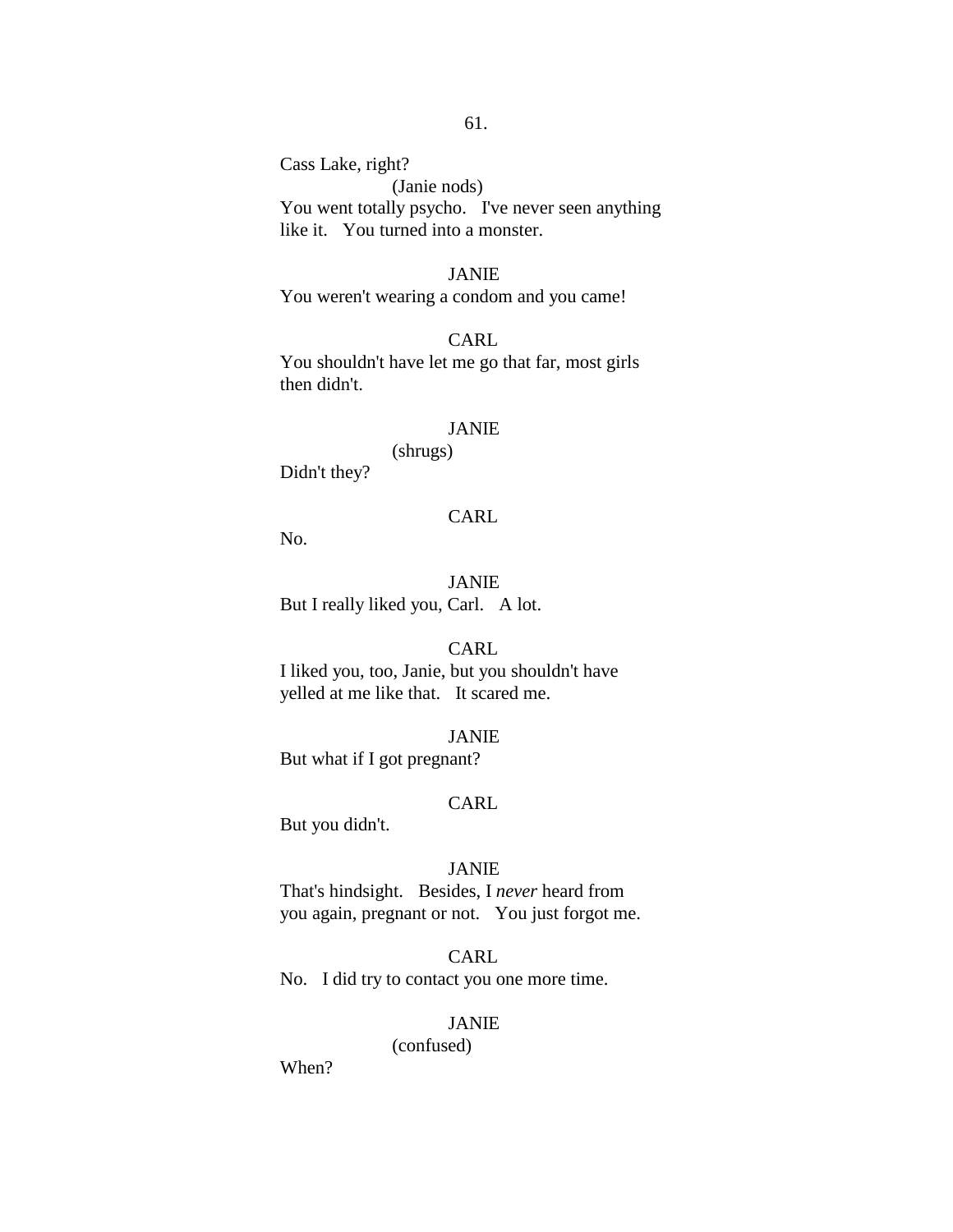Cass Lake, right?

(Janie nods)

You went totally psycho. I've never seen anything like it. You turned into a monster.

JANIE

You weren't wearing a condom and you came!

CARL

You shouldn't have let me go that far, most girls then didn't.

JANIE

(shrugs)

Didn't they?

CARL

No.

JANIE

But I really liked you, Carl. A lot.

CARL

I liked you, too, Janie, but you shouldn't have yelled at me like that. It scared me.

JANIE

But what if I got pregnant?

CARL

But you didn't.

JANIE

That's hindsight. Besides, I *never* heard from you again, pregnant or not. You just forgot me.

CARL

No. I did try to contact you one more time.

JANIE

(confused)

When?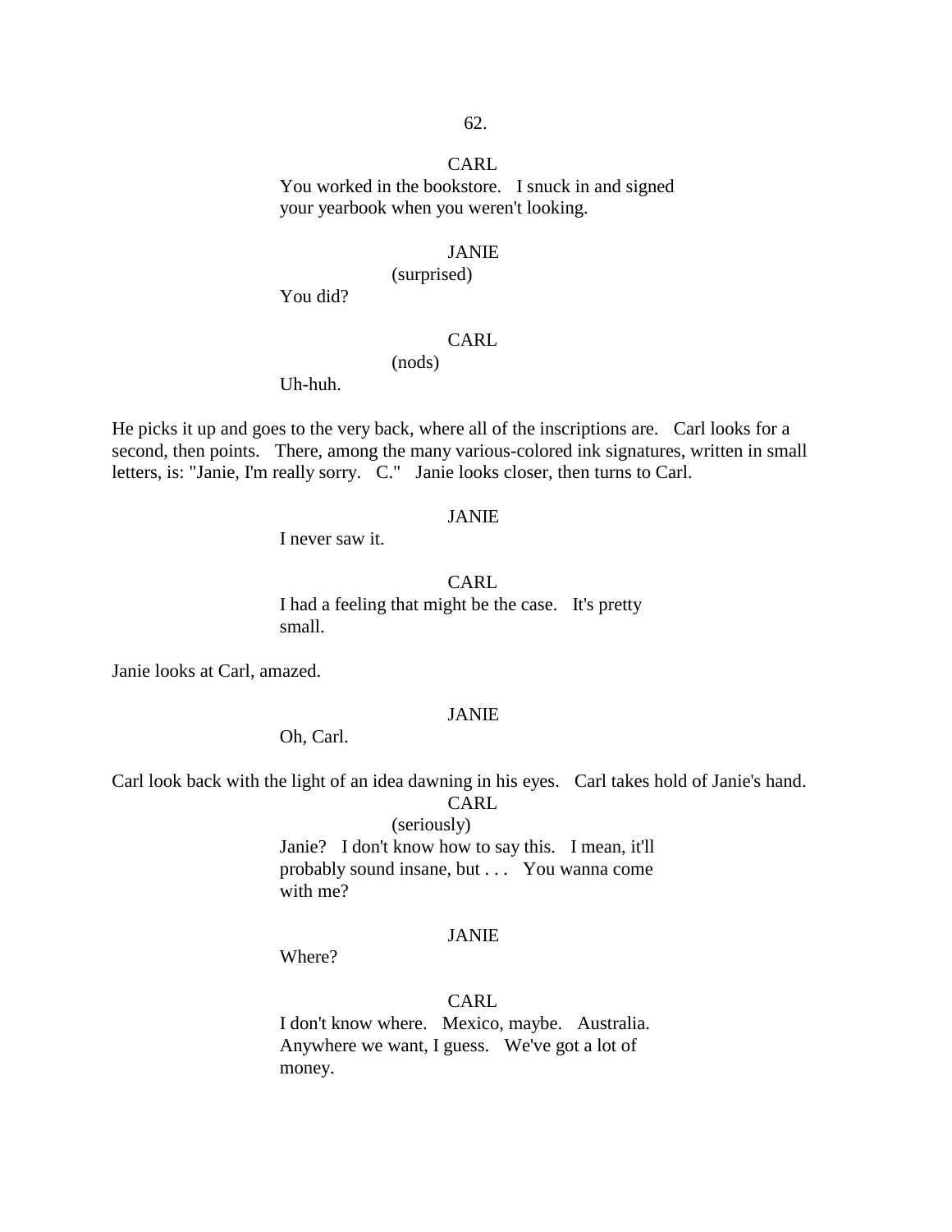CARL

You worked in the bookstore. I snuck in and signed your yearbook when you weren't looking.

JANIE

(surprised)

You did?

CARL

(nods)

Uh-huh.

He picks it up and goes to the very back, where all of the inscriptions are. Carl looks for a second, then points. There, among the many various-colored ink signatures, written in small letters, is: "Janie, I'm really sorry. C." Janie looks closer, then turns to Carl.

JANIE

I never saw it.

CARL

I had a feeling that might be the case. It's pretty small.

Janie looks at Carl, amazed.

JANIE

Oh, Carl.

Carl look back with the light of an idea dawning in his eyes. Carl takes hold of Janie's hand.

CARL

(seriously)

Janie? I don't know how to say this. I mean, it'll probably sound insane, but . . . You wanna come with me?

JANIE

Where?

CARL

I don't know where. Mexico, maybe. Australia. Anywhere we want, I guess. We've got a lot of money.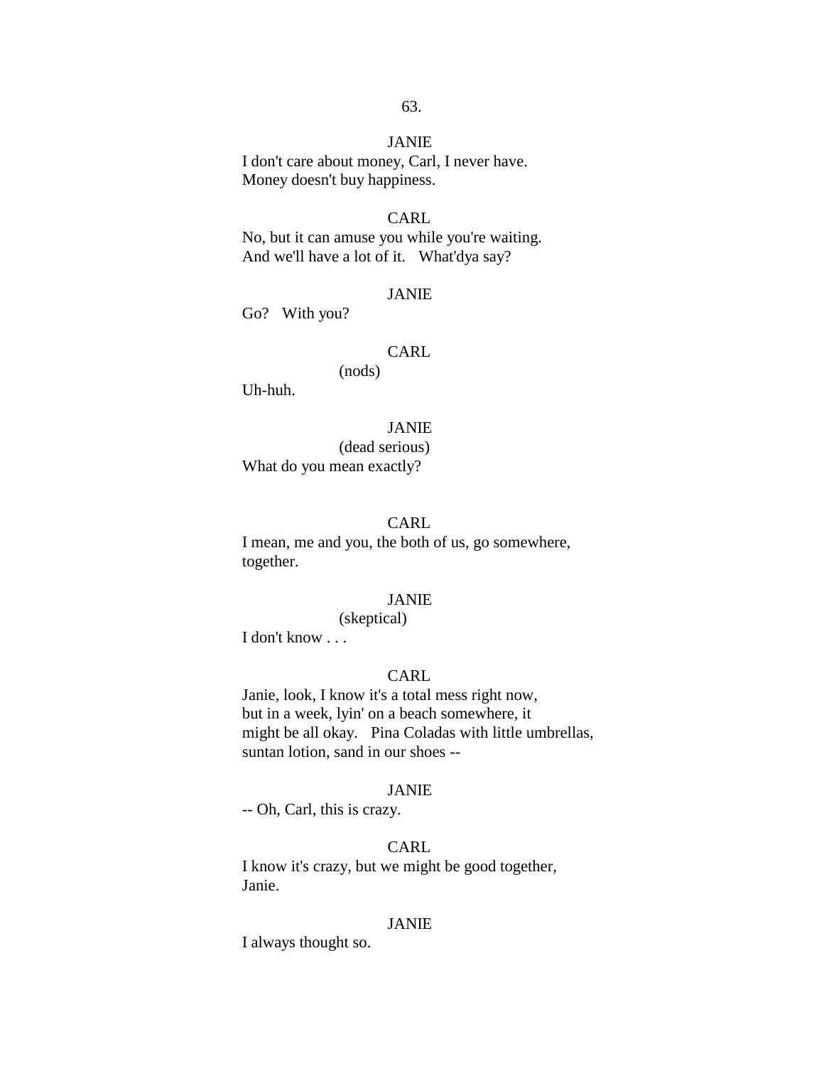JANIE

I don't care about money, Carl, I never have.
Money doesn't buy happiness.

CARL

No, but it can amuse you while you're waiting.
And we'll have a lot of it.   What'dya say?

JANIE

Go?   With you?

CARL

(nods)

Uh-huh.

JANIE

(dead serious)

What do you mean exactly?

CARL

I mean, me and you, the both of us, go somewhere,
together.

JANIE

(skeptical)

I don't know . . .

CARL

Janie, look, I know it's a total mess right now,
but in a week, lyin' on a beach somewhere, it
might be all okay.   Pina Coladas with little umbrellas,
suntan lotion, sand in our shoes --

JANIE

-- Oh, Carl, this is crazy.

CARL

I know it's crazy, but we might be good together,
Janie.

JANIE

I always thought so.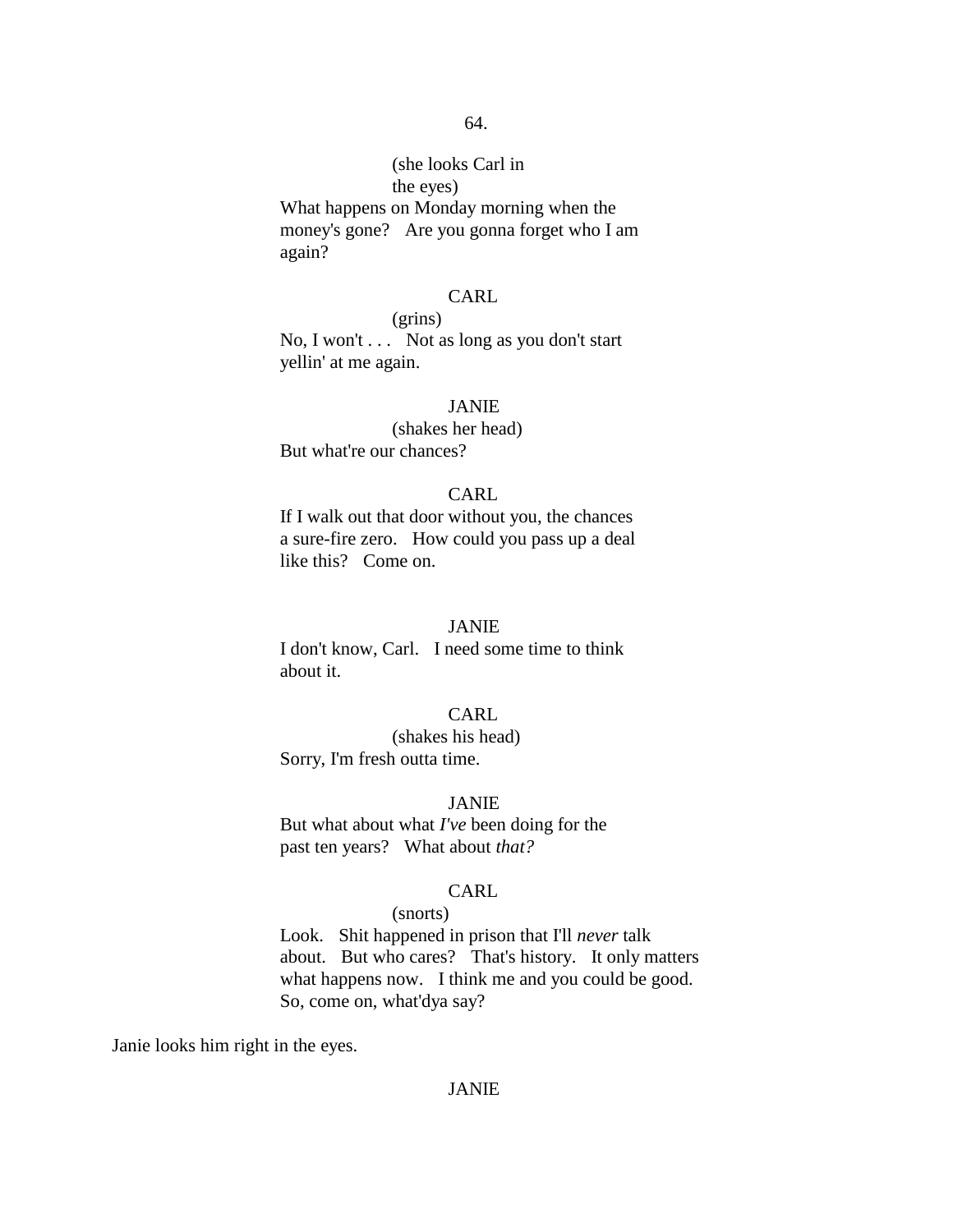(she looks Carl in
the eyes)

What happens on Monday morning when the money's gone?   Are you gonna forget who I am again?

CARL

(grins)

No, I won't . . .   Not as long as you don't start yellin' at me again.

JANIE

(shakes her head)

But what're our chances?

CARL

If I walk out that door without you, the chances a sure-fire zero.   How could you pass up a deal like this?   Come on.

JANIE

I don't know, Carl.   I need some time to think about it.

CARL

(shakes his head)

Sorry, I'm fresh outta time.

JANIE

But what about what *I've* been doing for the past ten years?   What about *that?*

CARL

(snorts)

Look.   Shit happened in prison that I'll *never* talk about.   But who cares?   That's history.   It only matters what happens now.   I think me and you could be good. So, come on, what'dya say?

Janie looks him right in the eyes.

JANIE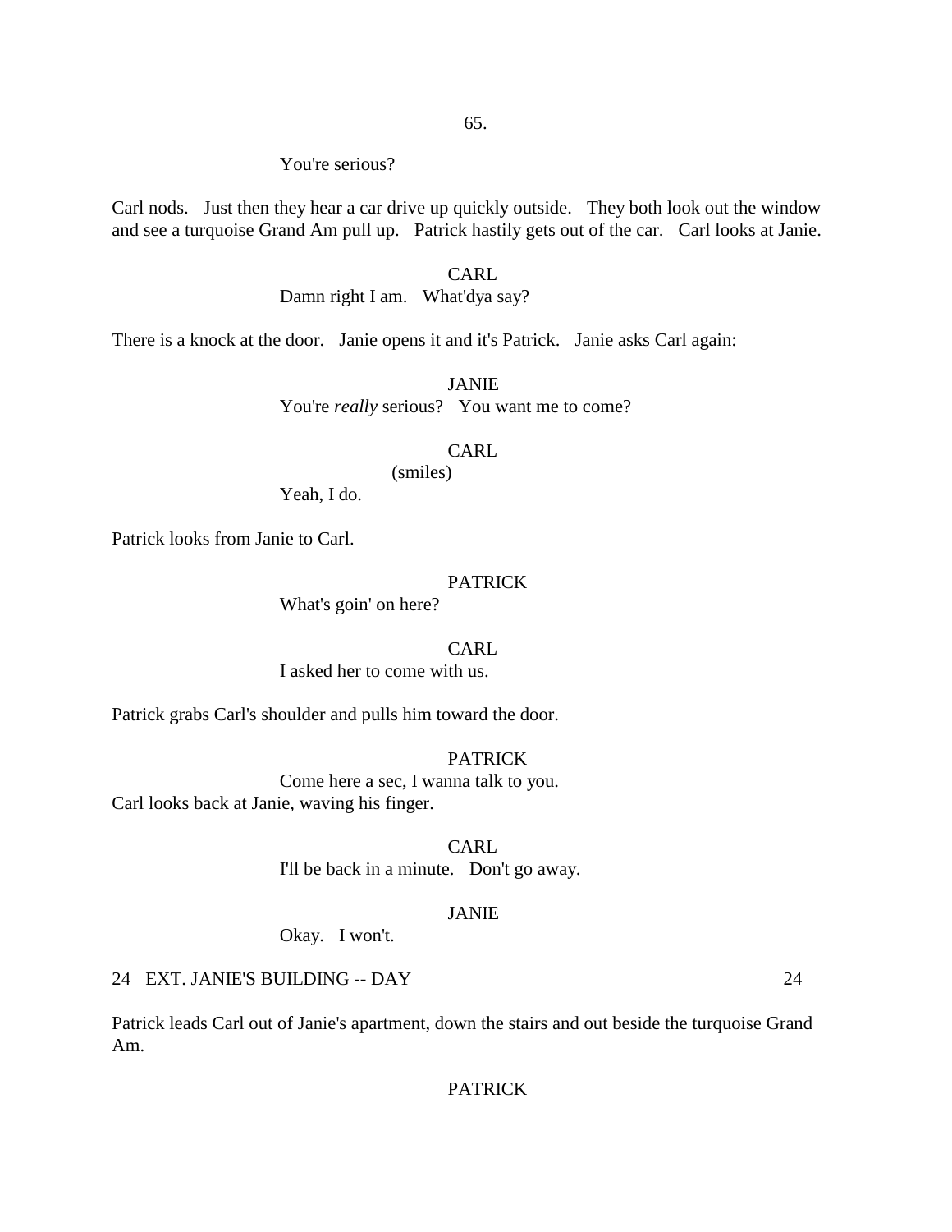You're serious?

Carl nods. Just then they hear a car drive up quickly outside. They both look out the window and see a turquoise Grand Am pull up. Patrick hastily gets out of the car. Carl looks at Janie.

CARL
Damn right I am. What'dya say?

There is a knock at the door. Janie opens it and it's Patrick. Janie asks Carl again:

JANIE
You're *really* serious? You want me to come?

CARL
(smiles)
Yeah, I do.

Patrick looks from Janie to Carl.

PATRICK
What's goin' on here?

CARL
I asked her to come with us.

Patrick grabs Carl's shoulder and pulls him toward the door.

PATRICK
Come here a sec, I wanna talk to you.

Carl looks back at Janie, waving his finger.

CARL
I'll be back in a minute. Don't go away.

JANIE
Okay. I won't.

24 EXT. JANIE'S BUILDING -- DAY 24

Patrick leads Carl out of Janie's apartment, down the stairs and out beside the turquoise Grand Am.

PATRICK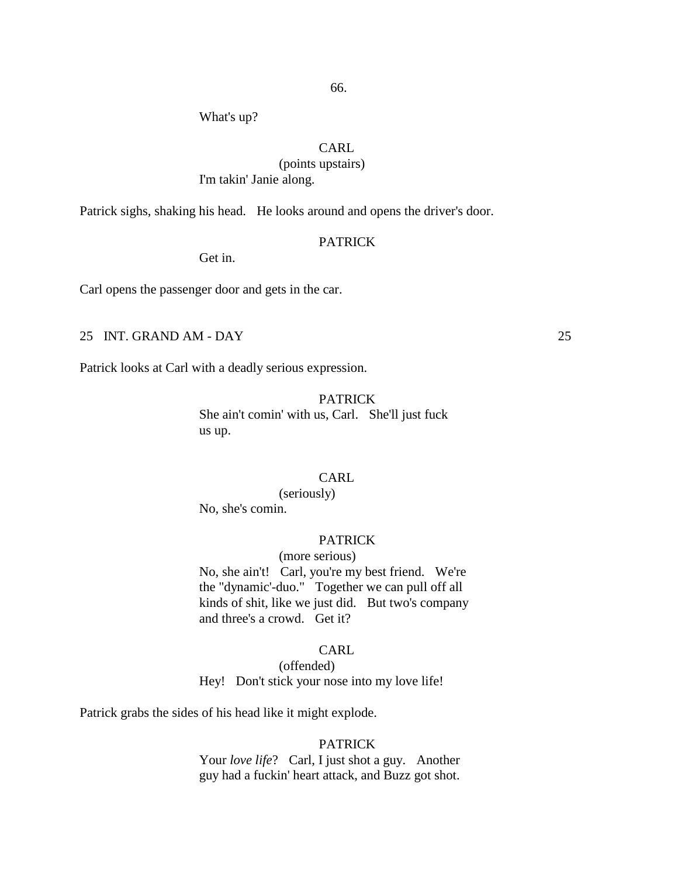What's up?

CARL
(points upstairs)
I'm takin' Janie along.

Patrick sighs, shaking his head. He looks around and opens the driver's door.

PATRICK
Get in.

Carl opens the passenger door and gets in the car.

25 INT. GRAND AM - DAY 25

Patrick looks at Carl with a deadly serious expression.

PATRICK
She ain't comin' with us, Carl. She'll just fuck us up.

CARL
(seriously)
No, she's comin.

PATRICK
(more serious)
No, she ain't! Carl, you're my best friend. We're the "dynamic'-duo." Together we can pull off all kinds of shit, like we just did. But two's company and three's a crowd. Get it?

CARL
(offended)
Hey! Don't stick your nose into my love life!

Patrick grabs the sides of his head like it might explode.

PATRICK
Your *love life*? Carl, I just shot a guy. Another guy had a fuckin' heart attack, and Buzz got shot.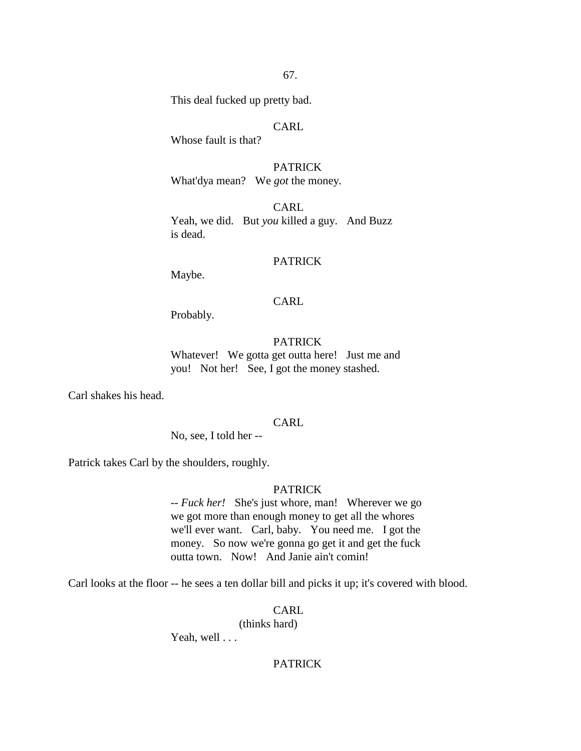This deal fucked up pretty bad.

CARL

Whose fault is that?

PATRICK

What'dya mean? We *got* the money.

CARL

Yeah, we did. But *you* killed a guy. And Buzz is dead.

PATRICK

Maybe.

CARL

Probably.

PATRICK

Whatever! We gotta get outta here! Just me and you! Not her! See, I got the money stashed.

Carl shakes his head.

CARL

No, see, I told her --

Patrick takes Carl by the shoulders, roughly.

PATRICK

-- *Fuck her!* She's just whore, man! Wherever we go we got more than enough money to get all the whores we'll ever want. Carl, baby. You need me. I got the money. So now we're gonna go get it and get the fuck outta town. Now! And Janie ain't comin!

Carl looks at the floor -- he sees a ten dollar bill and picks it up; it's covered with blood.

CARL

(thinks hard)

Yeah, well . . .

PATRICK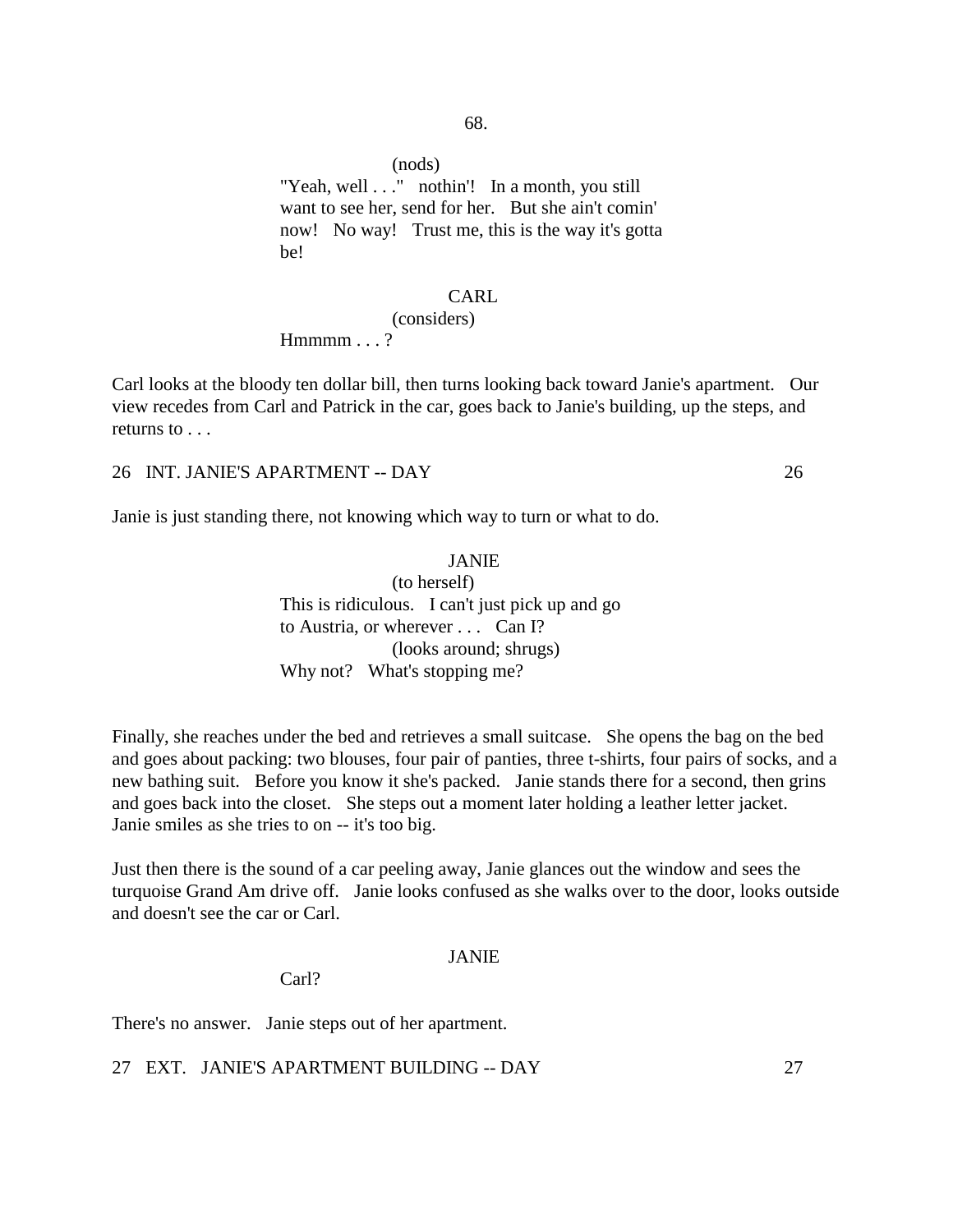(nods)
"Yeah, well . . ." nothin'! In a month, you still want to see her, send for her. But she ain't comin' now! No way! Trust me, this is the way it's gotta be!

CARL
(considers)
Hmmmm . . . ?

Carl looks at the bloody ten dollar bill, then turns looking back toward Janie's apartment. Our view recedes from Carl and Patrick in the car, goes back to Janie's building, up the steps, and returns to . . .

26 INT. JANIE'S APARTMENT -- DAY 26

Janie is just standing there, not knowing which way to turn or what to do.

JANIE
(to herself)
This is ridiculous. I can't just pick up and go to Austria, or wherever . . . Can I?
(looks around; shrugs)
Why not? What's stopping me?

Finally, she reaches under the bed and retrieves a small suitcase. She opens the bag on the bed and goes about packing: two blouses, four pair of panties, three t-shirts, four pairs of socks, and a new bathing suit. Before you know it she's packed. Janie stands there for a second, then grins and goes back into the closet. She steps out a moment later holding a leather letter jacket. Janie smiles as she tries to on -- it's too big.

Just then there is the sound of a car peeling away, Janie glances out the window and sees the turquoise Grand Am drive off. Janie looks confused as she walks over to the door, looks outside and doesn't see the car or Carl.

JANIE
Carl?

There's no answer. Janie steps out of her apartment.

27 EXT. JANIE'S APARTMENT BUILDING -- DAY 27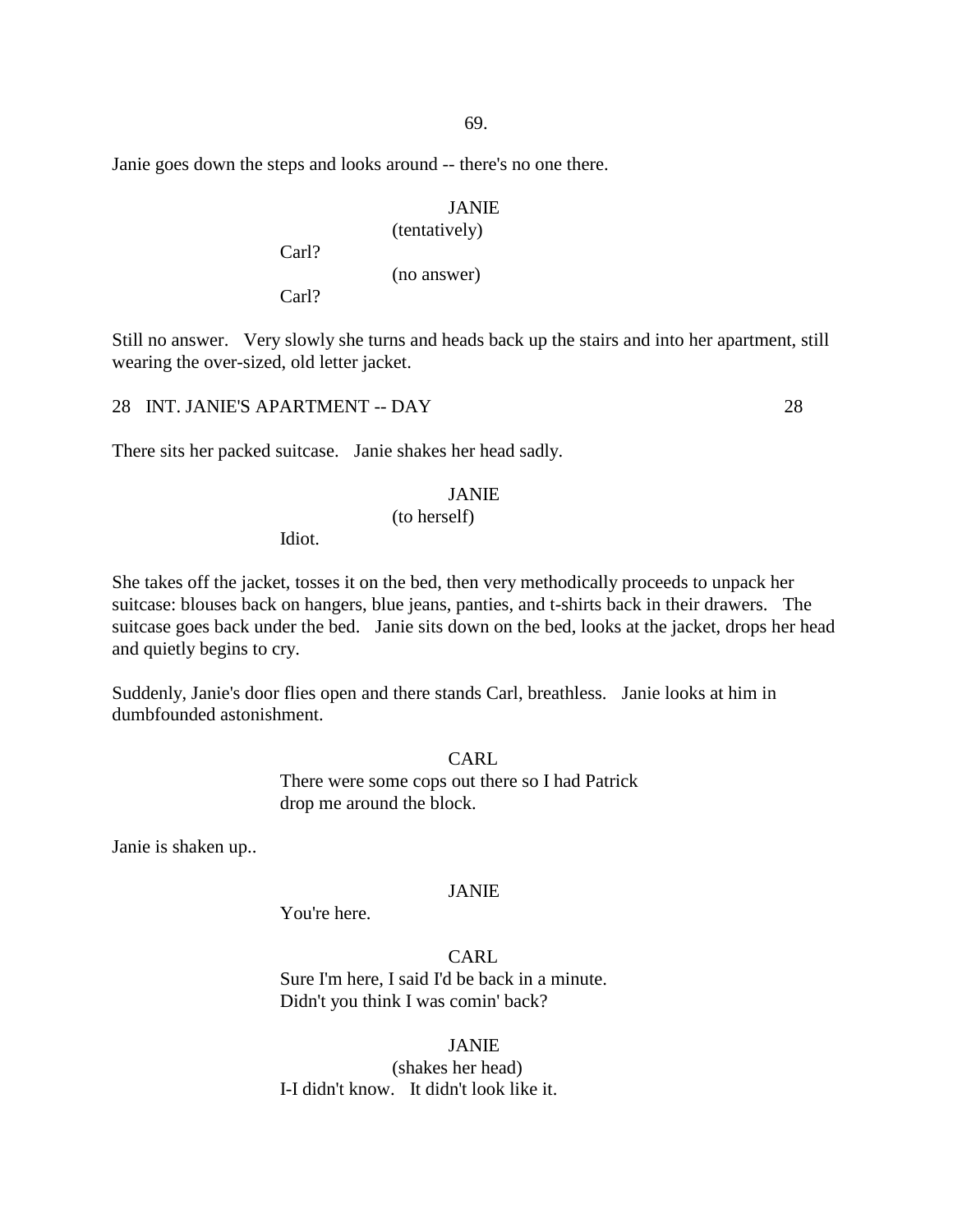Janie goes down the steps and looks around -- there's no one there.

JANIE
(tentatively)
Carl?
(no answer)
Carl?

Still no answer. Very slowly she turns and heads back up the stairs and into her apartment, still wearing the over-sized, old letter jacket.

28 INT. JANIE'S APARTMENT -- DAY 28

There sits her packed suitcase. Janie shakes her head sadly.

JANIE
(to herself)
Idiot.

She takes off the jacket, tosses it on the bed, then very methodically proceeds to unpack her suitcase: blouses back on hangers, blue jeans, panties, and t-shirts back in their drawers. The suitcase goes back under the bed. Janie sits down on the bed, looks at the jacket, drops her head and quietly begins to cry.

Suddenly, Janie's door flies open and there stands Carl, breathless. Janie looks at him in dumbfounded astonishment.

CARL
There were some cops out there so I had Patrick drop me around the block.

Janie is shaken up..

JANIE
You're here.

CARL
Sure I'm here, I said I'd be back in a minute. Didn't you think I was comin' back?

JANIE
(shakes her head)
I-I didn't know. It didn't look like it.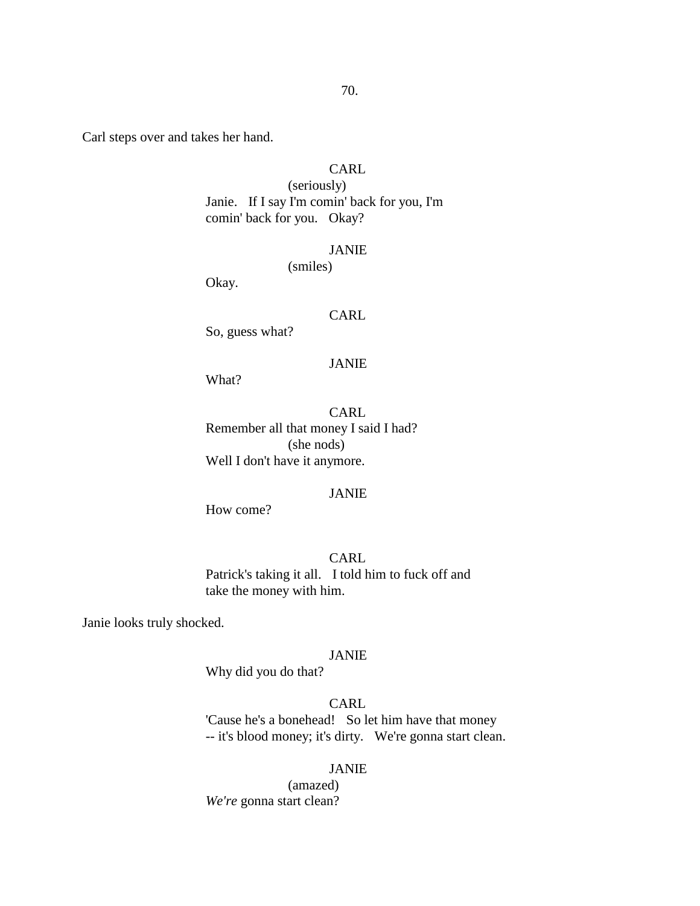Carl steps over and takes her hand.

CARL
(seriously)
Janie. If I say I'm comin' back for you, I'm comin' back for you. Okay?

JANIE
(smiles)
Okay.

CARL
So, guess what?

JANIE
What?

CARL
Remember all that money I said I had?
(she nods)
Well I don't have it anymore.

JANIE
How come?

CARL
Patrick's taking it all. I told him to fuck off and take the money with him.

Janie looks truly shocked.

JANIE
Why did you do that?

CARL
'Cause he's a bonehead! So let him have that money -- it's blood money; it's dirty. We're gonna start clean.

JANIE
(amazed)
*We're* gonna start clean?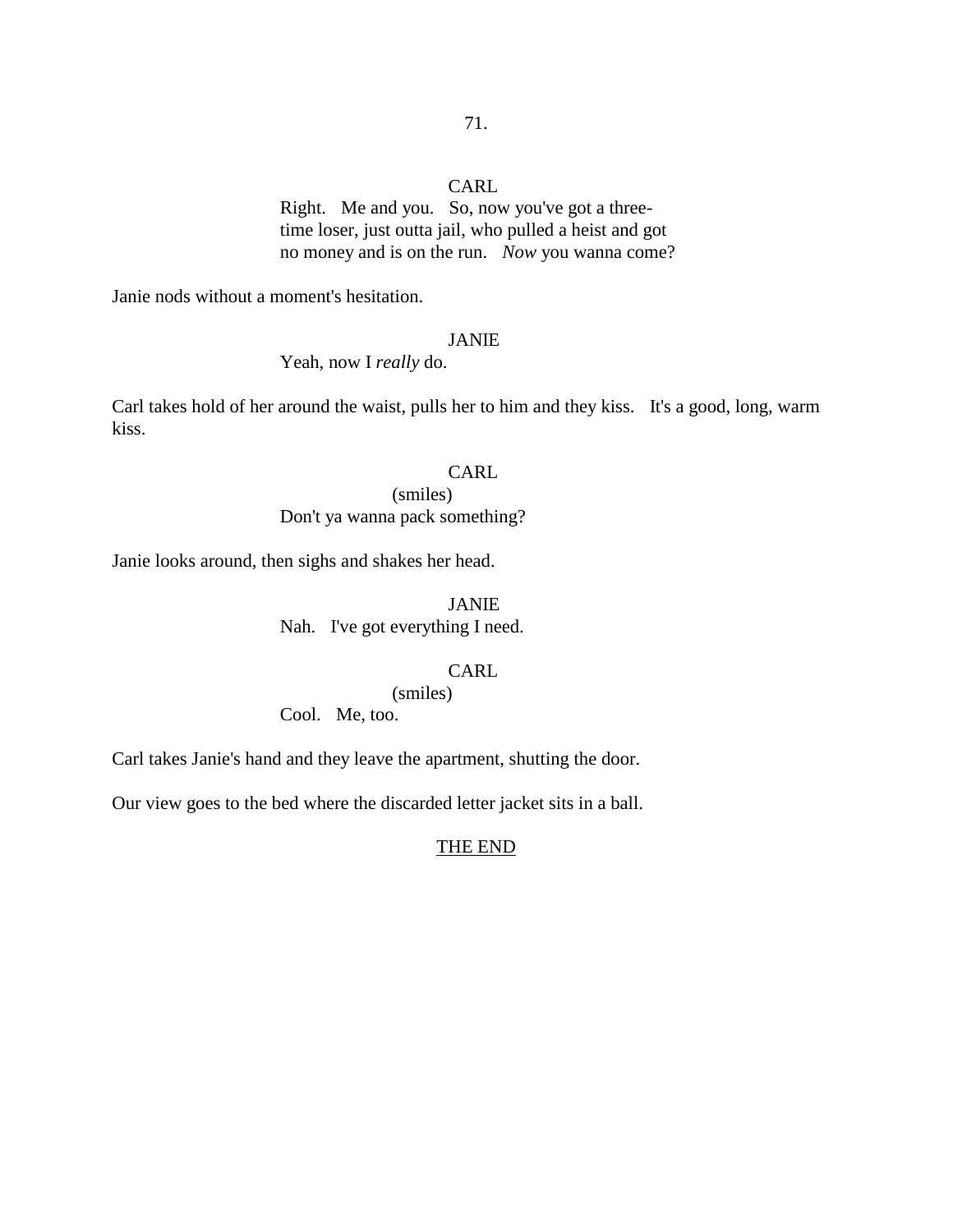CARL

Right. Me and you. So, now you've got a three-time loser, just outta jail, who pulled a heist and got no money and is on the run. *Now* you wanna come?

Janie nods without a moment's hesitation.

JANIE

Yeah, now I *really* do.

Carl takes hold of her around the waist, pulls her to him and they kiss. It's a good, long, warm kiss.

CARL

(smiles)

Don't ya wanna pack something?

Janie looks around, then sighs and shakes her head.

JANIE

Nah. I've got everything I need.

CARL

(smiles)

Cool. Me, too.

Carl takes Janie's hand and they leave the apartment, shutting the door.

Our view goes to the bed where the discarded letter jacket sits in a ball.

<u>THE END</u>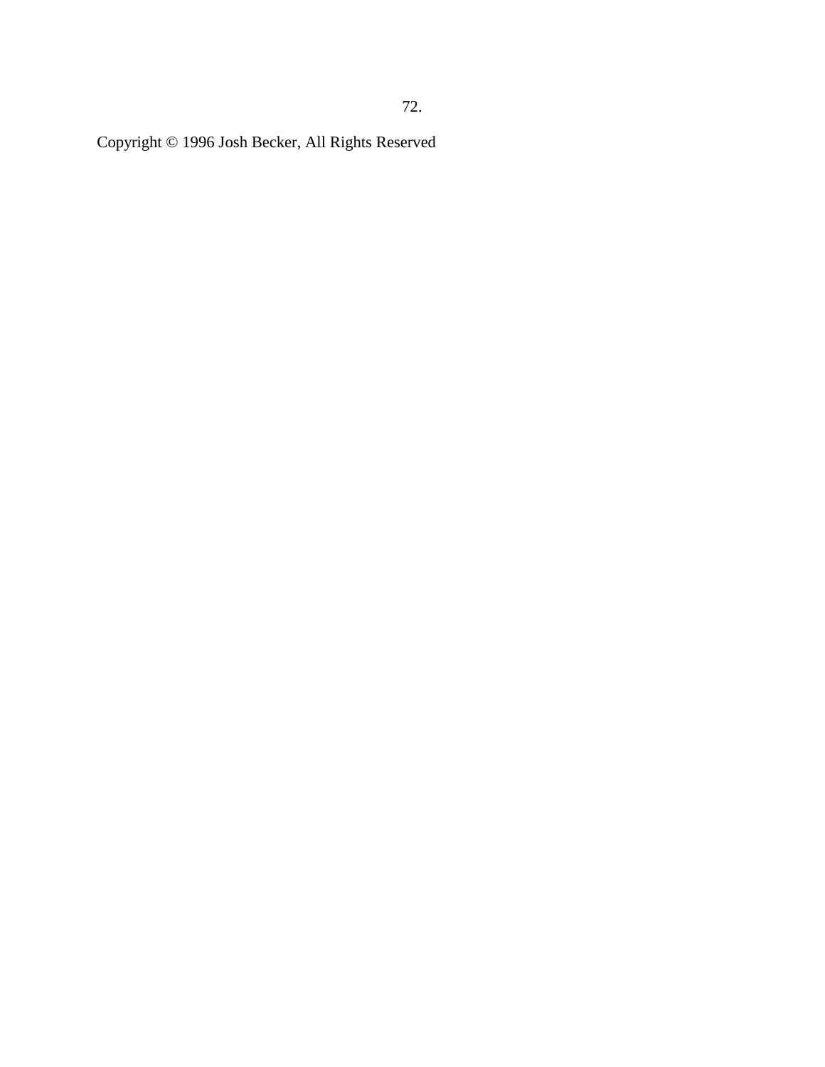Copyright © 1996 Josh Becker, All Rights Reserved